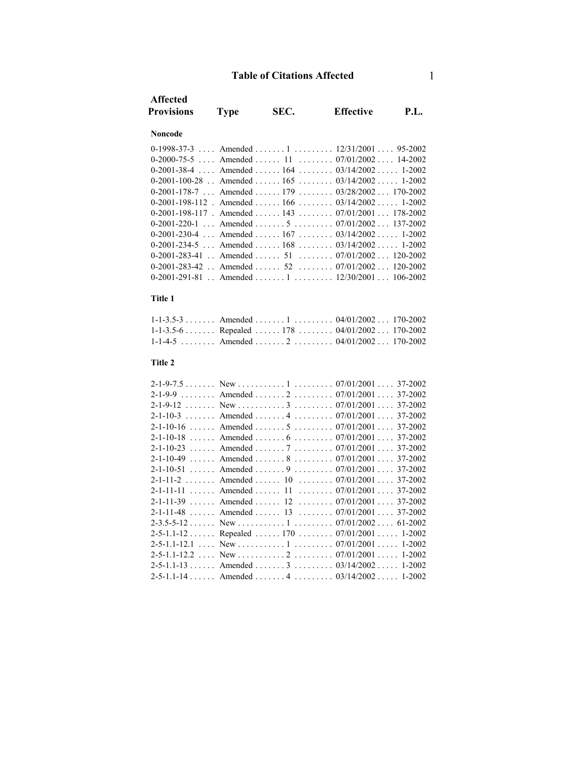# Table of Citations Affected

| Affected Provisions | Type | SEC. | Effective | P.L. |
|---|---|---|---|---|
| **Noncode** | | | | |
| 0-1998-37-3 | Amended | 1 | 12/31/2001 | 95-2002 |
| 0-2000-75-5 | Amended | 11 | 07/01/2002 | 14-2002 |
| 0-2001-38-4 | Amended | 164 | 03/14/2002 | 1-2002 |
| 0-2001-100-28 | Amended | 165 | 03/14/2002 | 1-2002 |
| 0-2001-178-7 | Amended | 179 | 03/28/2002 | 170-2002 |
| 0-2001-198-112 | Amended | 166 | 03/14/2002 | 1-2002 |
| 0-2001-198-117 | Amended | 143 | 07/01/2001 | 178-2002 |
| 0-2001-220-1 | Amended | 5 | 07/01/2002 | 137-2002 |
| 0-2001-230-4 | Amended | 167 | 03/14/2002 | 1-2002 |
| 0-2001-234-5 | Amended | 168 | 03/14/2002 | 1-2002 |
| 0-2001-283-41 | Amended | 51 | 07/01/2002 | 120-2002 |
| 0-2001-283-42 | Amended | 52 | 07/01/2002 | 120-2002 |
| 0-2001-291-81 | Amended | 1 | 12/30/2001 | 106-2002 |
| **Title 1** | | | | |
| 1-1-3.5-3 | Amended | 1 | 04/01/2002 | 170-2002 |
| 1-1-3.5-6 | Repealed | 178 | 04/01/2002 | 170-2002 |
| 1-1-4-5 | Amended | 2 | 04/01/2002 | 170-2002 |
| **Title 2** | | | | |
| 2-1-9-7.5 | New | 1 | 07/01/2001 | 37-2002 |
| 2-1-9-9 | Amended | 2 | 07/01/2001 | 37-2002 |
| 2-1-9-12 | New | 3 | 07/01/2001 | 37-2002 |
| 2-1-10-3 | Amended | 4 | 07/01/2001 | 37-2002 |
| 2-1-10-16 | Amended | 5 | 07/01/2001 | 37-2002 |
| 2-1-10-18 | Amended | 6 | 07/01/2001 | 37-2002 |
| 2-1-10-23 | Amended | 7 | 07/01/2001 | 37-2002 |
| 2-1-10-49 | Amended | 8 | 07/01/2001 | 37-2002 |
| 2-1-10-51 | Amended | 9 | 07/01/2001 | 37-2002 |
| 2-1-11-2 | Amended | 10 | 07/01/2001 | 37-2002 |
| 2-1-11-11 | Amended | 11 | 07/01/2001 | 37-2002 |
| 2-1-11-39 | Amended | 12 | 07/01/2001 | 37-2002 |
| 2-1-11-48 | Amended | 13 | 07/01/2001 | 37-2002 |
| 2-3.5-5-12 | New | 1 | 07/01/2002 | 61-2002 |
| 2-5-1.1-12 | Repealed | 170 | 07/01/2001 | 1-2002 |
| 2-5-1.1-12.1 | New | 1 | 07/01/2001 | 1-2002 |
| 2-5-1.1-12.2 | New | 2 | 07/01/2001 | 1-2002 |
| 2-5-1.1-13 | Amended | 3 | 03/14/2002 | 1-2002 |
| 2-5-1.1-14 | Amended | 4 | 03/14/2002 | 1-2002 |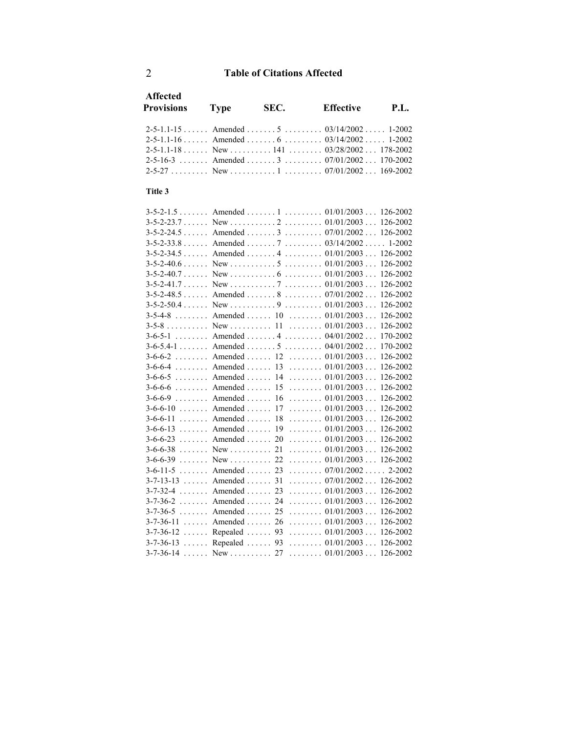## Table of Citations Affected

| Affected Provisions | Type | SEC. | Effective | P.L. |
|---|---|---|---|---|
| 2-5-1.1-15 | Amended | 5 | 03/14/2002 | 1-2002 |
| 2-5-1.1-16 | Amended | 6 | 03/14/2002 | 1-2002 |
| 2-5-1.1-18 | New | 141 | 03/28/2002 | 178-2002 |
| 2-5-16-3 | Amended | 3 | 07/01/2002 | 170-2002 |
| 2-5-27 | New | 1 | 07/01/2002 | 169-2002 |

**Title 3**

| Affected Provisions | Type | SEC. | Effective | P.L. |
|---|---|---|---|---|
| 3-5-2-1.5 | Amended | 1 | 01/01/2003 | 126-2002 |
| 3-5-2-23.7 | New | 2 | 01/01/2003 | 126-2002 |
| 3-5-2-24.5 | Amended | 3 | 07/01/2002 | 126-2002 |
| 3-5-2-33.8 | Amended | 7 | 03/14/2002 | 1-2002 |
| 3-5-2-34.5 | Amended | 4 | 01/01/2003 | 126-2002 |
| 3-5-2-40.6 | New | 5 | 01/01/2003 | 126-2002 |
| 3-5-2-40.7 | New | 6 | 01/01/2003 | 126-2002 |
| 3-5-2-41.7 | New | 7 | 01/01/2003 | 126-2002 |
| 3-5-2-48.5 | Amended | 8 | 07/01/2002 | 126-2002 |
| 3-5-2-50.4 | New | 9 | 01/01/2003 | 126-2002 |
| 3-5-4-8 | Amended | 10 | 01/01/2003 | 126-2002 |
| 3-5-8 | New | 11 | 01/01/2003 | 126-2002 |
| 3-6-5-1 | Amended | 4 | 04/01/2002 | 170-2002 |
| 3-6-5.4-1 | Amended | 5 | 04/01/2002 | 170-2002 |
| 3-6-6-2 | Amended | 12 | 01/01/2003 | 126-2002 |
| 3-6-6-4 | Amended | 13 | 01/01/2003 | 126-2002 |
| 3-6-6-5 | Amended | 14 | 01/01/2003 | 126-2002 |
| 3-6-6-6 | Amended | 15 | 01/01/2003 | 126-2002 |
| 3-6-6-9 | Amended | 16 | 01/01/2003 | 126-2002 |
| 3-6-6-10 | Amended | 17 | 01/01/2003 | 126-2002 |
| 3-6-6-11 | Amended | 18 | 01/01/2003 | 126-2002 |
| 3-6-6-13 | Amended | 19 | 01/01/2003 | 126-2002 |
| 3-6-6-23 | Amended | 20 | 01/01/2003 | 126-2002 |
| 3-6-6-38 | New | 21 | 01/01/2003 | 126-2002 |
| 3-6-6-39 | New | 22 | 01/01/2003 | 126-2002 |
| 3-6-11-5 | Amended | 23 | 07/01/2002 | 2-2002 |
| 3-7-13-13 | Amended | 31 | 07/01/2002 | 126-2002 |
| 3-7-32-4 | Amended | 23 | 01/01/2003 | 126-2002 |
| 3-7-36-2 | Amended | 24 | 01/01/2003 | 126-2002 |
| 3-7-36-5 | Amended | 25 | 01/01/2003 | 126-2002 |
| 3-7-36-11 | Amended | 26 | 01/01/2003 | 126-2002 |
| 3-7-36-12 | Repealed | 93 | 01/01/2003 | 126-2002 |
| 3-7-36-13 | Repealed | 93 | 01/01/2003 | 126-2002 |
| 3-7-36-14 | New | 27 | 01/01/2003 | 126-2002 |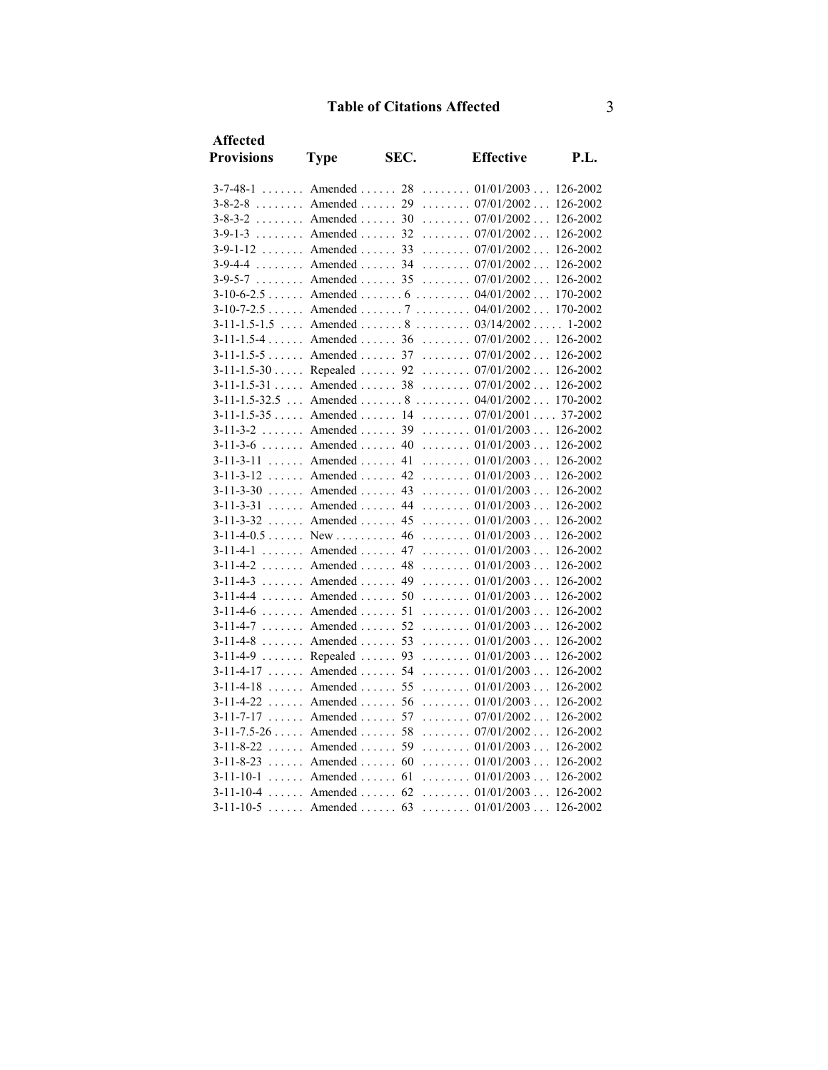## Table of Citations Affected

| Affected Provisions | Type | SEC. | Effective | P.L. |
| --- | --- | --- | --- | --- |
| 3-7-48-1 | Amended | 28 | 01/01/2003 | 126-2002 |
| 3-8-2-8 | Amended | 29 | 07/01/2002 | 126-2002 |
| 3-8-3-2 | Amended | 30 | 07/01/2002 | 126-2002 |
| 3-9-1-3 | Amended | 32 | 07/01/2002 | 126-2002 |
| 3-9-1-12 | Amended | 33 | 07/01/2002 | 126-2002 |
| 3-9-4-4 | Amended | 34 | 07/01/2002 | 126-2002 |
| 3-9-5-7 | Amended | 35 | 07/01/2002 | 126-2002 |
| 3-10-6-2.5 | Amended | 6 | 04/01/2002 | 170-2002 |
| 3-10-7-2.5 | Amended | 7 | 04/01/2002 | 170-2002 |
| 3-11-1.5-1.5 | Amended | 8 | 03/14/2002 | 1-2002 |
| 3-11-1.5-4 | Amended | 36 | 07/01/2002 | 126-2002 |
| 3-11-1.5-5 | Amended | 37 | 07/01/2002 | 126-2002 |
| 3-11-1.5-30 | Repealed | 92 | 07/01/2002 | 126-2002 |
| 3-11-1.5-31 | Amended | 38 | 07/01/2002 | 126-2002 |
| 3-11-1.5-32.5 | Amended | 8 | 04/01/2002 | 170-2002 |
| 3-11-1.5-35 | Amended | 14 | 07/01/2001 | 37-2002 |
| 3-11-3-2 | Amended | 39 | 01/01/2003 | 126-2002 |
| 3-11-3-6 | Amended | 40 | 01/01/2003 | 126-2002 |
| 3-11-3-11 | Amended | 41 | 01/01/2003 | 126-2002 |
| 3-11-3-12 | Amended | 42 | 01/01/2003 | 126-2002 |
| 3-11-3-30 | Amended | 43 | 01/01/2003 | 126-2002 |
| 3-11-3-31 | Amended | 44 | 01/01/2003 | 126-2002 |
| 3-11-3-32 | Amended | 45 | 01/01/2003 | 126-2002 |
| 3-11-4-0.5 | New | 46 | 01/01/2003 | 126-2002 |
| 3-11-4-1 | Amended | 47 | 01/01/2003 | 126-2002 |
| 3-11-4-2 | Amended | 48 | 01/01/2003 | 126-2002 |
| 3-11-4-3 | Amended | 49 | 01/01/2003 | 126-2002 |
| 3-11-4-4 | Amended | 50 | 01/01/2003 | 126-2002 |
| 3-11-4-6 | Amended | 51 | 01/01/2003 | 126-2002 |
| 3-11-4-7 | Amended | 52 | 01/01/2003 | 126-2002 |
| 3-11-4-8 | Amended | 53 | 01/01/2003 | 126-2002 |
| 3-11-4-9 | Repealed | 93 | 01/01/2003 | 126-2002 |
| 3-11-4-17 | Amended | 54 | 01/01/2003 | 126-2002 |
| 3-11-4-18 | Amended | 55 | 01/01/2003 | 126-2002 |
| 3-11-4-22 | Amended | 56 | 01/01/2003 | 126-2002 |
| 3-11-7-17 | Amended | 57 | 07/01/2002 | 126-2002 |
| 3-11-7.5-26 | Amended | 58 | 07/01/2002 | 126-2002 |
| 3-11-8-22 | Amended | 59 | 01/01/2003 | 126-2002 |
| 3-11-8-23 | Amended | 60 | 01/01/2003 | 126-2002 |
| 3-11-10-1 | Amended | 61 | 01/01/2003 | 126-2002 |
| 3-11-10-4 | Amended | 62 | 01/01/2003 | 126-2002 |
| 3-11-10-5 | Amended | 63 | 01/01/2003 | 126-2002 |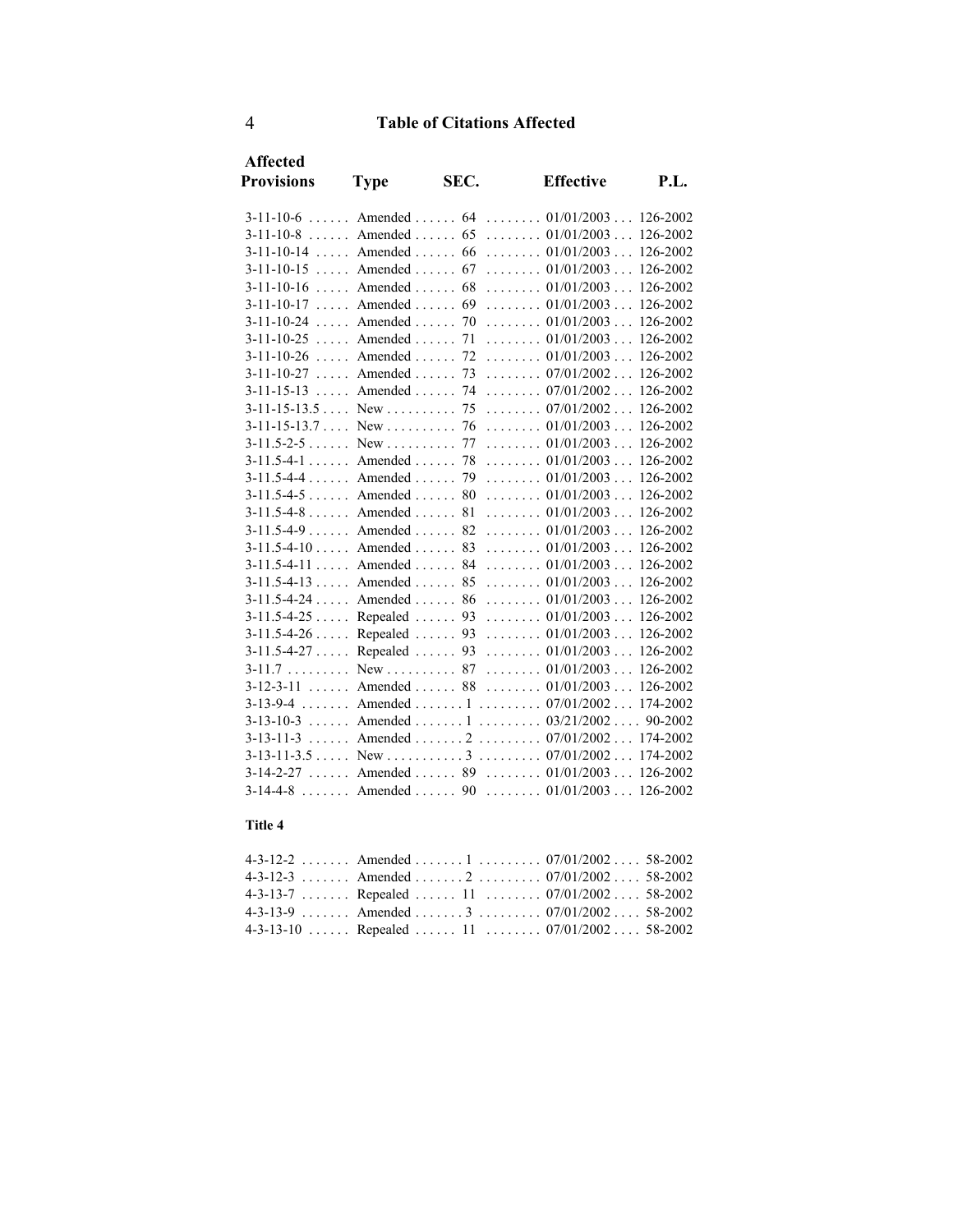## Table of Citations Affected

| Affected Provisions | Type | SEC. | Effective | P.L. |
|---|---|---|---|---|
| 3-11-10-6 | Amended | 64 | 01/01/2003 | 126-2002 |
| 3-11-10-8 | Amended | 65 | 01/01/2003 | 126-2002 |
| 3-11-10-14 | Amended | 66 | 01/01/2003 | 126-2002 |
| 3-11-10-15 | Amended | 67 | 01/01/2003 | 126-2002 |
| 3-11-10-16 | Amended | 68 | 01/01/2003 | 126-2002 |
| 3-11-10-17 | Amended | 69 | 01/01/2003 | 126-2002 |
| 3-11-10-24 | Amended | 70 | 01/01/2003 | 126-2002 |
| 3-11-10-25 | Amended | 71 | 01/01/2003 | 126-2002 |
| 3-11-10-26 | Amended | 72 | 01/01/2003 | 126-2002 |
| 3-11-10-27 | Amended | 73 | 07/01/2002 | 126-2002 |
| 3-11-15-13 | Amended | 74 | 07/01/2002 | 126-2002 |
| 3-11-15-13.5 | New | 75 | 07/01/2002 | 126-2002 |
| 3-11-15-13.7 | New | 76 | 01/01/2003 | 126-2002 |
| 3-11.5-2-5 | New | 77 | 01/01/2003 | 126-2002 |
| 3-11.5-4-1 | Amended | 78 | 01/01/2003 | 126-2002 |
| 3-11.5-4-4 | Amended | 79 | 01/01/2003 | 126-2002 |
| 3-11.5-4-5 | Amended | 80 | 01/01/2003 | 126-2002 |
| 3-11.5-4-8 | Amended | 81 | 01/01/2003 | 126-2002 |
| 3-11.5-4-9 | Amended | 82 | 01/01/2003 | 126-2002 |
| 3-11.5-4-10 | Amended | 83 | 01/01/2003 | 126-2002 |
| 3-11.5-4-11 | Amended | 84 | 01/01/2003 | 126-2002 |
| 3-11.5-4-13 | Amended | 85 | 01/01/2003 | 126-2002 |
| 3-11.5-4-24 | Amended | 86 | 01/01/2003 | 126-2002 |
| 3-11.5-4-25 | Repealed | 93 | 01/01/2003 | 126-2002 |
| 3-11.5-4-26 | Repealed | 93 | 01/01/2003 | 126-2002 |
| 3-11.5-4-27 | Repealed | 93 | 01/01/2003 | 126-2002 |
| 3-11.7 | New | 87 | 01/01/2003 | 126-2002 |
| 3-12-3-11 | Amended | 88 | 01/01/2003 | 126-2002 |
| 3-13-9-4 | Amended | 1 | 07/01/2002 | 174-2002 |
| 3-13-10-3 | Amended | 1 | 03/21/2002 | 90-2002 |
| 3-13-11-3 | Amended | 2 | 07/01/2002 | 174-2002 |
| 3-13-11-3.5 | New | 3 | 07/01/2002 | 174-2002 |
| 3-14-2-27 | Amended | 89 | 01/01/2003 | 126-2002 |
| 3-14-4-8 | Amended | 90 | 01/01/2003 | 126-2002 |

**Title 4**

| Affected Provisions | Type | SEC. | Effective | P.L. |
|---|---|---|---|---|
| 4-3-12-2 | Amended | 1 | 07/01/2002 | 58-2002 |
| 4-3-12-3 | Amended | 2 | 07/01/2002 | 58-2002 |
| 4-3-13-7 | Repealed | 11 | 07/01/2002 | 58-2002 |
| 4-3-13-9 | Amended | 3 | 07/01/2002 | 58-2002 |
| 4-3-13-10 | Repealed | 11 | 07/01/2002 | 58-2002 |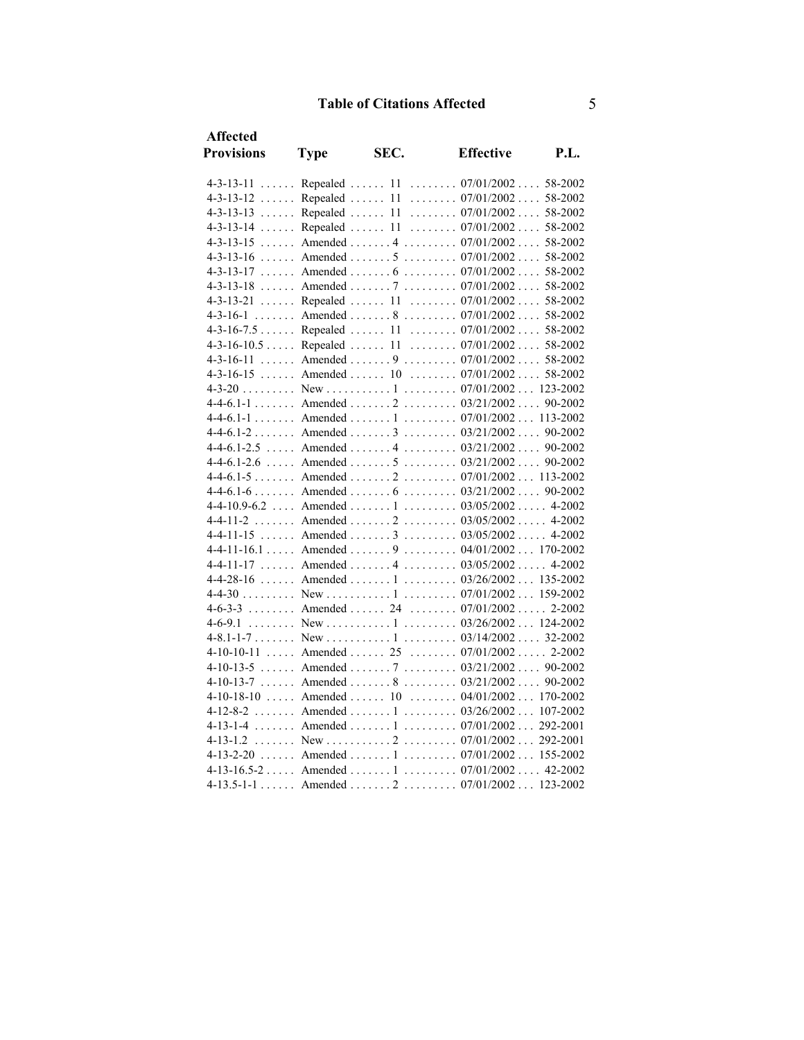## Table of Citations Affected

| Affected Provisions | Type | SEC. | Effective | P.L. |
|---|---|---|---|---|
| 4-3-13-11 | Repealed | 11 | 07/01/2002 | 58-2002 |
| 4-3-13-12 | Repealed | 11 | 07/01/2002 | 58-2002 |
| 4-3-13-13 | Repealed | 11 | 07/01/2002 | 58-2002 |
| 4-3-13-14 | Repealed | 11 | 07/01/2002 | 58-2002 |
| 4-3-13-15 | Amended | 4 | 07/01/2002 | 58-2002 |
| 4-3-13-16 | Amended | 5 | 07/01/2002 | 58-2002 |
| 4-3-13-17 | Amended | 6 | 07/01/2002 | 58-2002 |
| 4-3-13-18 | Amended | 7 | 07/01/2002 | 58-2002 |
| 4-3-13-21 | Repealed | 11 | 07/01/2002 | 58-2002 |
| 4-3-16-1 | Amended | 8 | 07/01/2002 | 58-2002 |
| 4-3-16-7.5 | Repealed | 11 | 07/01/2002 | 58-2002 |
| 4-3-16-10.5 | Repealed | 11 | 07/01/2002 | 58-2002 |
| 4-3-16-11 | Amended | 9 | 07/01/2002 | 58-2002 |
| 4-3-16-15 | Amended | 10 | 07/01/2002 | 58-2002 |
| 4-3-20 | New | 1 | 07/01/2002 | 123-2002 |
| 4-4-6.1-1 | Amended | 2 | 03/21/2002 | 90-2002 |
| 4-4-6.1-1 | Amended | 1 | 07/01/2002 | 113-2002 |
| 4-4-6.1-2 | Amended | 3 | 03/21/2002 | 90-2002 |
| 4-4-6.1-2.5 | Amended | 4 | 03/21/2002 | 90-2002 |
| 4-4-6.1-2.6 | Amended | 5 | 03/21/2002 | 90-2002 |
| 4-4-6.1-5 | Amended | 2 | 07/01/2002 | 113-2002 |
| 4-4-6.1-6 | Amended | 6 | 03/21/2002 | 90-2002 |
| 4-4-10.9-6.2 | Amended | 1 | 03/05/2002 | 4-2002 |
| 4-4-11-2 | Amended | 2 | 03/05/2002 | 4-2002 |
| 4-4-11-15 | Amended | 3 | 03/05/2002 | 4-2002 |
| 4-4-11-16.1 | Amended | 9 | 04/01/2002 | 170-2002 |
| 4-4-11-17 | Amended | 4 | 03/05/2002 | 4-2002 |
| 4-4-28-16 | Amended | 1 | 03/26/2002 | 135-2002 |
| 4-4-30 | New | 1 | 07/01/2002 | 159-2002 |
| 4-6-3-3 | Amended | 24 | 07/01/2002 | 2-2002 |
| 4-6-9.1 | New | 1 | 03/26/2002 | 124-2002 |
| 4-8.1-1-7 | New | 1 | 03/14/2002 | 32-2002 |
| 4-10-10-11 | Amended | 25 | 07/01/2002 | 2-2002 |
| 4-10-13-5 | Amended | 7 | 03/21/2002 | 90-2002 |
| 4-10-13-7 | Amended | 8 | 03/21/2002 | 90-2002 |
| 4-10-18-10 | Amended | 10 | 04/01/2002 | 170-2002 |
| 4-12-8-2 | Amended | 1 | 03/26/2002 | 107-2002 |
| 4-13-1-4 | Amended | 1 | 07/01/2002 | 292-2001 |
| 4-13-1.2 | New | 2 | 07/01/2002 | 292-2001 |
| 4-13-2-20 | Amended | 1 | 07/01/2002 | 155-2002 |
| 4-13-16.5-2 | Amended | 1 | 07/01/2002 | 42-2002 |
| 4-13.5-1-1 | Amended | 2 | 07/01/2002 | 123-2002 |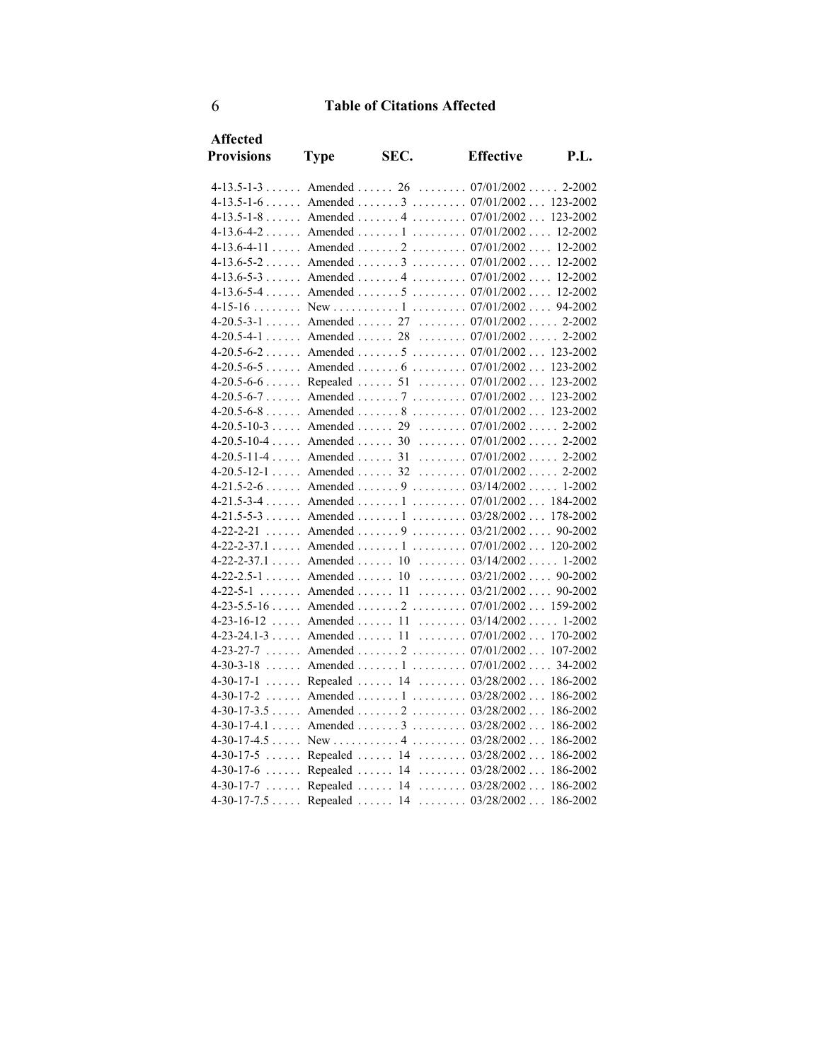## Table of Citations Affected

| Affected Provisions | Type | SEC. | Effective | P.L. |
|---|---|---|---|---|
| 4-13.5-1-3 | Amended | 26 | 07/01/2002 | 2-2002 |
| 4-13.5-1-6 | Amended | 3 | 07/01/2002 | 123-2002 |
| 4-13.5-1-8 | Amended | 4 | 07/01/2002 | 123-2002 |
| 4-13.6-4-2 | Amended | 1 | 07/01/2002 | 12-2002 |
| 4-13.6-4-11 | Amended | 2 | 07/01/2002 | 12-2002 |
| 4-13.6-5-2 | Amended | 3 | 07/01/2002 | 12-2002 |
| 4-13.6-5-3 | Amended | 4 | 07/01/2002 | 12-2002 |
| 4-13.6-5-4 | Amended | 5 | 07/01/2002 | 12-2002 |
| 4-15-16 | New | 1 | 07/01/2002 | 94-2002 |
| 4-20.5-3-1 | Amended | 27 | 07/01/2002 | 2-2002 |
| 4-20.5-4-1 | Amended | 28 | 07/01/2002 | 2-2002 |
| 4-20.5-6-2 | Amended | 5 | 07/01/2002 | 123-2002 |
| 4-20.5-6-5 | Amended | 6 | 07/01/2002 | 123-2002 |
| 4-20.5-6-6 | Repealed | 51 | 07/01/2002 | 123-2002 |
| 4-20.5-6-7 | Amended | 7 | 07/01/2002 | 123-2002 |
| 4-20.5-6-8 | Amended | 8 | 07/01/2002 | 123-2002 |
| 4-20.5-10-3 | Amended | 29 | 07/01/2002 | 2-2002 |
| 4-20.5-10-4 | Amended | 30 | 07/01/2002 | 2-2002 |
| 4-20.5-11-4 | Amended | 31 | 07/01/2002 | 2-2002 |
| 4-20.5-12-1 | Amended | 32 | 07/01/2002 | 2-2002 |
| 4-21.5-2-6 | Amended | 9 | 03/14/2002 | 1-2002 |
| 4-21.5-3-4 | Amended | 1 | 07/01/2002 | 184-2002 |
| 4-21.5-5-3 | Amended | 1 | 03/28/2002 | 178-2002 |
| 4-22-2-21 | Amended | 9 | 03/21/2002 | 90-2002 |
| 4-22-2-37.1 | Amended | 1 | 07/01/2002 | 120-2002 |
| 4-22-2-37.1 | Amended | 10 | 03/14/2002 | 1-2002 |
| 4-22-2.5-1 | Amended | 10 | 03/21/2002 | 90-2002 |
| 4-22-5-1 | Amended | 11 | 03/21/2002 | 90-2002 |
| 4-23-5.5-16 | Amended | 2 | 07/01/2002 | 159-2002 |
| 4-23-16-12 | Amended | 11 | 03/14/2002 | 1-2002 |
| 4-23-24.1-3 | Amended | 11 | 07/01/2002 | 170-2002 |
| 4-23-27-7 | Amended | 2 | 07/01/2002 | 107-2002 |
| 4-30-3-18 | Amended | 1 | 07/01/2002 | 34-2002 |
| 4-30-17-1 | Repealed | 14 | 03/28/2002 | 186-2002 |
| 4-30-17-2 | Amended | 1 | 03/28/2002 | 186-2002 |
| 4-30-17-3.5 | Amended | 2 | 03/28/2002 | 186-2002 |
| 4-30-17-4.1 | Amended | 3 | 03/28/2002 | 186-2002 |
| 4-30-17-4.5 | New | 4 | 03/28/2002 | 186-2002 |
| 4-30-17-5 | Repealed | 14 | 03/28/2002 | 186-2002 |
| 4-30-17-6 | Repealed | 14 | 03/28/2002 | 186-2002 |
| 4-30-17-7 | Repealed | 14 | 03/28/2002 | 186-2002 |
| 4-30-17-7.5 | Repealed | 14 | 03/28/2002 | 186-2002 |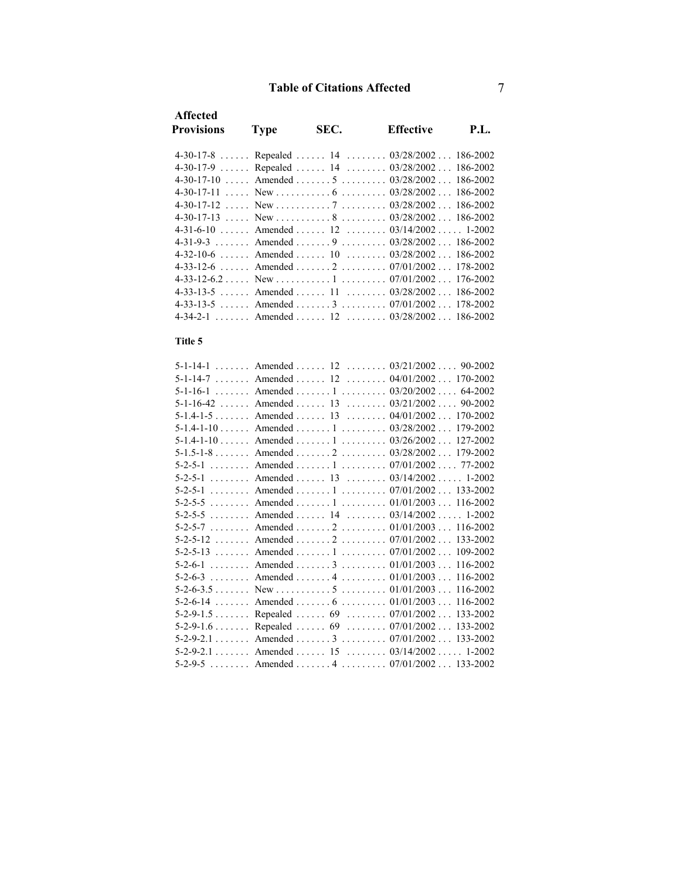## Table of Citations Affected

| Affected Provisions | Type | SEC. | Effective | P.L. |
|---|---|---|---|---|
| 4-30-17-8 | Repealed | 14 | 03/28/2002 | 186-2002 |
| 4-30-17-9 | Repealed | 14 | 03/28/2002 | 186-2002 |
| 4-30-17-10 | Amended | 5 | 03/28/2002 | 186-2002 |
| 4-30-17-11 | New | 6 | 03/28/2002 | 186-2002 |
| 4-30-17-12 | New | 7 | 03/28/2002 | 186-2002 |
| 4-30-17-13 | New | 8 | 03/28/2002 | 186-2002 |
| 4-31-6-10 | Amended | 12 | 03/14/2002 | 1-2002 |
| 4-31-9-3 | Amended | 9 | 03/28/2002 | 186-2002 |
| 4-32-10-6 | Amended | 10 | 03/28/2002 | 186-2002 |
| 4-33-12-6 | Amended | 2 | 07/01/2002 | 178-2002 |
| 4-33-12-6.2 | New | 1 | 07/01/2002 | 176-2002 |
| 4-33-13-5 | Amended | 11 | 03/28/2002 | 186-2002 |
| 4-33-13-5 | Amended | 3 | 07/01/2002 | 178-2002 |
| 4-34-2-1 | Amended | 12 | 03/28/2002 | 186-2002 |

### Title 5

| Affected Provisions | Type | SEC. | Effective | P.L. |
|---|---|---|---|---|
| 5-1-14-1 | Amended | 12 | 03/21/2002 | 90-2002 |
| 5-1-14-7 | Amended | 12 | 04/01/2002 | 170-2002 |
| 5-1-16-1 | Amended | 1 | 03/20/2002 | 64-2002 |
| 5-1-16-42 | Amended | 13 | 03/21/2002 | 90-2002 |
| 5-1.4-1-5 | Amended | 13 | 04/01/2002 | 170-2002 |
| 5-1.4-1-10 | Amended | 1 | 03/28/2002 | 179-2002 |
| 5-1.4-1-10 | Amended | 1 | 03/26/2002 | 127-2002 |
| 5-1.5-1-8 | Amended | 2 | 03/28/2002 | 179-2002 |
| 5-2-5-1 | Amended | 1 | 07/01/2002 | 77-2002 |
| 5-2-5-1 | Amended | 13 | 03/14/2002 | 1-2002 |
| 5-2-5-1 | Amended | 1 | 07/01/2002 | 133-2002 |
| 5-2-5-5 | Amended | 1 | 01/01/2003 | 116-2002 |
| 5-2-5-5 | Amended | 14 | 03/14/2002 | 1-2002 |
| 5-2-5-7 | Amended | 2 | 01/01/2003 | 116-2002 |
| 5-2-5-12 | Amended | 2 | 07/01/2002 | 133-2002 |
| 5-2-5-13 | Amended | 1 | 07/01/2002 | 109-2002 |
| 5-2-6-1 | Amended | 3 | 01/01/2003 | 116-2002 |
| 5-2-6-3 | Amended | 4 | 01/01/2003 | 116-2002 |
| 5-2-6-3.5 | New | 5 | 01/01/2003 | 116-2002 |
| 5-2-6-14 | Amended | 6 | 01/01/2003 | 116-2002 |
| 5-2-9-1.5 | Repealed | 69 | 07/01/2002 | 133-2002 |
| 5-2-9-1.6 | Repealed | 69 | 07/01/2002 | 133-2002 |
| 5-2-9-2.1 | Amended | 3 | 07/01/2002 | 133-2002 |
| 5-2-9-2.1 | Amended | 15 | 03/14/2002 | 1-2002 |
| 5-2-9-5 | Amended | 4 | 07/01/2002 | 133-2002 |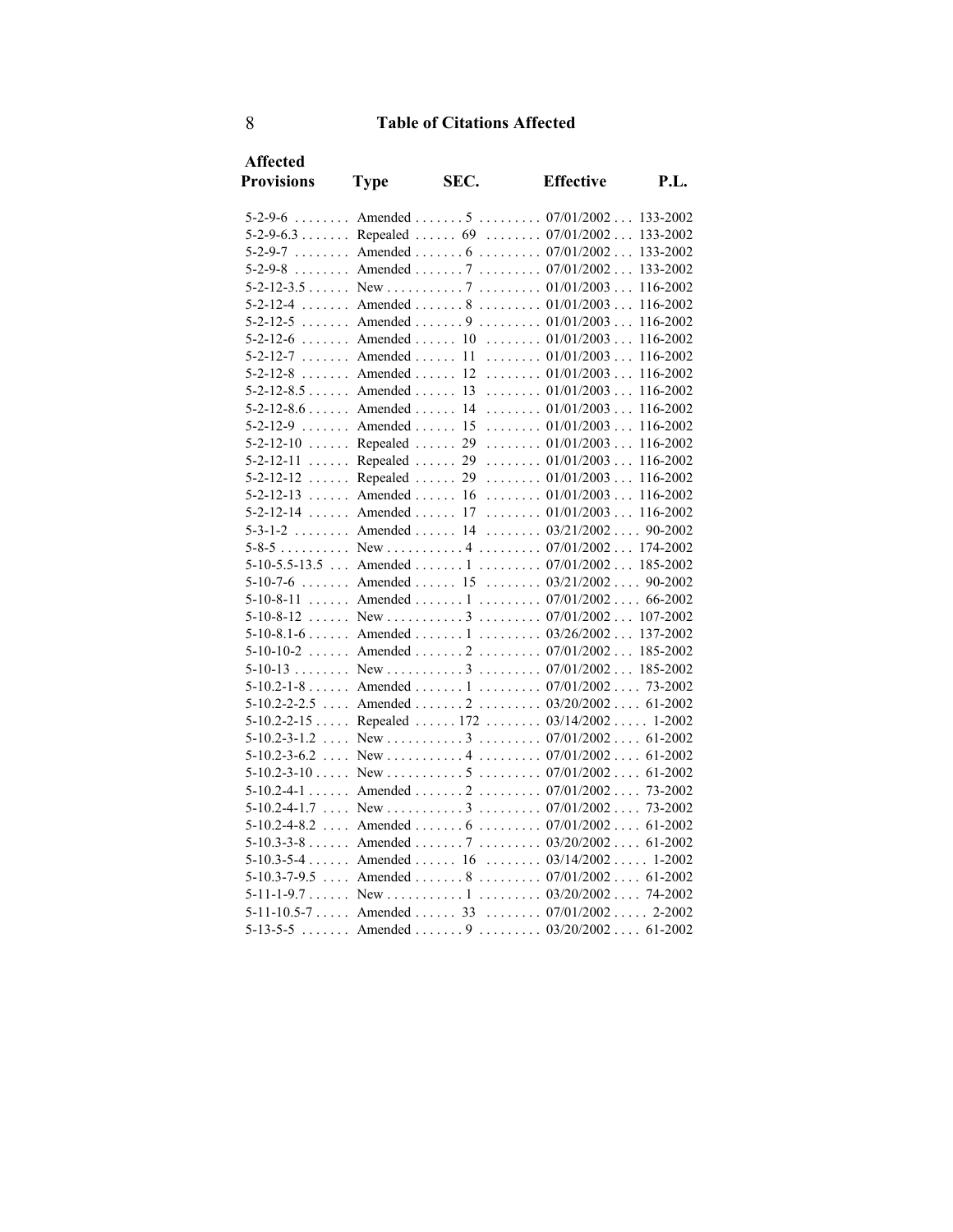## Table of Citations Affected

| Affected Provisions | Type | SEC. | Effective | P.L. |
|---|---|---|---|---|
| 5-2-9-6 | Amended | 5 | 07/01/2002 | 133-2002 |
| 5-2-9-6.3 | Repealed | 69 | 07/01/2002 | 133-2002 |
| 5-2-9-7 | Amended | 6 | 07/01/2002 | 133-2002 |
| 5-2-9-8 | Amended | 7 | 07/01/2002 | 133-2002 |
| 5-2-12-3.5 | New | 7 | 01/01/2003 | 116-2002 |
| 5-2-12-4 | Amended | 8 | 01/01/2003 | 116-2002 |
| 5-2-12-5 | Amended | 9 | 01/01/2003 | 116-2002 |
| 5-2-12-6 | Amended | 10 | 01/01/2003 | 116-2002 |
| 5-2-12-7 | Amended | 11 | 01/01/2003 | 116-2002 |
| 5-2-12-8 | Amended | 12 | 01/01/2003 | 116-2002 |
| 5-2-12-8.5 | Amended | 13 | 01/01/2003 | 116-2002 |
| 5-2-12-8.6 | Amended | 14 | 01/01/2003 | 116-2002 |
| 5-2-12-9 | Amended | 15 | 01/01/2003 | 116-2002 |
| 5-2-12-10 | Repealed | 29 | 01/01/2003 | 116-2002 |
| 5-2-12-11 | Repealed | 29 | 01/01/2003 | 116-2002 |
| 5-2-12-12 | Repealed | 29 | 01/01/2003 | 116-2002 |
| 5-2-12-13 | Amended | 16 | 01/01/2003 | 116-2002 |
| 5-2-12-14 | Amended | 17 | 01/01/2003 | 116-2002 |
| 5-3-1-2 | Amended | 14 | 03/21/2002 | 90-2002 |
| 5-8-5 | New | 4 | 07/01/2002 | 174-2002 |
| 5-10-5.5-13.5 | Amended | 1 | 07/01/2002 | 185-2002 |
| 5-10-7-6 | Amended | 15 | 03/21/2002 | 90-2002 |
| 5-10-8-11 | Amended | 1 | 07/01/2002 | 66-2002 |
| 5-10-8-12 | New | 3 | 07/01/2002 | 107-2002 |
| 5-10-8.1-6 | Amended | 1 | 03/26/2002 | 137-2002 |
| 5-10-10-2 | Amended | 2 | 07/01/2002 | 185-2002 |
| 5-10-13 | New | 3 | 07/01/2002 | 185-2002 |
| 5-10.2-1-8 | Amended | 1 | 07/01/2002 | 73-2002 |
| 5-10.2-2-2.5 | Amended | 2 | 03/20/2002 | 61-2002 |
| 5-10.2-2-15 | Repealed | 172 | 03/14/2002 | 1-2002 |
| 5-10.2-3-1.2 | New | 3 | 07/01/2002 | 61-2002 |
| 5-10.2-3-6.2 | New | 4 | 07/01/2002 | 61-2002 |
| 5-10.2-3-10 | New | 5 | 07/01/2002 | 61-2002 |
| 5-10.2-4-1 | Amended | 2 | 07/01/2002 | 73-2002 |
| 5-10.2-4-1.7 | New | 3 | 07/01/2002 | 73-2002 |
| 5-10.2-4-8.2 | Amended | 6 | 07/01/2002 | 61-2002 |
| 5-10.3-3-8 | Amended | 7 | 03/20/2002 | 61-2002 |
| 5-10.3-5-4 | Amended | 16 | 03/14/2002 | 1-2002 |
| 5-10.3-7-9.5 | Amended | 8 | 07/01/2002 | 61-2002 |
| 5-11-1-9.7 | New | 1 | 03/20/2002 | 74-2002 |
| 5-11-10.5-7 | Amended | 33 | 07/01/2002 | 2-2002 |
| 5-13-5-5 | Amended | 9 | 03/20/2002 | 61-2002 |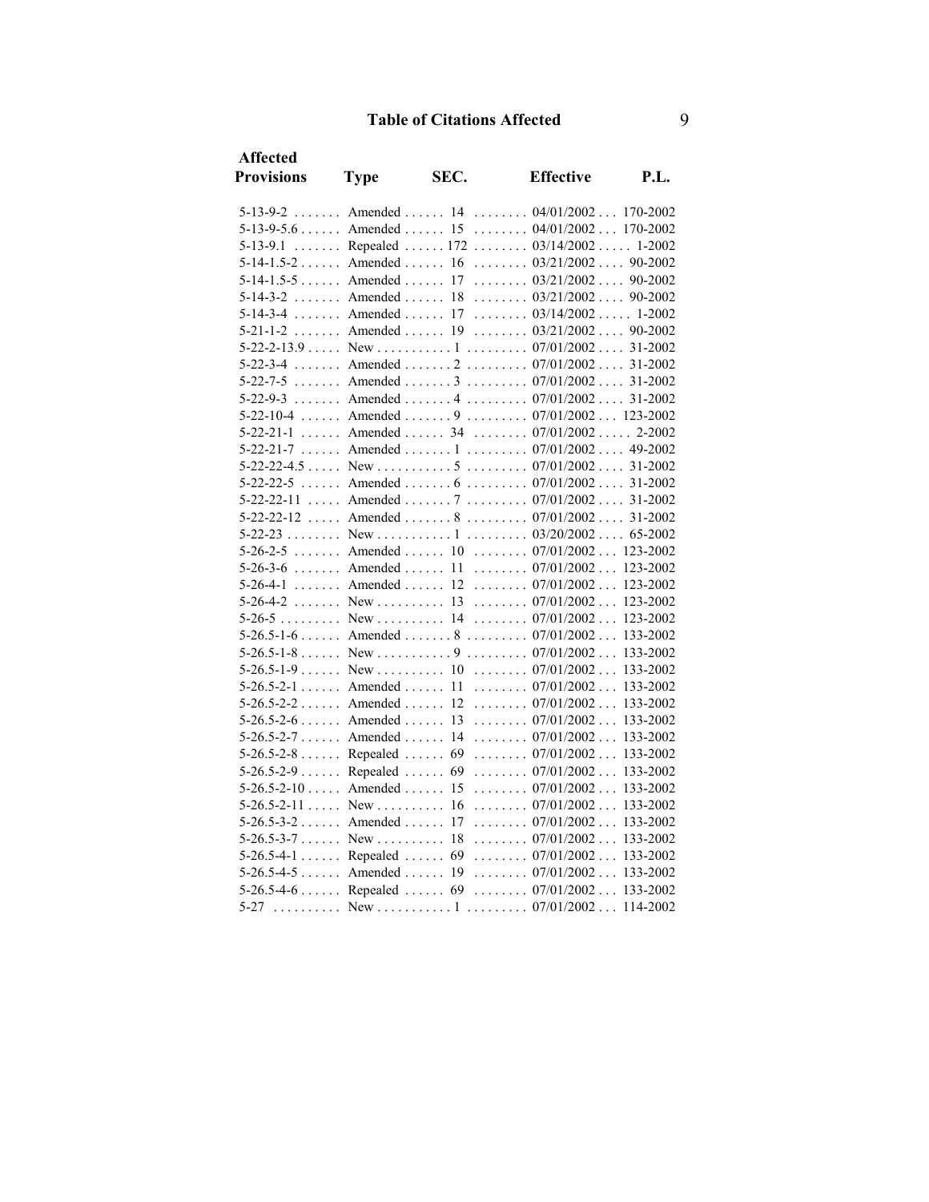## Table of Citations Affected

| Affected Provisions | Type | SEC. | Effective | P.L. |
|---|---|---|---|---|
| 5-13-9-2 | Amended | 14 | 04/01/2002 | 170-2002 |
| 5-13-9-5.6 | Amended | 15 | 04/01/2002 | 170-2002 |
| 5-13-9.1 | Repealed | 172 | 03/14/2002 | 1-2002 |
| 5-14-1.5-2 | Amended | 16 | 03/21/2002 | 90-2002 |
| 5-14-1.5-5 | Amended | 17 | 03/21/2002 | 90-2002 |
| 5-14-3-2 | Amended | 18 | 03/21/2002 | 90-2002 |
| 5-14-3-4 | Amended | 17 | 03/14/2002 | 1-2002 |
| 5-21-1-2 | Amended | 19 | 03/21/2002 | 90-2002 |
| 5-22-2-13.9 | New | 1 | 07/01/2002 | 31-2002 |
| 5-22-3-4 | Amended | 2 | 07/01/2002 | 31-2002 |
| 5-22-7-5 | Amended | 3 | 07/01/2002 | 31-2002 |
| 5-22-9-3 | Amended | 4 | 07/01/2002 | 31-2002 |
| 5-22-10-4 | Amended | 9 | 07/01/2002 | 123-2002 |
| 5-22-21-1 | Amended | 34 | 07/01/2002 | 2-2002 |
| 5-22-21-7 | Amended | 1 | 07/01/2002 | 49-2002 |
| 5-22-22-4.5 | New | 5 | 07/01/2002 | 31-2002 |
| 5-22-22-5 | Amended | 6 | 07/01/2002 | 31-2002 |
| 5-22-22-11 | Amended | 7 | 07/01/2002 | 31-2002 |
| 5-22-22-12 | Amended | 8 | 07/01/2002 | 31-2002 |
| 5-22-23 | New | 1 | 03/20/2002 | 65-2002 |
| 5-26-2-5 | Amended | 10 | 07/01/2002 | 123-2002 |
| 5-26-3-6 | Amended | 11 | 07/01/2002 | 123-2002 |
| 5-26-4-1 | Amended | 12 | 07/01/2002 | 123-2002 |
| 5-26-4-2 | New | 13 | 07/01/2002 | 123-2002 |
| 5-26-5 | New | 14 | 07/01/2002 | 123-2002 |
| 5-26.5-1-6 | Amended | 8 | 07/01/2002 | 133-2002 |
| 5-26.5-1-8 | New | 9 | 07/01/2002 | 133-2002 |
| 5-26.5-1-9 | New | 10 | 07/01/2002 | 133-2002 |
| 5-26.5-2-1 | Amended | 11 | 07/01/2002 | 133-2002 |
| 5-26.5-2-2 | Amended | 12 | 07/01/2002 | 133-2002 |
| 5-26.5-2-6 | Amended | 13 | 07/01/2002 | 133-2002 |
| 5-26.5-2-7 | Amended | 14 | 07/01/2002 | 133-2002 |
| 5-26.5-2-8 | Repealed | 69 | 07/01/2002 | 133-2002 |
| 5-26.5-2-9 | Repealed | 69 | 07/01/2002 | 133-2002 |
| 5-26.5-2-10 | Amended | 15 | 07/01/2002 | 133-2002 |
| 5-26.5-2-11 | New | 16 | 07/01/2002 | 133-2002 |
| 5-26.5-3-2 | Amended | 17 | 07/01/2002 | 133-2002 |
| 5-26.5-3-7 | New | 18 | 07/01/2002 | 133-2002 |
| 5-26.5-4-1 | Repealed | 69 | 07/01/2002 | 133-2002 |
| 5-26.5-4-5 | Amended | 19 | 07/01/2002 | 133-2002 |
| 5-26.5-4-6 | Repealed | 69 | 07/01/2002 | 133-2002 |
| 5-27 | New | 1 | 07/01/2002 | 114-2002 |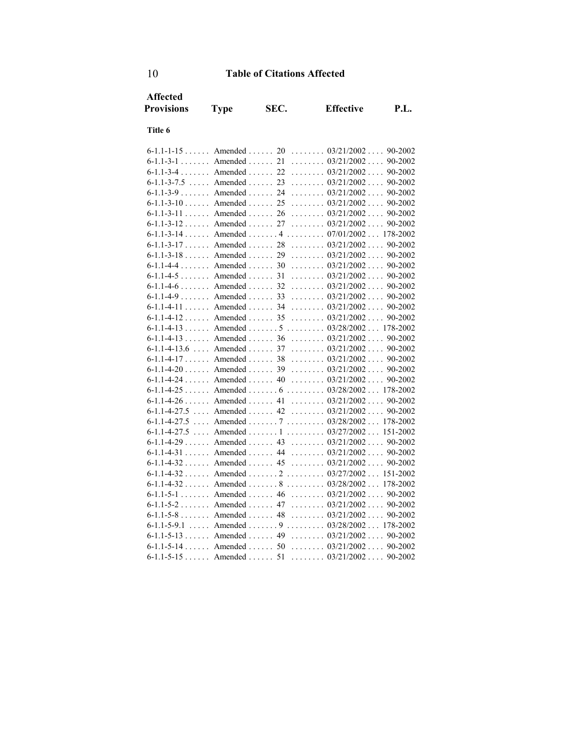# Table of Citations Affected

| Affected Provisions | Type | SEC. | Effective | P.L. |
|---|---|---|---|---|
| **Title 6** | | | | |
| 6-1.1-1-15 | Amended | 20 | 03/21/2002 | 90-2002 |
| 6-1.1-3-1 | Amended | 21 | 03/21/2002 | 90-2002 |
| 6-1.1-3-4 | Amended | 22 | 03/21/2002 | 90-2002 |
| 6-1.1-3-7.5 | Amended | 23 | 03/21/2002 | 90-2002 |
| 6-1.1-3-9 | Amended | 24 | 03/21/2002 | 90-2002 |
| 6-1.1-3-10 | Amended | 25 | 03/21/2002 | 90-2002 |
| 6-1.1-3-11 | Amended | 26 | 03/21/2002 | 90-2002 |
| 6-1.1-3-12 | Amended | 27 | 03/21/2002 | 90-2002 |
| 6-1.1-3-14 | Amended | 4 | 07/01/2002 | 178-2002 |
| 6-1.1-3-17 | Amended | 28 | 03/21/2002 | 90-2002 |
| 6-1.1-3-18 | Amended | 29 | 03/21/2002 | 90-2002 |
| 6-1.1-4-4 | Amended | 30 | 03/21/2002 | 90-2002 |
| 6-1.1-4-5 | Amended | 31 | 03/21/2002 | 90-2002 |
| 6-1.1-4-6 | Amended | 32 | 03/21/2002 | 90-2002 |
| 6-1.1-4-9 | Amended | 33 | 03/21/2002 | 90-2002 |
| 6-1.1-4-11 | Amended | 34 | 03/21/2002 | 90-2002 |
| 6-1.1-4-12 | Amended | 35 | 03/21/2002 | 90-2002 |
| 6-1.1-4-13 | Amended | 5 | 03/28/2002 | 178-2002 |
| 6-1.1-4-13 | Amended | 36 | 03/21/2002 | 90-2002 |
| 6-1.1-4-13.6 | Amended | 37 | 03/21/2002 | 90-2002 |
| 6-1.1-4-17 | Amended | 38 | 03/21/2002 | 90-2002 |
| 6-1.1-4-20 | Amended | 39 | 03/21/2002 | 90-2002 |
| 6-1.1-4-24 | Amended | 40 | 03/21/2002 | 90-2002 |
| 6-1.1-4-25 | Amended | 6 | 03/28/2002 | 178-2002 |
| 6-1.1-4-26 | Amended | 41 | 03/21/2002 | 90-2002 |
| 6-1.1-4-27.5 | Amended | 42 | 03/21/2002 | 90-2002 |
| 6-1.1-4-27.5 | Amended | 7 | 03/28/2002 | 178-2002 |
| 6-1.1-4-27.5 | Amended | 1 | 03/27/2002 | 151-2002 |
| 6-1.1-4-29 | Amended | 43 | 03/21/2002 | 90-2002 |
| 6-1.1-4-31 | Amended | 44 | 03/21/2002 | 90-2002 |
| 6-1.1-4-32 | Amended | 45 | 03/21/2002 | 90-2002 |
| 6-1.1-4-32 | Amended | 2 | 03/27/2002 | 151-2002 |
| 6-1.1-4-32 | Amended | 8 | 03/28/2002 | 178-2002 |
| 6-1.1-5-1 | Amended | 46 | 03/21/2002 | 90-2002 |
| 6-1.1-5-2 | Amended | 47 | 03/21/2002 | 90-2002 |
| 6-1.1-5-8 | Amended | 48 | 03/21/2002 | 90-2002 |
| 6-1.1-5-9.1 | Amended | 9 | 03/28/2002 | 178-2002 |
| 6-1.1-5-13 | Amended | 49 | 03/21/2002 | 90-2002 |
| 6-1.1-5-14 | Amended | 50 | 03/21/2002 | 90-2002 |
| 6-1.1-5-15 | Amended | 51 | 03/21/2002 | 90-2002 |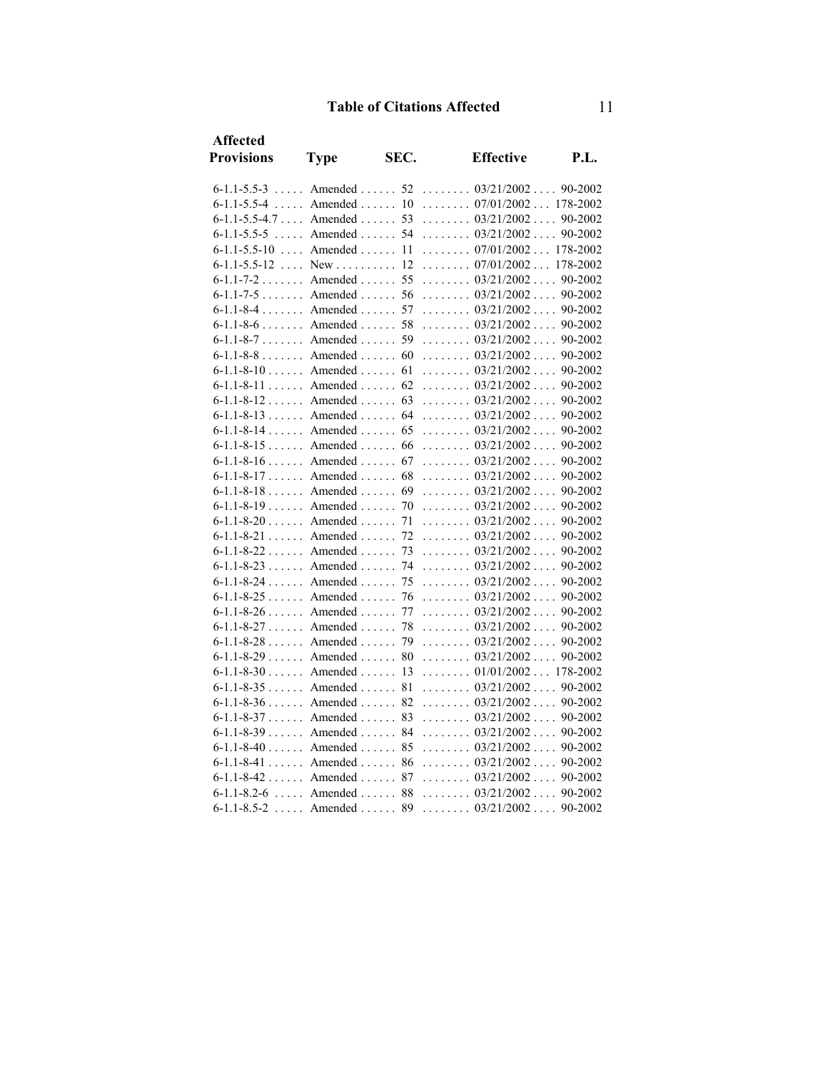## Table of Citations Affected

| Affected Provisions | Type | SEC. | Effective | P.L. |
|---|---|---|---|---|
| 6-1.1-5.5-3 | Amended | 52 | 03/21/2002 | 90-2002 |
| 6-1.1-5.5-4 | Amended | 10 | 07/01/2002 | 178-2002 |
| 6-1.1-5.5-4.7 | Amended | 53 | 03/21/2002 | 90-2002 |
| 6-1.1-5.5-5 | Amended | 54 | 03/21/2002 | 90-2002 |
| 6-1.1-5.5-10 | Amended | 11 | 07/01/2002 | 178-2002 |
| 6-1.1-5.5-12 | New | 12 | 07/01/2002 | 178-2002 |
| 6-1.1-7-2 | Amended | 55 | 03/21/2002 | 90-2002 |
| 6-1.1-7-5 | Amended | 56 | 03/21/2002 | 90-2002 |
| 6-1.1-8-4 | Amended | 57 | 03/21/2002 | 90-2002 |
| 6-1.1-8-6 | Amended | 58 | 03/21/2002 | 90-2002 |
| 6-1.1-8-7 | Amended | 59 | 03/21/2002 | 90-2002 |
| 6-1.1-8-8 | Amended | 60 | 03/21/2002 | 90-2002 |
| 6-1.1-8-10 | Amended | 61 | 03/21/2002 | 90-2002 |
| 6-1.1-8-11 | Amended | 62 | 03/21/2002 | 90-2002 |
| 6-1.1-8-12 | Amended | 63 | 03/21/2002 | 90-2002 |
| 6-1.1-8-13 | Amended | 64 | 03/21/2002 | 90-2002 |
| 6-1.1-8-14 | Amended | 65 | 03/21/2002 | 90-2002 |
| 6-1.1-8-15 | Amended | 66 | 03/21/2002 | 90-2002 |
| 6-1.1-8-16 | Amended | 67 | 03/21/2002 | 90-2002 |
| 6-1.1-8-17 | Amended | 68 | 03/21/2002 | 90-2002 |
| 6-1.1-8-18 | Amended | 69 | 03/21/2002 | 90-2002 |
| 6-1.1-8-19 | Amended | 70 | 03/21/2002 | 90-2002 |
| 6-1.1-8-20 | Amended | 71 | 03/21/2002 | 90-2002 |
| 6-1.1-8-21 | Amended | 72 | 03/21/2002 | 90-2002 |
| 6-1.1-8-22 | Amended | 73 | 03/21/2002 | 90-2002 |
| 6-1.1-8-23 | Amended | 74 | 03/21/2002 | 90-2002 |
| 6-1.1-8-24 | Amended | 75 | 03/21/2002 | 90-2002 |
| 6-1.1-8-25 | Amended | 76 | 03/21/2002 | 90-2002 |
| 6-1.1-8-26 | Amended | 77 | 03/21/2002 | 90-2002 |
| 6-1.1-8-27 | Amended | 78 | 03/21/2002 | 90-2002 |
| 6-1.1-8-28 | Amended | 79 | 03/21/2002 | 90-2002 |
| 6-1.1-8-29 | Amended | 80 | 03/21/2002 | 90-2002 |
| 6-1.1-8-30 | Amended | 13 | 01/01/2002 | 178-2002 |
| 6-1.1-8-35 | Amended | 81 | 03/21/2002 | 90-2002 |
| 6-1.1-8-36 | Amended | 82 | 03/21/2002 | 90-2002 |
| 6-1.1-8-37 | Amended | 83 | 03/21/2002 | 90-2002 |
| 6-1.1-8-39 | Amended | 84 | 03/21/2002 | 90-2002 |
| 6-1.1-8-40 | Amended | 85 | 03/21/2002 | 90-2002 |
| 6-1.1-8-41 | Amended | 86 | 03/21/2002 | 90-2002 |
| 6-1.1-8-42 | Amended | 87 | 03/21/2002 | 90-2002 |
| 6-1.1-8.2-6 | Amended | 88 | 03/21/2002 | 90-2002 |
| 6-1.1-8.5-2 | Amended | 89 | 03/21/2002 | 90-2002 |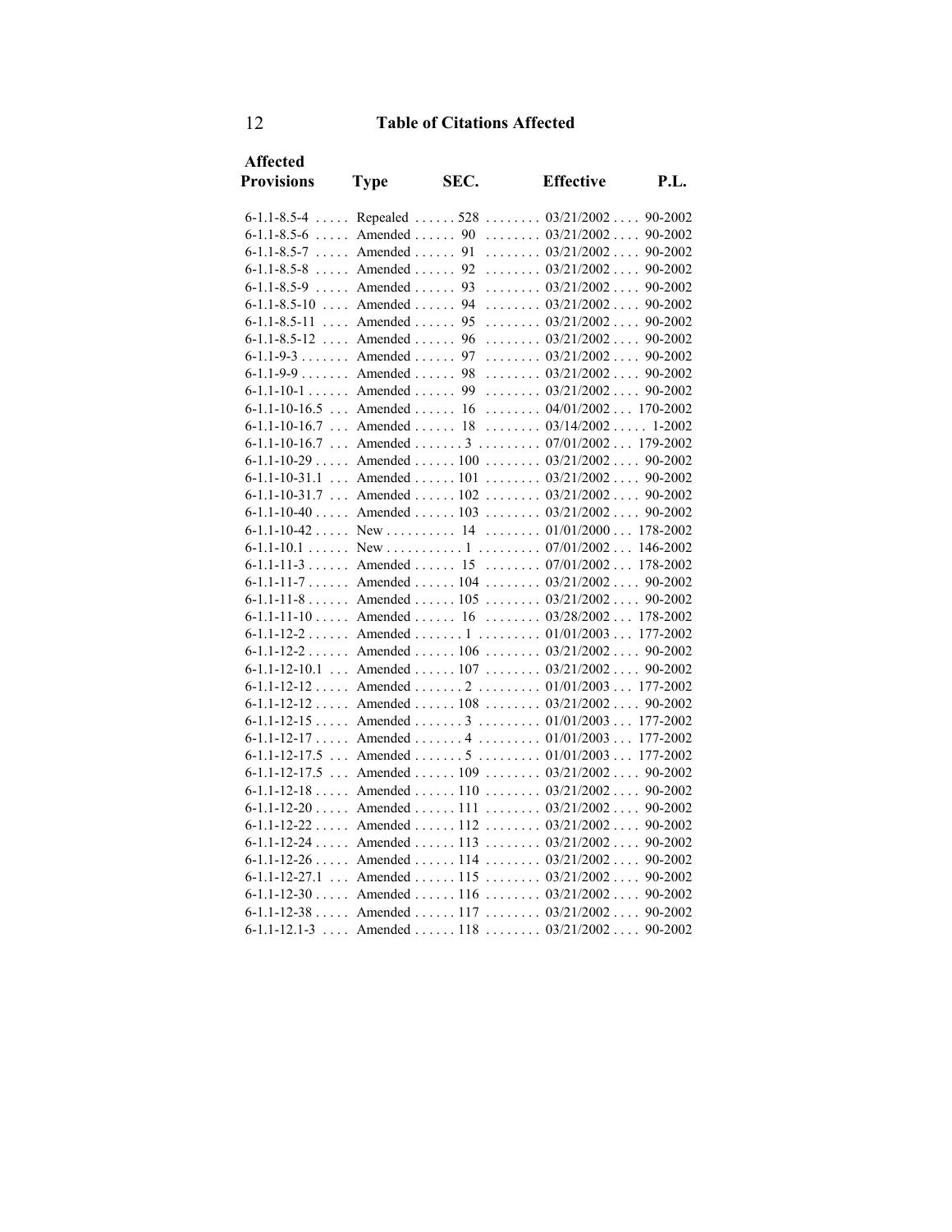## Table of Citations Affected

| Affected Provisions | Type | SEC. | Effective | P.L. |
|---|---|---|---|---|
| 6-1.1-8.5-4 | Repealed | 528 | 03/21/2002 | 90-2002 |
| 6-1.1-8.5-6 | Amended | 90 | 03/21/2002 | 90-2002 |
| 6-1.1-8.5-7 | Amended | 91 | 03/21/2002 | 90-2002 |
| 6-1.1-8.5-8 | Amended | 92 | 03/21/2002 | 90-2002 |
| 6-1.1-8.5-9 | Amended | 93 | 03/21/2002 | 90-2002 |
| 6-1.1-8.5-10 | Amended | 94 | 03/21/2002 | 90-2002 |
| 6-1.1-8.5-11 | Amended | 95 | 03/21/2002 | 90-2002 |
| 6-1.1-8.5-12 | Amended | 96 | 03/21/2002 | 90-2002 |
| 6-1.1-9-3 | Amended | 97 | 03/21/2002 | 90-2002 |
| 6-1.1-9-9 | Amended | 98 | 03/21/2002 | 90-2002 |
| 6-1.1-10-1 | Amended | 99 | 03/21/2002 | 90-2002 |
| 6-1.1-10-16.5 | Amended | 16 | 04/01/2002 | 170-2002 |
| 6-1.1-10-16.7 | Amended | 18 | 03/14/2002 | 1-2002 |
| 6-1.1-10-16.7 | Amended | 3 | 07/01/2002 | 179-2002 |
| 6-1.1-10-29 | Amended | 100 | 03/21/2002 | 90-2002 |
| 6-1.1-10-31.1 | Amended | 101 | 03/21/2002 | 90-2002 |
| 6-1.1-10-31.7 | Amended | 102 | 03/21/2002 | 90-2002 |
| 6-1.1-10-40 | Amended | 103 | 03/21/2002 | 90-2002 |
| 6-1.1-10-42 | New | 14 | 01/01/2000 | 178-2002 |
| 6-1.1-10.1 | New | 1 | 07/01/2002 | 146-2002 |
| 6-1.1-11-3 | Amended | 15 | 07/01/2002 | 178-2002 |
| 6-1.1-11-7 | Amended | 104 | 03/21/2002 | 90-2002 |
| 6-1.1-11-8 | Amended | 105 | 03/21/2002 | 90-2002 |
| 6-1.1-11-10 | Amended | 16 | 03/28/2002 | 178-2002 |
| 6-1.1-12-2 | Amended | 1 | 01/01/2003 | 177-2002 |
| 6-1.1-12-2 | Amended | 106 | 03/21/2002 | 90-2002 |
| 6-1.1-12-10.1 | Amended | 107 | 03/21/2002 | 90-2002 |
| 6-1.1-12-12 | Amended | 2 | 01/01/2003 | 177-2002 |
| 6-1.1-12-12 | Amended | 108 | 03/21/2002 | 90-2002 |
| 6-1.1-12-15 | Amended | 3 | 01/01/2003 | 177-2002 |
| 6-1.1-12-17 | Amended | 4 | 01/01/2003 | 177-2002 |
| 6-1.1-12-17.5 | Amended | 5 | 01/01/2003 | 177-2002 |
| 6-1.1-12-17.5 | Amended | 109 | 03/21/2002 | 90-2002 |
| 6-1.1-12-18 | Amended | 110 | 03/21/2002 | 90-2002 |
| 6-1.1-12-20 | Amended | 111 | 03/21/2002 | 90-2002 |
| 6-1.1-12-22 | Amended | 112 | 03/21/2002 | 90-2002 |
| 6-1.1-12-24 | Amended | 113 | 03/21/2002 | 90-2002 |
| 6-1.1-12-26 | Amended | 114 | 03/21/2002 | 90-2002 |
| 6-1.1-12-27.1 | Amended | 115 | 03/21/2002 | 90-2002 |
| 6-1.1-12-30 | Amended | 116 | 03/21/2002 | 90-2002 |
| 6-1.1-12-38 | Amended | 117 | 03/21/2002 | 90-2002 |
| 6-1.1-12.1-3 | Amended | 118 | 03/21/2002 | 90-2002 |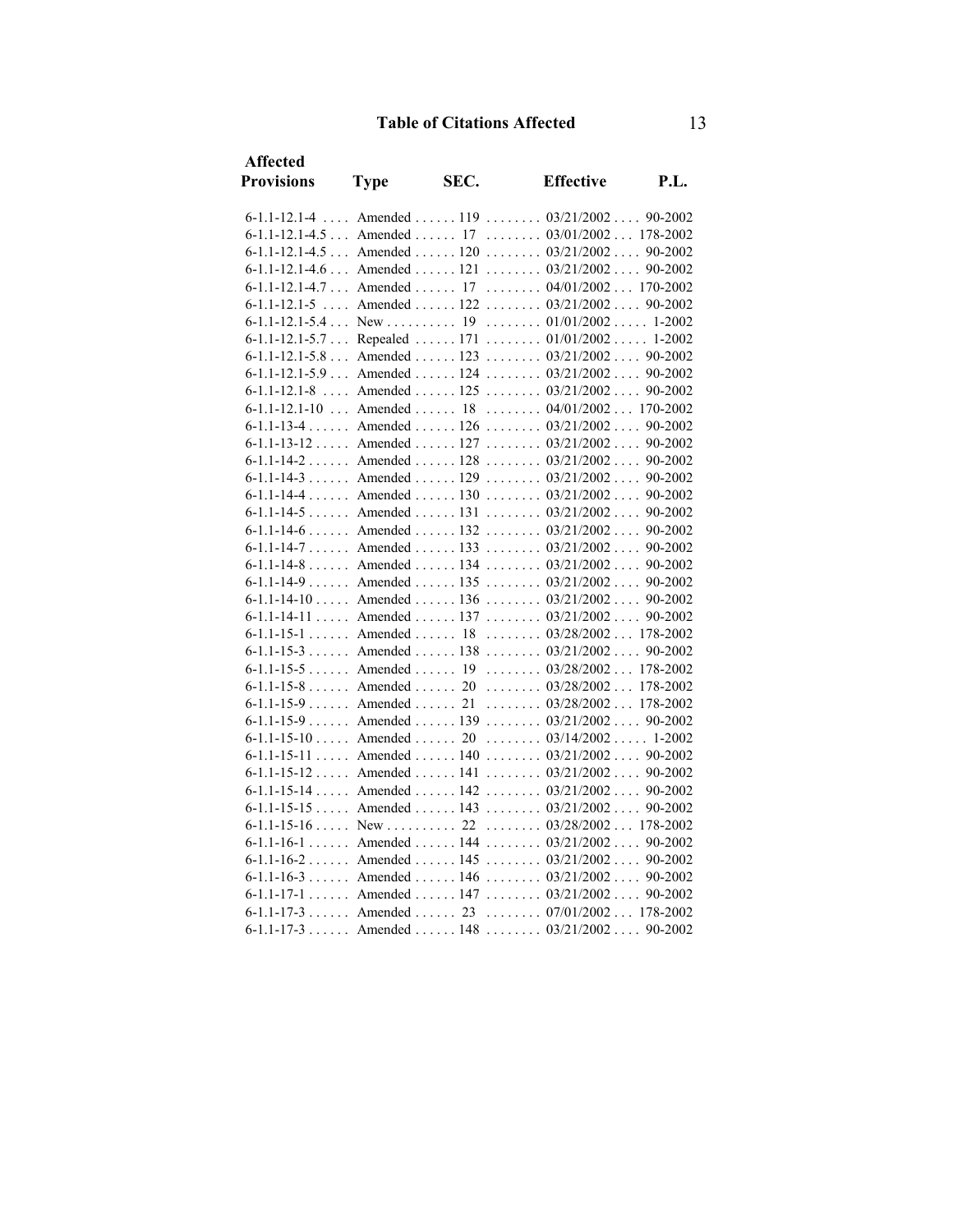## Table of Citations Affected

| Affected Provisions | Type | SEC. | Effective | P.L. |
|---|---|---|---|---|
| 6-1.1-12.1-4 | Amended | 119 | 03/21/2002 | 90-2002 |
| 6-1.1-12.1-4.5 | Amended | 17 | 03/01/2002 | 178-2002 |
| 6-1.1-12.1-4.5 | Amended | 120 | 03/21/2002 | 90-2002 |
| 6-1.1-12.1-4.6 | Amended | 121 | 03/21/2002 | 90-2002 |
| 6-1.1-12.1-4.7 | Amended | 17 | 04/01/2002 | 170-2002 |
| 6-1.1-12.1-5 | Amended | 122 | 03/21/2002 | 90-2002 |
| 6-1.1-12.1-5.4 | New | 19 | 01/01/2002 | 1-2002 |
| 6-1.1-12.1-5.7 | Repealed | 171 | 01/01/2002 | 1-2002 |
| 6-1.1-12.1-5.8 | Amended | 123 | 03/21/2002 | 90-2002 |
| 6-1.1-12.1-5.9 | Amended | 124 | 03/21/2002 | 90-2002 |
| 6-1.1-12.1-8 | Amended | 125 | 03/21/2002 | 90-2002 |
| 6-1.1-12.1-10 | Amended | 18 | 04/01/2002 | 170-2002 |
| 6-1.1-13-4 | Amended | 126 | 03/21/2002 | 90-2002 |
| 6-1.1-13-12 | Amended | 127 | 03/21/2002 | 90-2002 |
| 6-1.1-14-2 | Amended | 128 | 03/21/2002 | 90-2002 |
| 6-1.1-14-3 | Amended | 129 | 03/21/2002 | 90-2002 |
| 6-1.1-14-4 | Amended | 130 | 03/21/2002 | 90-2002 |
| 6-1.1-14-5 | Amended | 131 | 03/21/2002 | 90-2002 |
| 6-1.1-14-6 | Amended | 132 | 03/21/2002 | 90-2002 |
| 6-1.1-14-7 | Amended | 133 | 03/21/2002 | 90-2002 |
| 6-1.1-14-8 | Amended | 134 | 03/21/2002 | 90-2002 |
| 6-1.1-14-9 | Amended | 135 | 03/21/2002 | 90-2002 |
| 6-1.1-14-10 | Amended | 136 | 03/21/2002 | 90-2002 |
| 6-1.1-14-11 | Amended | 137 | 03/21/2002 | 90-2002 |
| 6-1.1-15-1 | Amended | 18 | 03/28/2002 | 178-2002 |
| 6-1.1-15-3 | Amended | 138 | 03/21/2002 | 90-2002 |
| 6-1.1-15-5 | Amended | 19 | 03/28/2002 | 178-2002 |
| 6-1.1-15-8 | Amended | 20 | 03/28/2002 | 178-2002 |
| 6-1.1-15-9 | Amended | 21 | 03/28/2002 | 178-2002 |
| 6-1.1-15-9 | Amended | 139 | 03/21/2002 | 90-2002 |
| 6-1.1-15-10 | Amended | 20 | 03/14/2002 | 1-2002 |
| 6-1.1-15-11 | Amended | 140 | 03/21/2002 | 90-2002 |
| 6-1.1-15-12 | Amended | 141 | 03/21/2002 | 90-2002 |
| 6-1.1-15-14 | Amended | 142 | 03/21/2002 | 90-2002 |
| 6-1.1-15-15 | Amended | 143 | 03/21/2002 | 90-2002 |
| 6-1.1-15-16 | New | 22 | 03/28/2002 | 178-2002 |
| 6-1.1-16-1 | Amended | 144 | 03/21/2002 | 90-2002 |
| 6-1.1-16-2 | Amended | 145 | 03/21/2002 | 90-2002 |
| 6-1.1-16-3 | Amended | 146 | 03/21/2002 | 90-2002 |
| 6-1.1-17-1 | Amended | 147 | 03/21/2002 | 90-2002 |
| 6-1.1-17-3 | Amended | 23 | 07/01/2002 | 178-2002 |
| 6-1.1-17-3 | Amended | 148 | 03/21/2002 | 90-2002 |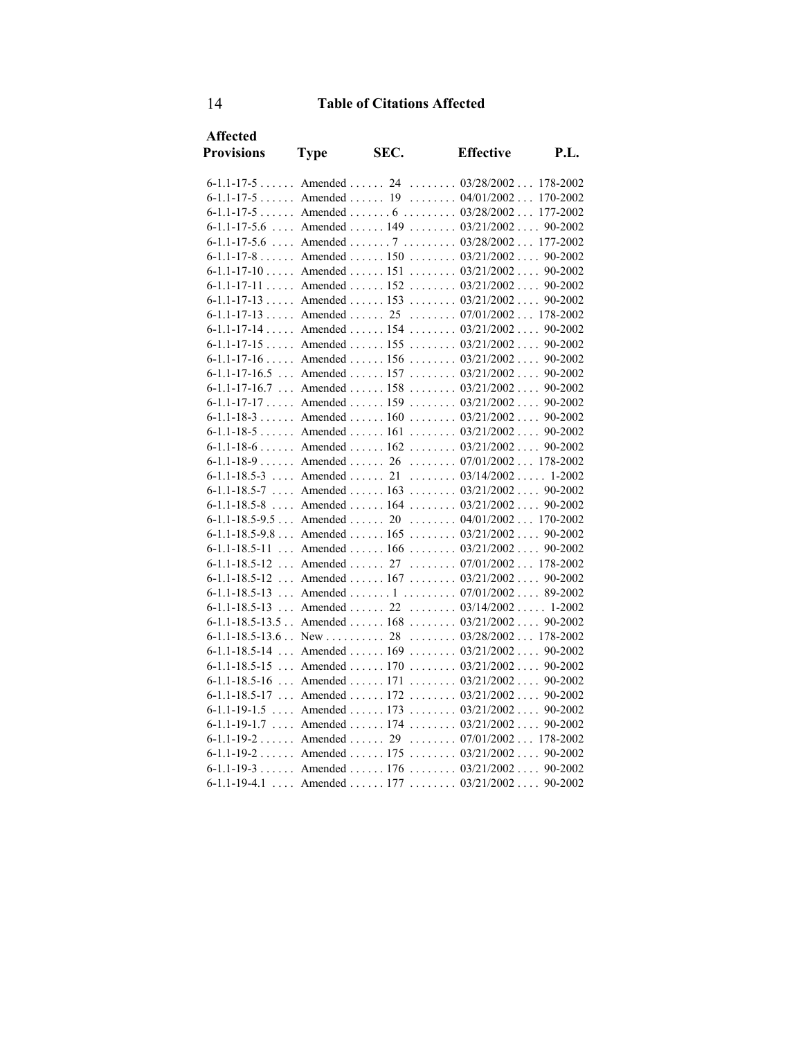## Table of Citations Affected

| Affected Provisions | Type | SEC. | Effective | P.L. |
|---|---|---|---|---|
| 6-1.1-17-5 | Amended | 24 | 03/28/2002 | 178-2002 |
| 6-1.1-17-5 | Amended | 19 | 04/01/2002 | 170-2002 |
| 6-1.1-17-5 | Amended | 6 | 03/28/2002 | 177-2002 |
| 6-1.1-17-5.6 | Amended | 149 | 03/21/2002 | 90-2002 |
| 6-1.1-17-5.6 | Amended | 7 | 03/28/2002 | 177-2002 |
| 6-1.1-17-8 | Amended | 150 | 03/21/2002 | 90-2002 |
| 6-1.1-17-10 | Amended | 151 | 03/21/2002 | 90-2002 |
| 6-1.1-17-11 | Amended | 152 | 03/21/2002 | 90-2002 |
| 6-1.1-17-13 | Amended | 153 | 03/21/2002 | 90-2002 |
| 6-1.1-17-13 | Amended | 25 | 07/01/2002 | 178-2002 |
| 6-1.1-17-14 | Amended | 154 | 03/21/2002 | 90-2002 |
| 6-1.1-17-15 | Amended | 155 | 03/21/2002 | 90-2002 |
| 6-1.1-17-16 | Amended | 156 | 03/21/2002 | 90-2002 |
| 6-1.1-17-16.5 | Amended | 157 | 03/21/2002 | 90-2002 |
| 6-1.1-17-16.7 | Amended | 158 | 03/21/2002 | 90-2002 |
| 6-1.1-17-17 | Amended | 159 | 03/21/2002 | 90-2002 |
| 6-1.1-18-3 | Amended | 160 | 03/21/2002 | 90-2002 |
| 6-1.1-18-5 | Amended | 161 | 03/21/2002 | 90-2002 |
| 6-1.1-18-6 | Amended | 162 | 03/21/2002 | 90-2002 |
| 6-1.1-18-9 | Amended | 26 | 07/01/2002 | 178-2002 |
| 6-1.1-18.5-3 | Amended | 21 | 03/14/2002 | 1-2002 |
| 6-1.1-18.5-7 | Amended | 163 | 03/21/2002 | 90-2002 |
| 6-1.1-18.5-8 | Amended | 164 | 03/21/2002 | 90-2002 |
| 6-1.1-18.5-9.5 | Amended | 20 | 04/01/2002 | 170-2002 |
| 6-1.1-18.5-9.8 | Amended | 165 | 03/21/2002 | 90-2002 |
| 6-1.1-18.5-11 | Amended | 166 | 03/21/2002 | 90-2002 |
| 6-1.1-18.5-12 | Amended | 27 | 07/01/2002 | 178-2002 |
| 6-1.1-18.5-12 | Amended | 167 | 03/21/2002 | 90-2002 |
| 6-1.1-18.5-13 | Amended | 1 | 07/01/2002 | 89-2002 |
| 6-1.1-18.5-13 | Amended | 22 | 03/14/2002 | 1-2002 |
| 6-1.1-18.5-13.5 | Amended | 168 | 03/21/2002 | 90-2002 |
| 6-1.1-18.5-13.6 | New | 28 | 03/28/2002 | 178-2002 |
| 6-1.1-18.5-14 | Amended | 169 | 03/21/2002 | 90-2002 |
| 6-1.1-18.5-15 | Amended | 170 | 03/21/2002 | 90-2002 |
| 6-1.1-18.5-16 | Amended | 171 | 03/21/2002 | 90-2002 |
| 6-1.1-18.5-17 | Amended | 172 | 03/21/2002 | 90-2002 |
| 6-1.1-19-1.5 | Amended | 173 | 03/21/2002 | 90-2002 |
| 6-1.1-19-1.7 | Amended | 174 | 03/21/2002 | 90-2002 |
| 6-1.1-19-2 | Amended | 29 | 07/01/2002 | 178-2002 |
| 6-1.1-19-2 | Amended | 175 | 03/21/2002 | 90-2002 |
| 6-1.1-19-3 | Amended | 176 | 03/21/2002 | 90-2002 |
| 6-1.1-19-4.1 | Amended | 177 | 03/21/2002 | 90-2002 |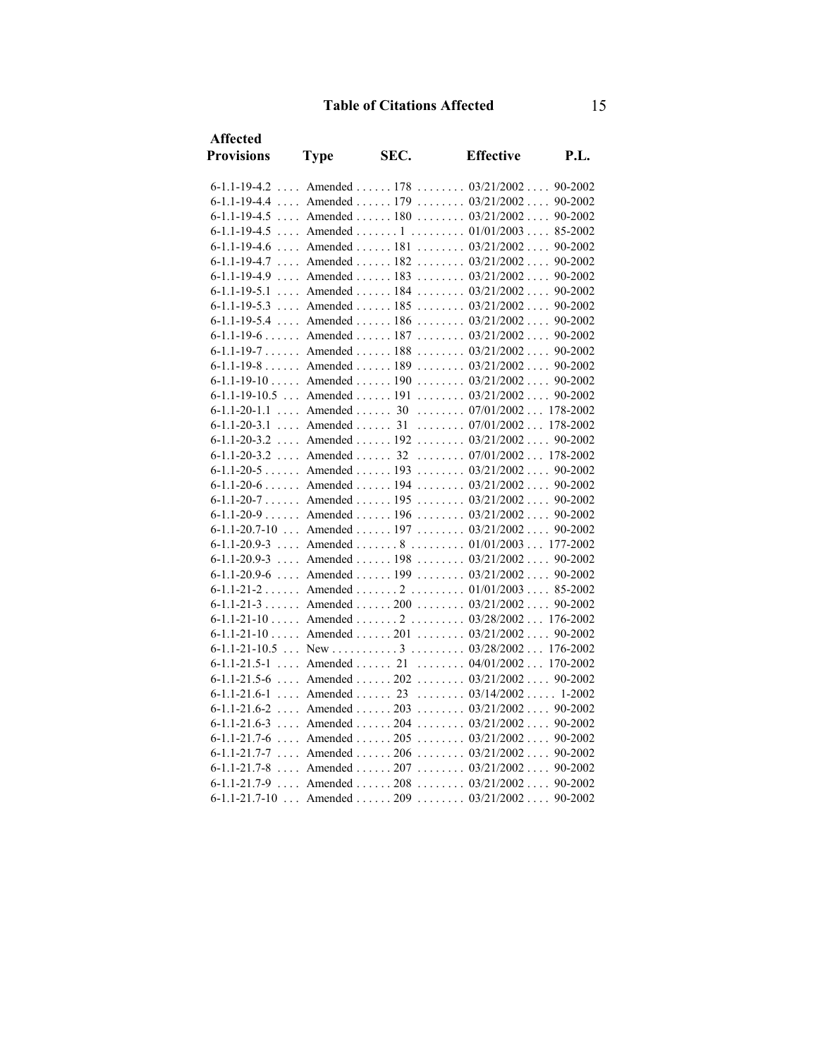## Table of Citations Affected

| Affected Provisions | Type | SEC. | Effective | P.L. |
|---|---|---|---|---|
| 6-1.1-19-4.2 | Amended | 178 | 03/21/2002 | 90-2002 |
| 6-1.1-19-4.4 | Amended | 179 | 03/21/2002 | 90-2002 |
| 6-1.1-19-4.5 | Amended | 180 | 03/21/2002 | 90-2002 |
| 6-1.1-19-4.5 | Amended | 1 | 01/01/2003 | 85-2002 |
| 6-1.1-19-4.6 | Amended | 181 | 03/21/2002 | 90-2002 |
| 6-1.1-19-4.7 | Amended | 182 | 03/21/2002 | 90-2002 |
| 6-1.1-19-4.9 | Amended | 183 | 03/21/2002 | 90-2002 |
| 6-1.1-19-5.1 | Amended | 184 | 03/21/2002 | 90-2002 |
| 6-1.1-19-5.3 | Amended | 185 | 03/21/2002 | 90-2002 |
| 6-1.1-19-5.4 | Amended | 186 | 03/21/2002 | 90-2002 |
| 6-1.1-19-6 | Amended | 187 | 03/21/2002 | 90-2002 |
| 6-1.1-19-7 | Amended | 188 | 03/21/2002 | 90-2002 |
| 6-1.1-19-8 | Amended | 189 | 03/21/2002 | 90-2002 |
| 6-1.1-19-10 | Amended | 190 | 03/21/2002 | 90-2002 |
| 6-1.1-19-10.5 | Amended | 191 | 03/21/2002 | 90-2002 |
| 6-1.1-20-1.1 | Amended | 30 | 07/01/2002 | 178-2002 |
| 6-1.1-20-3.1 | Amended | 31 | 07/01/2002 | 178-2002 |
| 6-1.1-20-3.2 | Amended | 192 | 03/21/2002 | 90-2002 |
| 6-1.1-20-3.2 | Amended | 32 | 07/01/2002 | 178-2002 |
| 6-1.1-20-5 | Amended | 193 | 03/21/2002 | 90-2002 |
| 6-1.1-20-6 | Amended | 194 | 03/21/2002 | 90-2002 |
| 6-1.1-20-7 | Amended | 195 | 03/21/2002 | 90-2002 |
| 6-1.1-20-9 | Amended | 196 | 03/21/2002 | 90-2002 |
| 6-1.1-20.7-10 | Amended | 197 | 03/21/2002 | 90-2002 |
| 6-1.1-20.9-3 | Amended | 8 | 01/01/2003 | 177-2002 |
| 6-1.1-20.9-3 | Amended | 198 | 03/21/2002 | 90-2002 |
| 6-1.1-20.9-6 | Amended | 199 | 03/21/2002 | 90-2002 |
| 6-1.1-21-2 | Amended | 2 | 01/01/2003 | 85-2002 |
| 6-1.1-21-3 | Amended | 200 | 03/21/2002 | 90-2002 |
| 6-1.1-21-10 | Amended | 2 | 03/28/2002 | 176-2002 |
| 6-1.1-21-10 | Amended | 201 | 03/21/2002 | 90-2002 |
| 6-1.1-21-10.5 | New | 3 | 03/28/2002 | 176-2002 |
| 6-1.1-21.5-1 | Amended | 21 | 04/01/2002 | 170-2002 |
| 6-1.1-21.5-6 | Amended | 202 | 03/21/2002 | 90-2002 |
| 6-1.1-21.6-1 | Amended | 23 | 03/14/2002 | 1-2002 |
| 6-1.1-21.6-2 | Amended | 203 | 03/21/2002 | 90-2002 |
| 6-1.1-21.6-3 | Amended | 204 | 03/21/2002 | 90-2002 |
| 6-1.1-21.7-6 | Amended | 205 | 03/21/2002 | 90-2002 |
| 6-1.1-21.7-7 | Amended | 206 | 03/21/2002 | 90-2002 |
| 6-1.1-21.7-8 | Amended | 207 | 03/21/2002 | 90-2002 |
| 6-1.1-21.7-9 | Amended | 208 | 03/21/2002 | 90-2002 |
| 6-1.1-21.7-10 | Amended | 209 | 03/21/2002 | 90-2002 |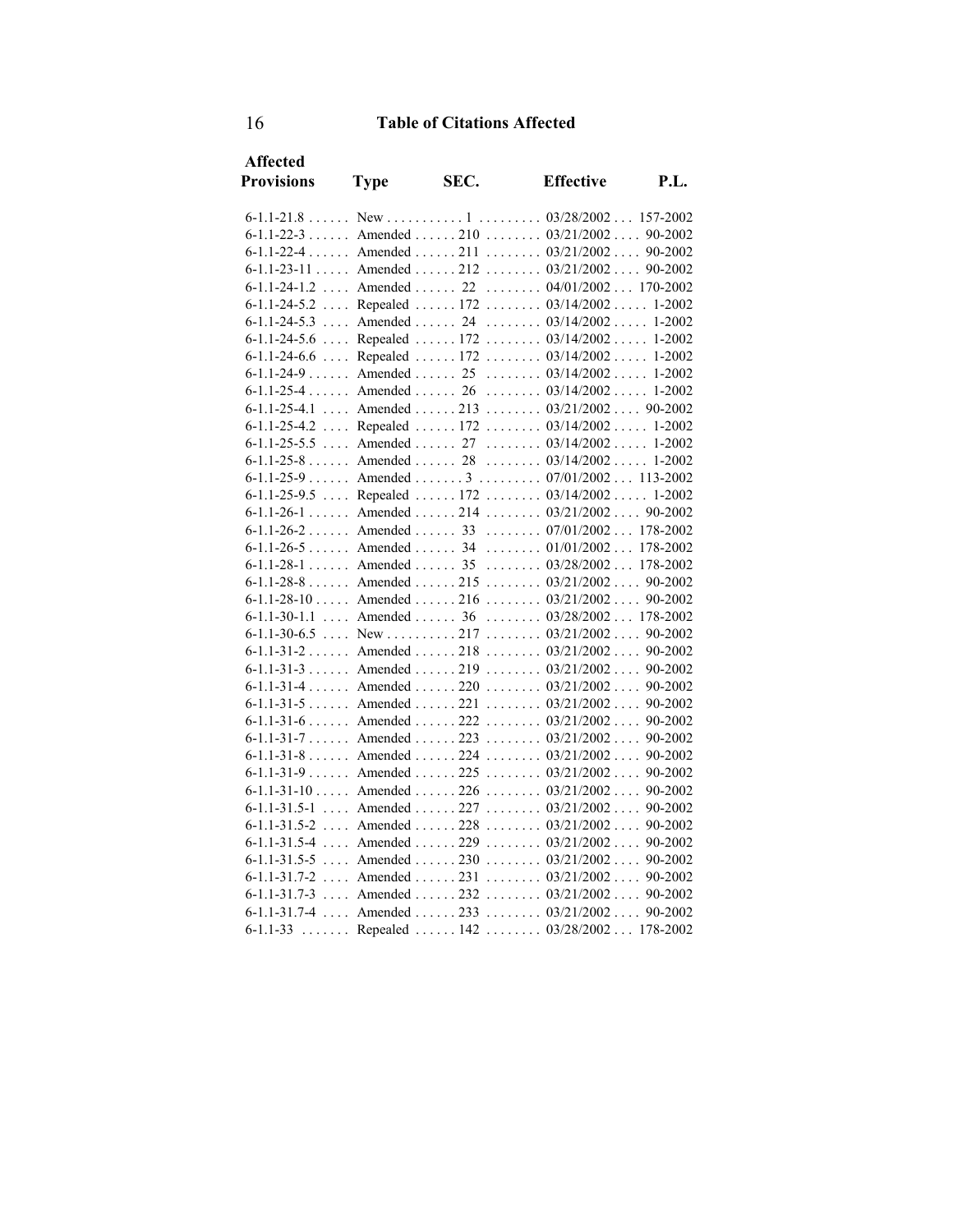## Table of Citations Affected

| Affected Provisions | Type | SEC. | Effective | P.L. |
|---|---|---|---|---|
| 6-1.1-21.8 | New | 1 | 03/28/2002 | 157-2002 |
| 6-1.1-22-3 | Amended | 210 | 03/21/2002 | 90-2002 |
| 6-1.1-22-4 | Amended | 211 | 03/21/2002 | 90-2002 |
| 6-1.1-23-11 | Amended | 212 | 03/21/2002 | 90-2002 |
| 6-1.1-24-1.2 | Amended | 22 | 04/01/2002 | 170-2002 |
| 6-1.1-24-5.2 | Repealed | 172 | 03/14/2002 | 1-2002 |
| 6-1.1-24-5.3 | Amended | 24 | 03/14/2002 | 1-2002 |
| 6-1.1-24-5.6 | Repealed | 172 | 03/14/2002 | 1-2002 |
| 6-1.1-24-6.6 | Repealed | 172 | 03/14/2002 | 1-2002 |
| 6-1.1-24-9 | Amended | 25 | 03/14/2002 | 1-2002 |
| 6-1.1-25-4 | Amended | 26 | 03/14/2002 | 1-2002 |
| 6-1.1-25-4.1 | Amended | 213 | 03/21/2002 | 90-2002 |
| 6-1.1-25-4.2 | Repealed | 172 | 03/14/2002 | 1-2002 |
| 6-1.1-25-5.5 | Amended | 27 | 03/14/2002 | 1-2002 |
| 6-1.1-25-8 | Amended | 28 | 03/14/2002 | 1-2002 |
| 6-1.1-25-9 | Amended | 3 | 07/01/2002 | 113-2002 |
| 6-1.1-25-9.5 | Repealed | 172 | 03/14/2002 | 1-2002 |
| 6-1.1-26-1 | Amended | 214 | 03/21/2002 | 90-2002 |
| 6-1.1-26-2 | Amended | 33 | 07/01/2002 | 178-2002 |
| 6-1.1-26-5 | Amended | 34 | 01/01/2002 | 178-2002 |
| 6-1.1-28-1 | Amended | 35 | 03/28/2002 | 178-2002 |
| 6-1.1-28-8 | Amended | 215 | 03/21/2002 | 90-2002 |
| 6-1.1-28-10 | Amended | 216 | 03/21/2002 | 90-2002 |
| 6-1.1-30-1.1 | Amended | 36 | 03/28/2002 | 178-2002 |
| 6-1.1-30-6.5 | New | 217 | 03/21/2002 | 90-2002 |
| 6-1.1-31-2 | Amended | 218 | 03/21/2002 | 90-2002 |
| 6-1.1-31-3 | Amended | 219 | 03/21/2002 | 90-2002 |
| 6-1.1-31-4 | Amended | 220 | 03/21/2002 | 90-2002 |
| 6-1.1-31-5 | Amended | 221 | 03/21/2002 | 90-2002 |
| 6-1.1-31-6 | Amended | 222 | 03/21/2002 | 90-2002 |
| 6-1.1-31-7 | Amended | 223 | 03/21/2002 | 90-2002 |
| 6-1.1-31-8 | Amended | 224 | 03/21/2002 | 90-2002 |
| 6-1.1-31-9 | Amended | 225 | 03/21/2002 | 90-2002 |
| 6-1.1-31-10 | Amended | 226 | 03/21/2002 | 90-2002 |
| 6-1.1-31.5-1 | Amended | 227 | 03/21/2002 | 90-2002 |
| 6-1.1-31.5-2 | Amended | 228 | 03/21/2002 | 90-2002 |
| 6-1.1-31.5-4 | Amended | 229 | 03/21/2002 | 90-2002 |
| 6-1.1-31.5-5 | Amended | 230 | 03/21/2002 | 90-2002 |
| 6-1.1-31.7-2 | Amended | 231 | 03/21/2002 | 90-2002 |
| 6-1.1-31.7-3 | Amended | 232 | 03/21/2002 | 90-2002 |
| 6-1.1-31.7-4 | Amended | 233 | 03/21/2002 | 90-2002 |
| 6-1.1-33 | Repealed | 142 | 03/28/2002 | 178-2002 |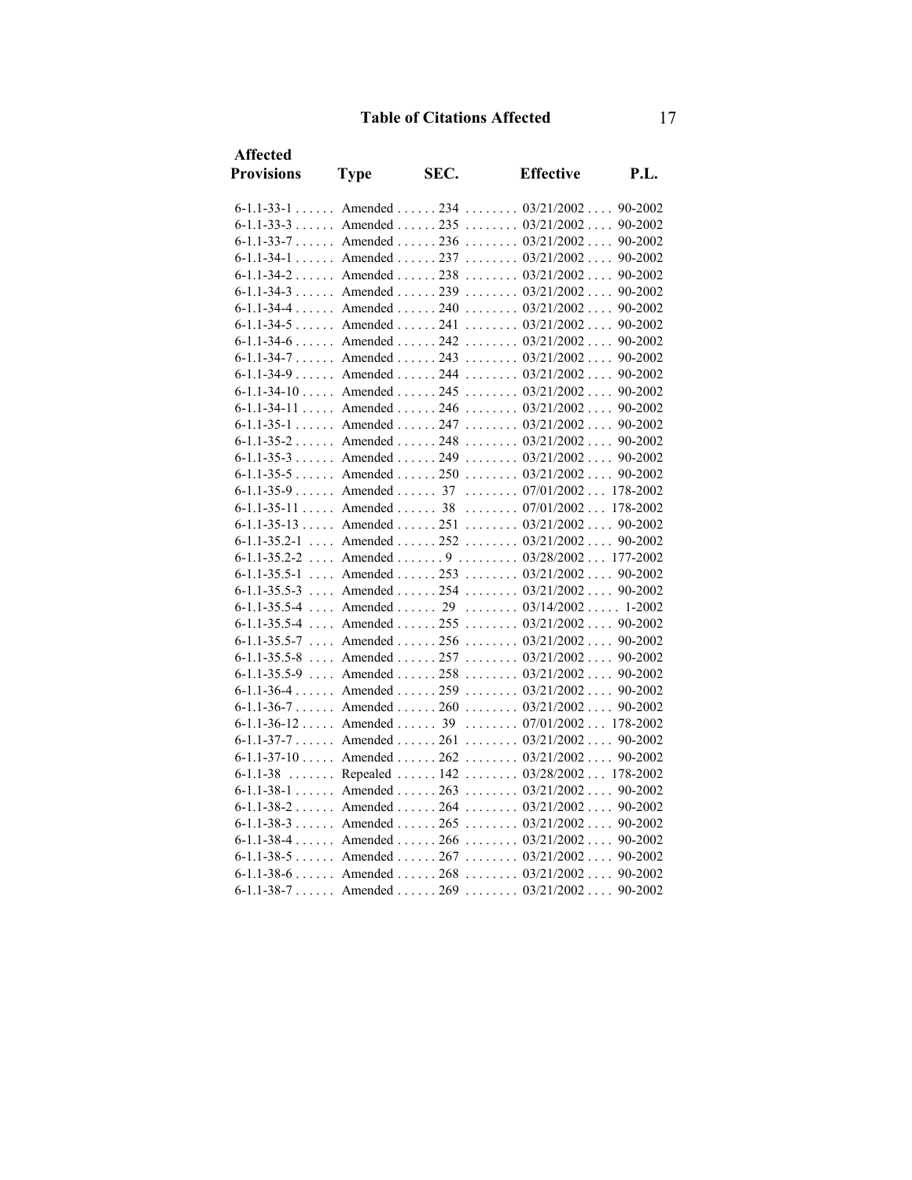## Table of Citations Affected

| Affected Provisions | Type | SEC. | Effective | P.L. |
|---|---|---|---|---|
| 6-1.1-33-1 | Amended | 234 | 03/21/2002 | 90-2002 |
| 6-1.1-33-3 | Amended | 235 | 03/21/2002 | 90-2002 |
| 6-1.1-33-7 | Amended | 236 | 03/21/2002 | 90-2002 |
| 6-1.1-34-1 | Amended | 237 | 03/21/2002 | 90-2002 |
| 6-1.1-34-2 | Amended | 238 | 03/21/2002 | 90-2002 |
| 6-1.1-34-3 | Amended | 239 | 03/21/2002 | 90-2002 |
| 6-1.1-34-4 | Amended | 240 | 03/21/2002 | 90-2002 |
| 6-1.1-34-5 | Amended | 241 | 03/21/2002 | 90-2002 |
| 6-1.1-34-6 | Amended | 242 | 03/21/2002 | 90-2002 |
| 6-1.1-34-7 | Amended | 243 | 03/21/2002 | 90-2002 |
| 6-1.1-34-9 | Amended | 244 | 03/21/2002 | 90-2002 |
| 6-1.1-34-10 | Amended | 245 | 03/21/2002 | 90-2002 |
| 6-1.1-34-11 | Amended | 246 | 03/21/2002 | 90-2002 |
| 6-1.1-35-1 | Amended | 247 | 03/21/2002 | 90-2002 |
| 6-1.1-35-2 | Amended | 248 | 03/21/2002 | 90-2002 |
| 6-1.1-35-3 | Amended | 249 | 03/21/2002 | 90-2002 |
| 6-1.1-35-5 | Amended | 250 | 03/21/2002 | 90-2002 |
| 6-1.1-35-9 | Amended | 37 | 07/01/2002 | 178-2002 |
| 6-1.1-35-11 | Amended | 38 | 07/01/2002 | 178-2002 |
| 6-1.1-35-13 | Amended | 251 | 03/21/2002 | 90-2002 |
| 6-1.1-35.2-1 | Amended | 252 | 03/21/2002 | 90-2002 |
| 6-1.1-35.2-2 | Amended | 9 | 03/28/2002 | 177-2002 |
| 6-1.1-35.5-1 | Amended | 253 | 03/21/2002 | 90-2002 |
| 6-1.1-35.5-3 | Amended | 254 | 03/21/2002 | 90-2002 |
| 6-1.1-35.5-4 | Amended | 29 | 03/14/2002 | 1-2002 |
| 6-1.1-35.5-4 | Amended | 255 | 03/21/2002 | 90-2002 |
| 6-1.1-35.5-7 | Amended | 256 | 03/21/2002 | 90-2002 |
| 6-1.1-35.5-8 | Amended | 257 | 03/21/2002 | 90-2002 |
| 6-1.1-35.5-9 | Amended | 258 | 03/21/2002 | 90-2002 |
| 6-1.1-36-4 | Amended | 259 | 03/21/2002 | 90-2002 |
| 6-1.1-36-7 | Amended | 260 | 03/21/2002 | 90-2002 |
| 6-1.1-36-12 | Amended | 39 | 07/01/2002 | 178-2002 |
| 6-1.1-37-7 | Amended | 261 | 03/21/2002 | 90-2002 |
| 6-1.1-37-10 | Amended | 262 | 03/21/2002 | 90-2002 |
| 6-1.1-38 | Repealed | 142 | 03/28/2002 | 178-2002 |
| 6-1.1-38-1 | Amended | 263 | 03/21/2002 | 90-2002 |
| 6-1.1-38-2 | Amended | 264 | 03/21/2002 | 90-2002 |
| 6-1.1-38-3 | Amended | 265 | 03/21/2002 | 90-2002 |
| 6-1.1-38-4 | Amended | 266 | 03/21/2002 | 90-2002 |
| 6-1.1-38-5 | Amended | 267 | 03/21/2002 | 90-2002 |
| 6-1.1-38-6 | Amended | 268 | 03/21/2002 | 90-2002 |
| 6-1.1-38-7 | Amended | 269 | 03/21/2002 | 90-2002 |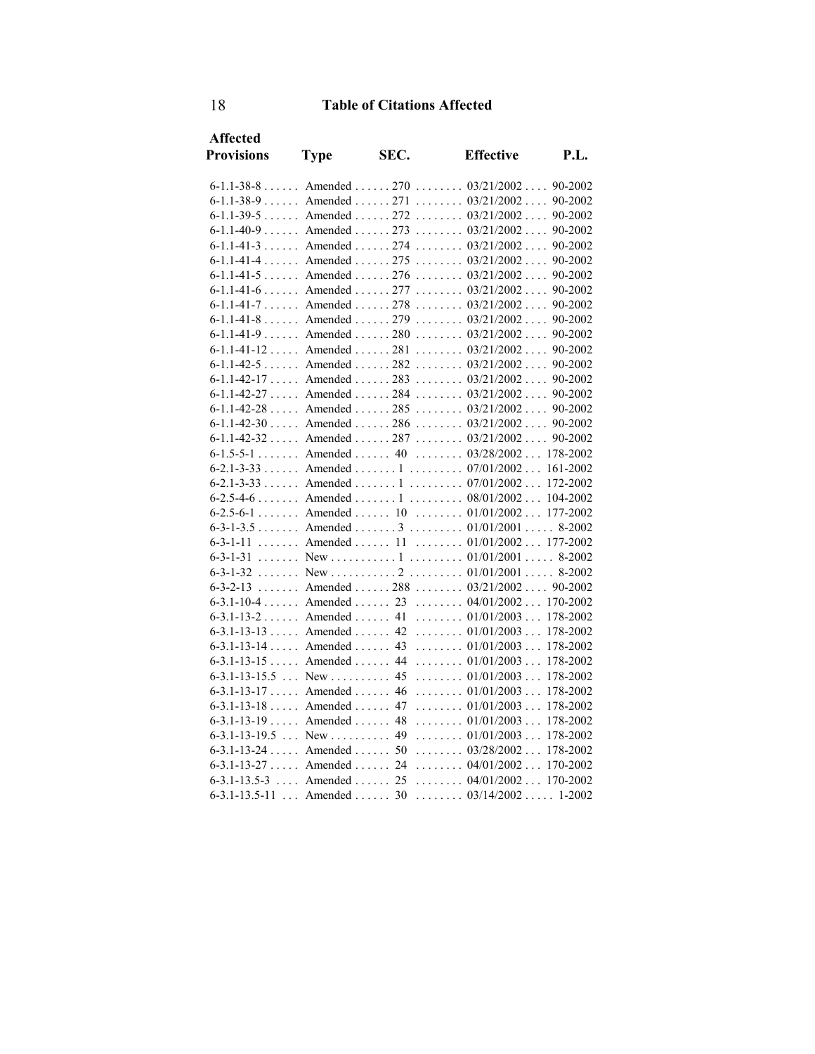## Table of Citations Affected

| Affected Provisions | Type | SEC. | Effective | P.L. |
|---|---|---|---|---|
| 6-1.1-38-8 | Amended | 270 | 03/21/2002 | 90-2002 |
| 6-1.1-38-9 | Amended | 271 | 03/21/2002 | 90-2002 |
| 6-1.1-39-5 | Amended | 272 | 03/21/2002 | 90-2002 |
| 6-1.1-40-9 | Amended | 273 | 03/21/2002 | 90-2002 |
| 6-1.1-41-3 | Amended | 274 | 03/21/2002 | 90-2002 |
| 6-1.1-41-4 | Amended | 275 | 03/21/2002 | 90-2002 |
| 6-1.1-41-5 | Amended | 276 | 03/21/2002 | 90-2002 |
| 6-1.1-41-6 | Amended | 277 | 03/21/2002 | 90-2002 |
| 6-1.1-41-7 | Amended | 278 | 03/21/2002 | 90-2002 |
| 6-1.1-41-8 | Amended | 279 | 03/21/2002 | 90-2002 |
| 6-1.1-41-9 | Amended | 280 | 03/21/2002 | 90-2002 |
| 6-1.1-41-12 | Amended | 281 | 03/21/2002 | 90-2002 |
| 6-1.1-42-5 | Amended | 282 | 03/21/2002 | 90-2002 |
| 6-1.1-42-17 | Amended | 283 | 03/21/2002 | 90-2002 |
| 6-1.1-42-27 | Amended | 284 | 03/21/2002 | 90-2002 |
| 6-1.1-42-28 | Amended | 285 | 03/21/2002 | 90-2002 |
| 6-1.1-42-30 | Amended | 286 | 03/21/2002 | 90-2002 |
| 6-1.1-42-32 | Amended | 287 | 03/21/2002 | 90-2002 |
| 6-1.5-5-1 | Amended | 40 | 03/28/2002 | 178-2002 |
| 6-2.1-3-33 | Amended | 1 | 07/01/2002 | 161-2002 |
| 6-2.1-3-33 | Amended | 1 | 07/01/2002 | 172-2002 |
| 6-2.5-4-6 | Amended | 1 | 08/01/2002 | 104-2002 |
| 6-2.5-6-1 | Amended | 10 | 01/01/2002 | 177-2002 |
| 6-3-1-3.5 | Amended | 3 | 01/01/2001 | 8-2002 |
| 6-3-1-11 | Amended | 11 | 01/01/2002 | 177-2002 |
| 6-3-1-31 | New | 1 | 01/01/2001 | 8-2002 |
| 6-3-1-32 | New | 2 | 01/01/2001 | 8-2002 |
| 6-3-2-13 | Amended | 288 | 03/21/2002 | 90-2002 |
| 6-3.1-10-4 | Amended | 23 | 04/01/2002 | 170-2002 |
| 6-3.1-13-2 | Amended | 41 | 01/01/2003 | 178-2002 |
| 6-3.1-13-13 | Amended | 42 | 01/01/2003 | 178-2002 |
| 6-3.1-13-14 | Amended | 43 | 01/01/2003 | 178-2002 |
| 6-3.1-13-15 | Amended | 44 | 01/01/2003 | 178-2002 |
| 6-3.1-13-15.5 | New | 45 | 01/01/2003 | 178-2002 |
| 6-3.1-13-17 | Amended | 46 | 01/01/2003 | 178-2002 |
| 6-3.1-13-18 | Amended | 47 | 01/01/2003 | 178-2002 |
| 6-3.1-13-19 | Amended | 48 | 01/01/2003 | 178-2002 |
| 6-3.1-13-19.5 | New | 49 | 01/01/2003 | 178-2002 |
| 6-3.1-13-24 | Amended | 50 | 03/28/2002 | 178-2002 |
| 6-3.1-13-27 | Amended | 24 | 04/01/2002 | 170-2002 |
| 6-3.1-13.5-3 | Amended | 25 | 04/01/2002 | 170-2002 |
| 6-3.1-13.5-11 | Amended | 30 | 03/14/2002 | 1-2002 |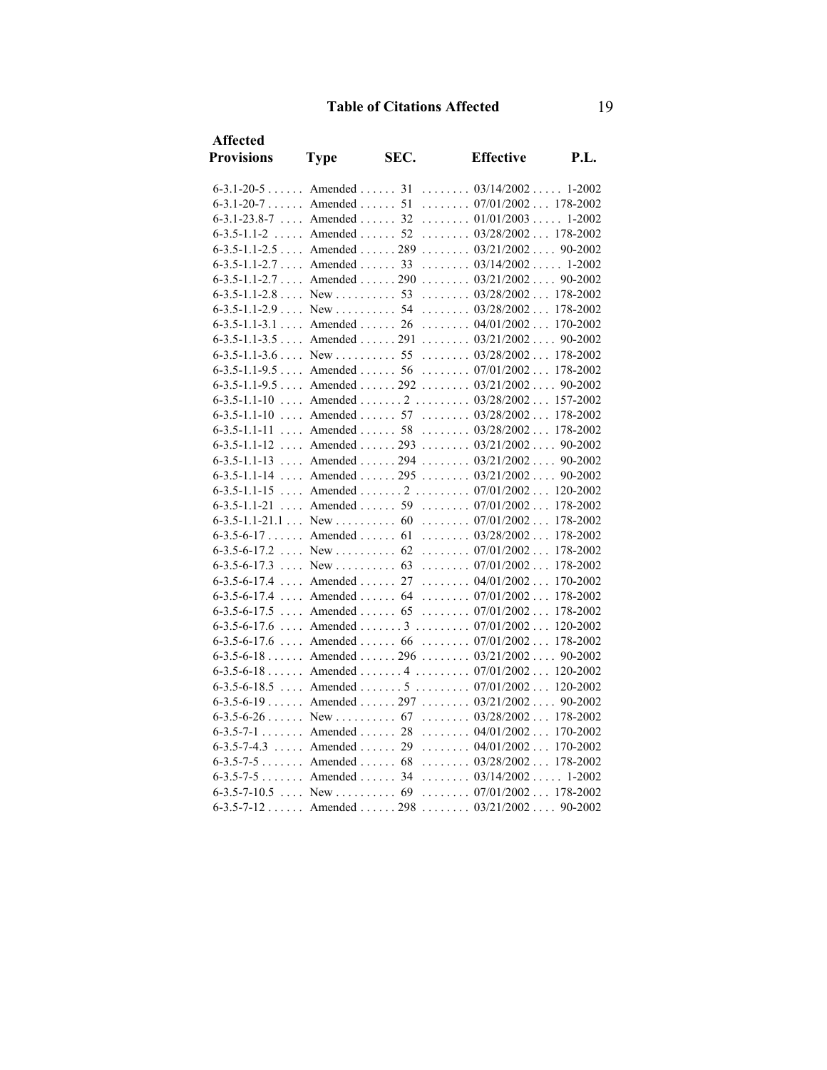## Table of Citations Affected

| Affected Provisions | Type | SEC. | Effective | P.L. |
|---|---|---|---|---|
| 6-3.1-20-5 | Amended | 31 | 03/14/2002 | 1-2002 |
| 6-3.1-20-7 | Amended | 51 | 07/01/2002 | 178-2002 |
| 6-3.1-23.8-7 | Amended | 32 | 01/01/2003 | 1-2002 |
| 6-3.5-1.1-2 | Amended | 52 | 03/28/2002 | 178-2002 |
| 6-3.5-1.1-2.5 | Amended | 289 | 03/21/2002 | 90-2002 |
| 6-3.5-1.1-2.7 | Amended | 33 | 03/14/2002 | 1-2002 |
| 6-3.5-1.1-2.7 | Amended | 290 | 03/21/2002 | 90-2002 |
| 6-3.5-1.1-2.8 | New | 53 | 03/28/2002 | 178-2002 |
| 6-3.5-1.1-2.9 | New | 54 | 03/28/2002 | 178-2002 |
| 6-3.5-1.1-3.1 | Amended | 26 | 04/01/2002 | 170-2002 |
| 6-3.5-1.1-3.5 | Amended | 291 | 03/21/2002 | 90-2002 |
| 6-3.5-1.1-3.6 | New | 55 | 03/28/2002 | 178-2002 |
| 6-3.5-1.1-9.5 | Amended | 56 | 07/01/2002 | 178-2002 |
| 6-3.5-1.1-9.5 | Amended | 292 | 03/21/2002 | 90-2002 |
| 6-3.5-1.1-10 | Amended | 2 | 03/28/2002 | 157-2002 |
| 6-3.5-1.1-10 | Amended | 57 | 03/28/2002 | 178-2002 |
| 6-3.5-1.1-11 | Amended | 58 | 03/28/2002 | 178-2002 |
| 6-3.5-1.1-12 | Amended | 293 | 03/21/2002 | 90-2002 |
| 6-3.5-1.1-13 | Amended | 294 | 03/21/2002 | 90-2002 |
| 6-3.5-1.1-14 | Amended | 295 | 03/21/2002 | 90-2002 |
| 6-3.5-1.1-15 | Amended | 2 | 07/01/2002 | 120-2002 |
| 6-3.5-1.1-21 | Amended | 59 | 07/01/2002 | 178-2002 |
| 6-3.5-1.1-21.1 | New | 60 | 07/01/2002 | 178-2002 |
| 6-3.5-6-17 | Amended | 61 | 03/28/2002 | 178-2002 |
| 6-3.5-6-17.2 | New | 62 | 07/01/2002 | 178-2002 |
| 6-3.5-6-17.3 | New | 63 | 07/01/2002 | 178-2002 |
| 6-3.5-6-17.4 | Amended | 27 | 04/01/2002 | 170-2002 |
| 6-3.5-6-17.4 | Amended | 64 | 07/01/2002 | 178-2002 |
| 6-3.5-6-17.5 | Amended | 65 | 07/01/2002 | 178-2002 |
| 6-3.5-6-17.6 | Amended | 3 | 07/01/2002 | 120-2002 |
| 6-3.5-6-17.6 | Amended | 66 | 07/01/2002 | 178-2002 |
| 6-3.5-6-18 | Amended | 296 | 03/21/2002 | 90-2002 |
| 6-3.5-6-18 | Amended | 4 | 07/01/2002 | 120-2002 |
| 6-3.5-6-18.5 | Amended | 5 | 07/01/2002 | 120-2002 |
| 6-3.5-6-19 | Amended | 297 | 03/21/2002 | 90-2002 |
| 6-3.5-6-26 | New | 67 | 03/28/2002 | 178-2002 |
| 6-3.5-7-1 | Amended | 28 | 04/01/2002 | 170-2002 |
| 6-3.5-7-4.3 | Amended | 29 | 04/01/2002 | 170-2002 |
| 6-3.5-7-5 | Amended | 68 | 03/28/2002 | 178-2002 |
| 6-3.5-7-5 | Amended | 34 | 03/14/2002 | 1-2002 |
| 6-3.5-7-10.5 | New | 69 | 07/01/2002 | 178-2002 |
| 6-3.5-7-12 | Amended | 298 | 03/21/2002 | 90-2002 |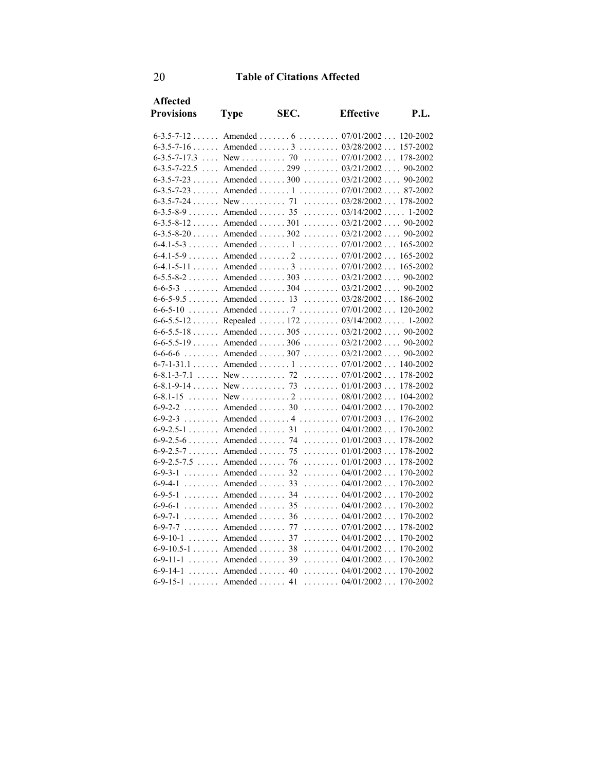## Table of Citations Affected

| Affected Provisions | Type | SEC. | Effective | P.L. |
|---|---|---|---|---|
| 6-3.5-7-12 | Amended | 6 | 07/01/2002 | 120-2002 |
| 6-3.5-7-16 | Amended | 3 | 03/28/2002 | 157-2002 |
| 6-3.5-7-17.3 | New | 70 | 07/01/2002 | 178-2002 |
| 6-3.5-7-22.5 | Amended | 299 | 03/21/2002 | 90-2002 |
| 6-3.5-7-23 | Amended | 300 | 03/21/2002 | 90-2002 |
| 6-3.5-7-23 | Amended | 1 | 07/01/2002 | 87-2002 |
| 6-3.5-7-24 | New | 71 | 03/28/2002 | 178-2002 |
| 6-3.5-8-9 | Amended | 35 | 03/14/2002 | 1-2002 |
| 6-3.5-8-12 | Amended | 301 | 03/21/2002 | 90-2002 |
| 6-3.5-8-20 | Amended | 302 | 03/21/2002 | 90-2002 |
| 6-4.1-5-3 | Amended | 1 | 07/01/2002 | 165-2002 |
| 6-4.1-5-9 | Amended | 2 | 07/01/2002 | 165-2002 |
| 6-4.1-5-11 | Amended | 3 | 07/01/2002 | 165-2002 |
| 6-5.5-8-2 | Amended | 303 | 03/21/2002 | 90-2002 |
| 6-6-5-3 | Amended | 304 | 03/21/2002 | 90-2002 |
| 6-6-5-9.5 | Amended | 13 | 03/28/2002 | 186-2002 |
| 6-6-5-10 | Amended | 7 | 07/01/2002 | 120-2002 |
| 6-6-5.5-12 | Repealed | 172 | 03/14/2002 | 1-2002 |
| 6-6-5.5-18 | Amended | 305 | 03/21/2002 | 90-2002 |
| 6-6-5.5-19 | Amended | 306 | 03/21/2002 | 90-2002 |
| 6-6-6-6 | Amended | 307 | 03/21/2002 | 90-2002 |
| 6-7-1-31.1 | Amended | 1 | 07/01/2002 | 140-2002 |
| 6-8.1-3-7.1 | New | 72 | 07/01/2002 | 178-2002 |
| 6-8.1-9-14 | New | 73 | 01/01/2003 | 178-2002 |
| 6-8.1-15 | New | 2 | 08/01/2002 | 104-2002 |
| 6-9-2-2 | Amended | 30 | 04/01/2002 | 170-2002 |
| 6-9-2-3 | Amended | 4 | 07/01/2003 | 176-2002 |
| 6-9-2.5-1 | Amended | 31 | 04/01/2002 | 170-2002 |
| 6-9-2.5-6 | Amended | 74 | 01/01/2003 | 178-2002 |
| 6-9-2.5-7 | Amended | 75 | 01/01/2003 | 178-2002 |
| 6-9-2.5-7.5 | Amended | 76 | 01/01/2003 | 178-2002 |
| 6-9-3-1 | Amended | 32 | 04/01/2002 | 170-2002 |
| 6-9-4-1 | Amended | 33 | 04/01/2002 | 170-2002 |
| 6-9-5-1 | Amended | 34 | 04/01/2002 | 170-2002 |
| 6-9-6-1 | Amended | 35 | 04/01/2002 | 170-2002 |
| 6-9-7-1 | Amended | 36 | 04/01/2002 | 170-2002 |
| 6-9-7-7 | Amended | 77 | 07/01/2002 | 178-2002 |
| 6-9-10-1 | Amended | 37 | 04/01/2002 | 170-2002 |
| 6-9-10.5-1 | Amended | 38 | 04/01/2002 | 170-2002 |
| 6-9-11-1 | Amended | 39 | 04/01/2002 | 170-2002 |
| 6-9-14-1 | Amended | 40 | 04/01/2002 | 170-2002 |
| 6-9-15-1 | Amended | 41 | 04/01/2002 | 170-2002 |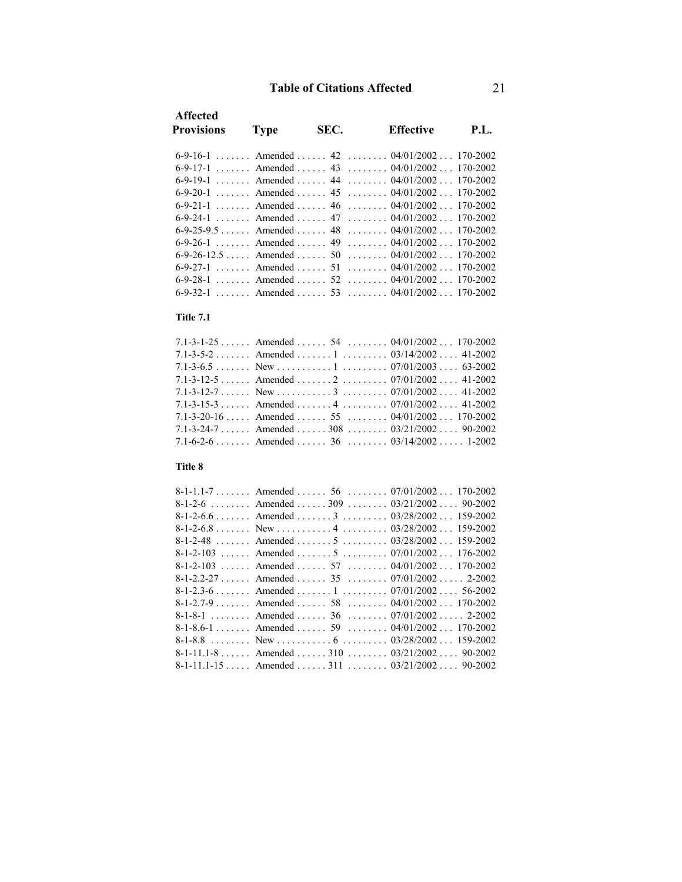| Affected Provisions | Type | SEC. | Effective | P.L. |
|---|---|---|---|---|
| 6-9-16-1 | Amended | 42 | 04/01/2002 | 170-2002 |
| 6-9-17-1 | Amended | 43 | 04/01/2002 | 170-2002 |
| 6-9-19-1 | Amended | 44 | 04/01/2002 | 170-2002 |
| 6-9-20-1 | Amended | 45 | 04/01/2002 | 170-2002 |
| 6-9-21-1 | Amended | 46 | 04/01/2002 | 170-2002 |
| 6-9-24-1 | Amended | 47 | 04/01/2002 | 170-2002 |
| 6-9-25-9.5 | Amended | 48 | 04/01/2002 | 170-2002 |
| 6-9-26-1 | Amended | 49 | 04/01/2002 | 170-2002 |
| 6-9-26-12.5 | Amended | 50 | 04/01/2002 | 170-2002 |
| 6-9-27-1 | Amended | 51 | 04/01/2002 | 170-2002 |
| 6-9-28-1 | Amended | 52 | 04/01/2002 | 170-2002 |
| 6-9-32-1 | Amended | 53 | 04/01/2002 | 170-2002 |

**Title 7.1**

| Affected Provisions | Type | SEC. | Effective | P.L. |
|---|---|---|---|---|
| 7.1-3-1-25 | Amended | 54 | 04/01/2002 | 170-2002 |
| 7.1-3-5-2 | Amended | 1 | 03/14/2002 | 41-2002 |
| 7.1-3-6.5 | New | 1 | 07/01/2003 | 63-2002 |
| 7.1-3-12-5 | Amended | 2 | 07/01/2002 | 41-2002 |
| 7.1-3-12-7 | New | 3 | 07/01/2002 | 41-2002 |
| 7.1-3-15-3 | Amended | 4 | 07/01/2002 | 41-2002 |
| 7.1-3-20-16 | Amended | 55 | 04/01/2002 | 170-2002 |
| 7.1-3-24-7 | Amended | 308 | 03/21/2002 | 90-2002 |
| 7.1-6-2-6 | Amended | 36 | 03/14/2002 | 1-2002 |

**Title 8**

| Affected Provisions | Type | SEC. | Effective | P.L. |
|---|---|---|---|---|
| 8-1-1.1-7 | Amended | 56 | 07/01/2002 | 170-2002 |
| 8-1-2-6 | Amended | 309 | 03/21/2002 | 90-2002 |
| 8-1-2-6.6 | Amended | 3 | 03/28/2002 | 159-2002 |
| 8-1-2-6.8 | New | 4 | 03/28/2002 | 159-2002 |
| 8-1-2-48 | Amended | 5 | 03/28/2002 | 159-2002 |
| 8-1-2-103 | Amended | 5 | 07/01/2002 | 176-2002 |
| 8-1-2-103 | Amended | 57 | 04/01/2002 | 170-2002 |
| 8-1-2.2-27 | Amended | 35 | 07/01/2002 | 2-2002 |
| 8-1-2.3-6 | Amended | 1 | 07/01/2002 | 56-2002 |
| 8-1-2.7-9 | Amended | 58 | 04/01/2002 | 170-2002 |
| 8-1-8-1 | Amended | 36 | 07/01/2002 | 2-2002 |
| 8-1-8.6-1 | Amended | 59 | 04/01/2002 | 170-2002 |
| 8-1-8.8 | New | 6 | 03/28/2002 | 159-2002 |
| 8-1-11.1-8 | Amended | 310 | 03/21/2002 | 90-2002 |
| 8-1-11.1-15 | Amended | 311 | 03/21/2002 | 90-2002 |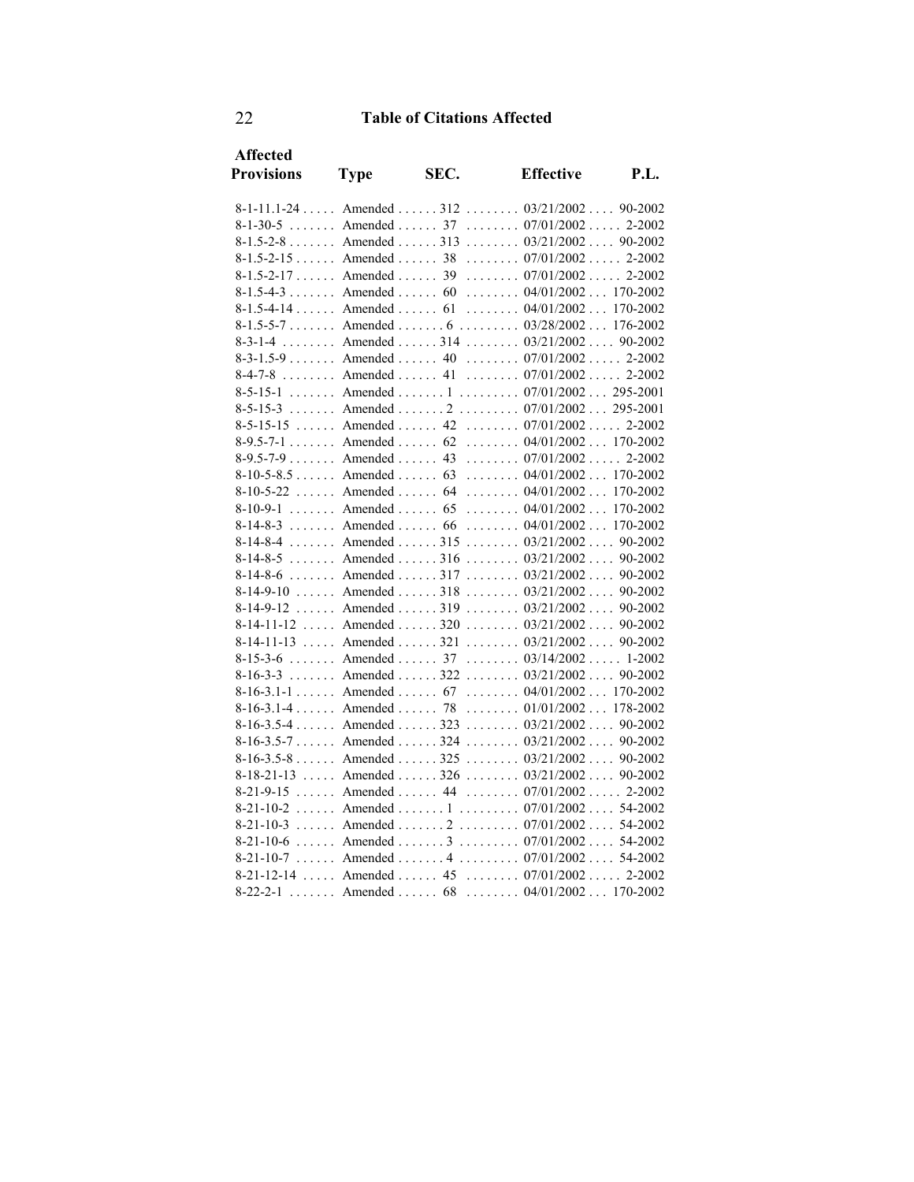## Table of Citations Affected

| Affected Provisions | Type | SEC. | Effective | P.L. |
|---|---|---|---|---|
| 8-1-11.1-24 | Amended | 312 | 03/21/2002 | 90-2002 |
| 8-1-30-5 | Amended | 37 | 07/01/2002 | 2-2002 |
| 8-1.5-2-8 | Amended | 313 | 03/21/2002 | 90-2002 |
| 8-1.5-2-15 | Amended | 38 | 07/01/2002 | 2-2002 |
| 8-1.5-2-17 | Amended | 39 | 07/01/2002 | 2-2002 |
| 8-1.5-4-3 | Amended | 60 | 04/01/2002 | 170-2002 |
| 8-1.5-4-14 | Amended | 61 | 04/01/2002 | 170-2002 |
| 8-1.5-5-7 | Amended | 6 | 03/28/2002 | 176-2002 |
| 8-3-1-4 | Amended | 314 | 03/21/2002 | 90-2002 |
| 8-3-1.5-9 | Amended | 40 | 07/01/2002 | 2-2002 |
| 8-4-7-8 | Amended | 41 | 07/01/2002 | 2-2002 |
| 8-5-15-1 | Amended | 1 | 07/01/2002 | 295-2001 |
| 8-5-15-3 | Amended | 2 | 07/01/2002 | 295-2001 |
| 8-5-15-15 | Amended | 42 | 07/01/2002 | 2-2002 |
| 8-9.5-7-1 | Amended | 62 | 04/01/2002 | 170-2002 |
| 8-9.5-7-9 | Amended | 43 | 07/01/2002 | 2-2002 |
| 8-10-5-8.5 | Amended | 63 | 04/01/2002 | 170-2002 |
| 8-10-5-22 | Amended | 64 | 04/01/2002 | 170-2002 |
| 8-10-9-1 | Amended | 65 | 04/01/2002 | 170-2002 |
| 8-14-8-3 | Amended | 66 | 04/01/2002 | 170-2002 |
| 8-14-8-4 | Amended | 315 | 03/21/2002 | 90-2002 |
| 8-14-8-5 | Amended | 316 | 03/21/2002 | 90-2002 |
| 8-14-8-6 | Amended | 317 | 03/21/2002 | 90-2002 |
| 8-14-9-10 | Amended | 318 | 03/21/2002 | 90-2002 |
| 8-14-9-12 | Amended | 319 | 03/21/2002 | 90-2002 |
| 8-14-11-12 | Amended | 320 | 03/21/2002 | 90-2002 |
| 8-14-11-13 | Amended | 321 | 03/21/2002 | 90-2002 |
| 8-15-3-6 | Amended | 37 | 03/14/2002 | 1-2002 |
| 8-16-3-3 | Amended | 322 | 03/21/2002 | 90-2002 |
| 8-16-3.1-1 | Amended | 67 | 04/01/2002 | 170-2002 |
| 8-16-3.1-4 | Amended | 78 | 01/01/2002 | 178-2002 |
| 8-16-3.5-4 | Amended | 323 | 03/21/2002 | 90-2002 |
| 8-16-3.5-7 | Amended | 324 | 03/21/2002 | 90-2002 |
| 8-16-3.5-8 | Amended | 325 | 03/21/2002 | 90-2002 |
| 8-18-21-13 | Amended | 326 | 03/21/2002 | 90-2002 |
| 8-21-9-15 | Amended | 44 | 07/01/2002 | 2-2002 |
| 8-21-10-2 | Amended | 1 | 07/01/2002 | 54-2002 |
| 8-21-10-3 | Amended | 2 | 07/01/2002 | 54-2002 |
| 8-21-10-6 | Amended | 3 | 07/01/2002 | 54-2002 |
| 8-21-10-7 | Amended | 4 | 07/01/2002 | 54-2002 |
| 8-21-12-14 | Amended | 45 | 07/01/2002 | 2-2002 |
| 8-22-2-1 | Amended | 68 | 04/01/2002 | 170-2002 |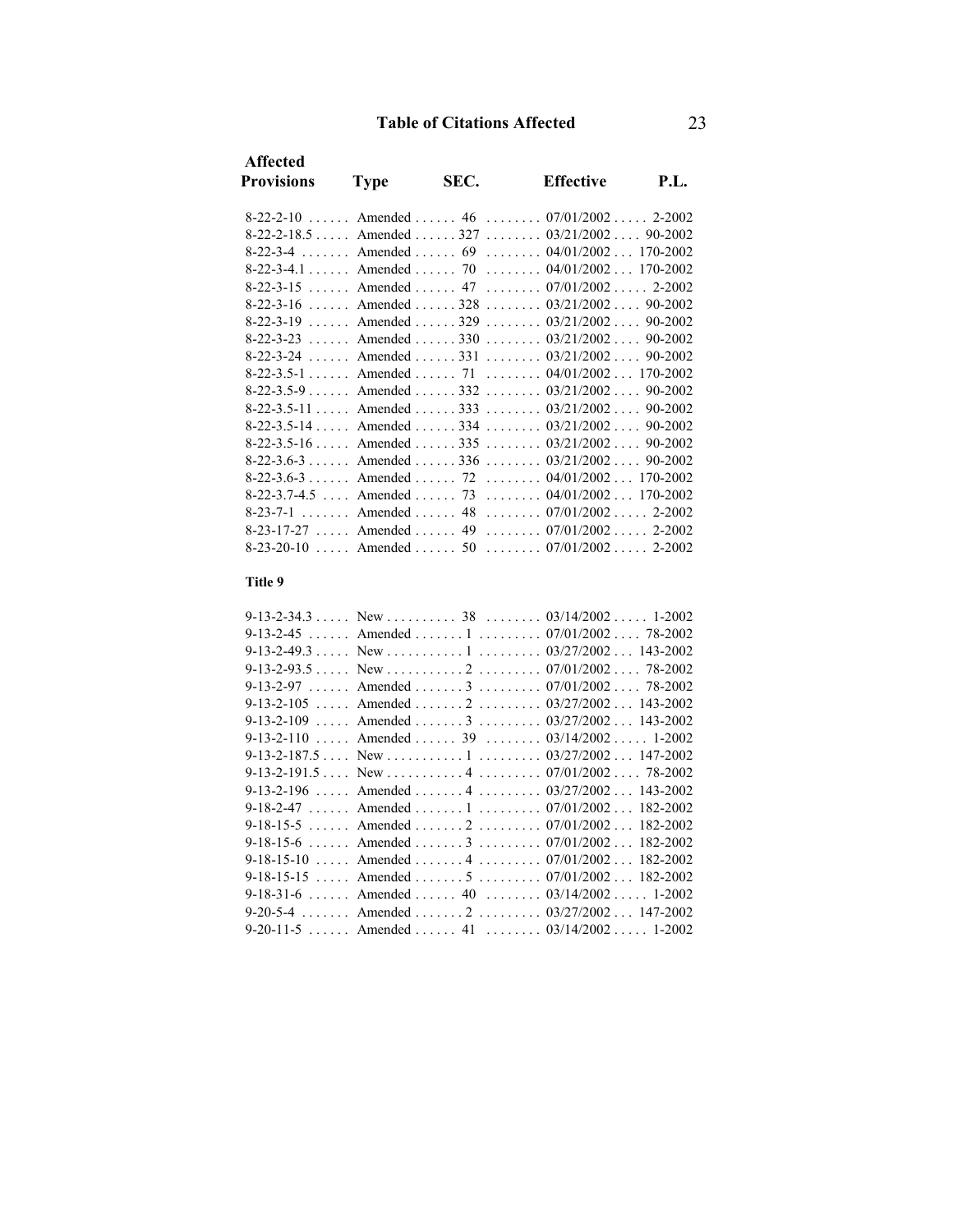## Table of Citations Affected

| Affected Provisions | Type | SEC. | Effective | P.L. |
|---|---|---|---|---|
| 8-22-2-10 | Amended | 46 | 07/01/2002 | 2-2002 |
| 8-22-2-18.5 | Amended | 327 | 03/21/2002 | 90-2002 |
| 8-22-3-4 | Amended | 69 | 04/01/2002 | 170-2002 |
| 8-22-3-4.1 | Amended | 70 | 04/01/2002 | 170-2002 |
| 8-22-3-15 | Amended | 47 | 07/01/2002 | 2-2002 |
| 8-22-3-16 | Amended | 328 | 03/21/2002 | 90-2002 |
| 8-22-3-19 | Amended | 329 | 03/21/2002 | 90-2002 |
| 8-22-3-23 | Amended | 330 | 03/21/2002 | 90-2002 |
| 8-22-3-24 | Amended | 331 | 03/21/2002 | 90-2002 |
| 8-22-3.5-1 | Amended | 71 | 04/01/2002 | 170-2002 |
| 8-22-3.5-9 | Amended | 332 | 03/21/2002 | 90-2002 |
| 8-22-3.5-11 | Amended | 333 | 03/21/2002 | 90-2002 |
| 8-22-3.5-14 | Amended | 334 | 03/21/2002 | 90-2002 |
| 8-22-3.5-16 | Amended | 335 | 03/21/2002 | 90-2002 |
| 8-22-3.6-3 | Amended | 336 | 03/21/2002 | 90-2002 |
| 8-22-3.6-3 | Amended | 72 | 04/01/2002 | 170-2002 |
| 8-22-3.7-4.5 | Amended | 73 | 04/01/2002 | 170-2002 |
| 8-23-7-1 | Amended | 48 | 07/01/2002 | 2-2002 |
| 8-23-17-27 | Amended | 49 | 07/01/2002 | 2-2002 |
| 8-23-20-10 | Amended | 50 | 07/01/2002 | 2-2002 |

**Title 9**

| Affected Provisions | Type | SEC. | Effective | P.L. |
|---|---|---|---|---|
| 9-13-2-34.3 | New | 38 | 03/14/2002 | 1-2002 |
| 9-13-2-45 | Amended | 1 | 07/01/2002 | 78-2002 |
| 9-13-2-49.3 | New | 1 | 03/27/2002 | 143-2002 |
| 9-13-2-93.5 | New | 2 | 07/01/2002 | 78-2002 |
| 9-13-2-97 | Amended | 3 | 07/01/2002 | 78-2002 |
| 9-13-2-105 | Amended | 2 | 03/27/2002 | 143-2002 |
| 9-13-2-109 | Amended | 3 | 03/27/2002 | 143-2002 |
| 9-13-2-110 | Amended | 39 | 03/14/2002 | 1-2002 |
| 9-13-2-187.5 | New | 1 | 03/27/2002 | 147-2002 |
| 9-13-2-191.5 | New | 4 | 07/01/2002 | 78-2002 |
| 9-13-2-196 | Amended | 4 | 03/27/2002 | 143-2002 |
| 9-18-2-47 | Amended | 1 | 07/01/2002 | 182-2002 |
| 9-18-15-5 | Amended | 2 | 07/01/2002 | 182-2002 |
| 9-18-15-6 | Amended | 3 | 07/01/2002 | 182-2002 |
| 9-18-15-10 | Amended | 4 | 07/01/2002 | 182-2002 |
| 9-18-15-15 | Amended | 5 | 07/01/2002 | 182-2002 |
| 9-18-31-6 | Amended | 40 | 03/14/2002 | 1-2002 |
| 9-20-5-4 | Amended | 2 | 03/27/2002 | 147-2002 |
| 9-20-11-5 | Amended | 41 | 03/14/2002 | 1-2002 |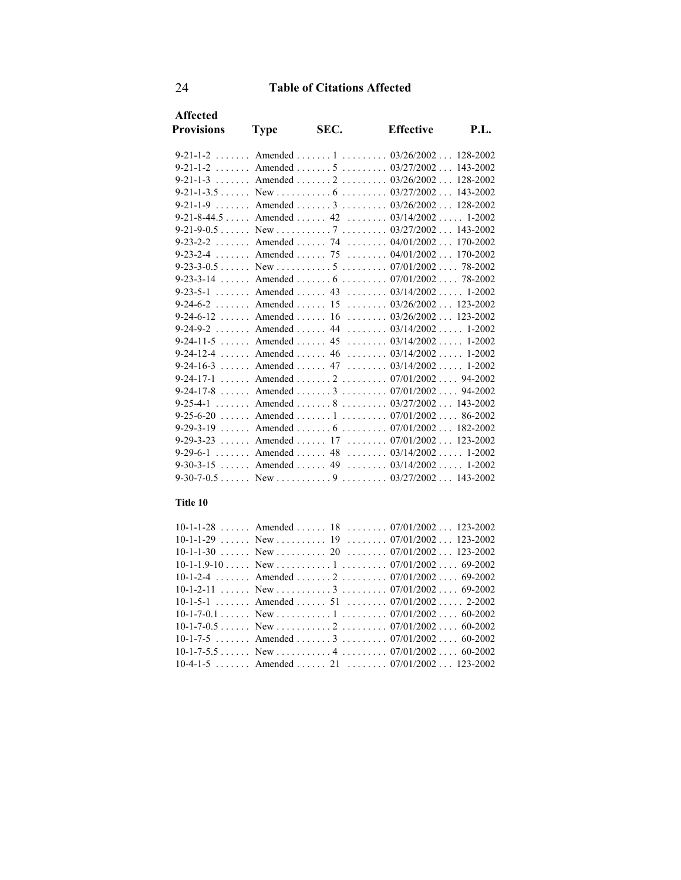## Table of Citations Affected

| Affected Provisions | Type | SEC. | Effective | P.L. |
|---|---|---|---|---|
| 9-21-1-2 | Amended | 1 | 03/26/2002 | 128-2002 |
| 9-21-1-2 | Amended | 5 | 03/27/2002 | 143-2002 |
| 9-21-1-3 | Amended | 2 | 03/26/2002 | 128-2002 |
| 9-21-1-3.5 | New | 6 | 03/27/2002 | 143-2002 |
| 9-21-1-9 | Amended | 3 | 03/26/2002 | 128-2002 |
| 9-21-8-44.5 | Amended | 42 | 03/14/2002 | 1-2002 |
| 9-21-9-0.5 | New | 7 | 03/27/2002 | 143-2002 |
| 9-23-2-2 | Amended | 74 | 04/01/2002 | 170-2002 |
| 9-23-2-4 | Amended | 75 | 04/01/2002 | 170-2002 |
| 9-23-3-0.5 | New | 5 | 07/01/2002 | 78-2002 |
| 9-23-3-14 | Amended | 6 | 07/01/2002 | 78-2002 |
| 9-23-5-1 | Amended | 43 | 03/14/2002 | 1-2002 |
| 9-24-6-2 | Amended | 15 | 03/26/2002 | 123-2002 |
| 9-24-6-12 | Amended | 16 | 03/26/2002 | 123-2002 |
| 9-24-9-2 | Amended | 44 | 03/14/2002 | 1-2002 |
| 9-24-11-5 | Amended | 45 | 03/14/2002 | 1-2002 |
| 9-24-12-4 | Amended | 46 | 03/14/2002 | 1-2002 |
| 9-24-16-3 | Amended | 47 | 03/14/2002 | 1-2002 |
| 9-24-17-1 | Amended | 2 | 07/01/2002 | 94-2002 |
| 9-24-17-8 | Amended | 3 | 07/01/2002 | 94-2002 |
| 9-25-4-1 | Amended | 8 | 03/27/2002 | 143-2002 |
| 9-25-6-20 | Amended | 1 | 07/01/2002 | 86-2002 |
| 9-29-3-19 | Amended | 6 | 07/01/2002 | 182-2002 |
| 9-29-3-23 | Amended | 17 | 07/01/2002 | 123-2002 |
| 9-29-6-1 | Amended | 48 | 03/14/2002 | 1-2002 |
| 9-30-3-15 | Amended | 49 | 03/14/2002 | 1-2002 |
| 9-30-7-0.5 | New | 9 | 03/27/2002 | 143-2002 |

**Title 10**

| Affected Provisions | Type | SEC. | Effective | P.L. |
|---|---|---|---|---|
| 10-1-1-28 | Amended | 18 | 07/01/2002 | 123-2002 |
| 10-1-1-29 | New | 19 | 07/01/2002 | 123-2002 |
| 10-1-1-30 | New | 20 | 07/01/2002 | 123-2002 |
| 10-1-1.9-10 | New | 1 | 07/01/2002 | 69-2002 |
| 10-1-2-4 | Amended | 2 | 07/01/2002 | 69-2002 |
| 10-1-2-11 | New | 3 | 07/01/2002 | 69-2002 |
| 10-1-5-1 | Amended | 51 | 07/01/2002 | 2-2002 |
| 10-1-7-0.1 | New | 1 | 07/01/2002 | 60-2002 |
| 10-1-7-0.5 | New | 2 | 07/01/2002 | 60-2002 |
| 10-1-7-5 | Amended | 3 | 07/01/2002 | 60-2002 |
| 10-1-7-5.5 | New | 4 | 07/01/2002 | 60-2002 |
| 10-4-1-5 | Amended | 21 | 07/01/2002 | 123-2002 |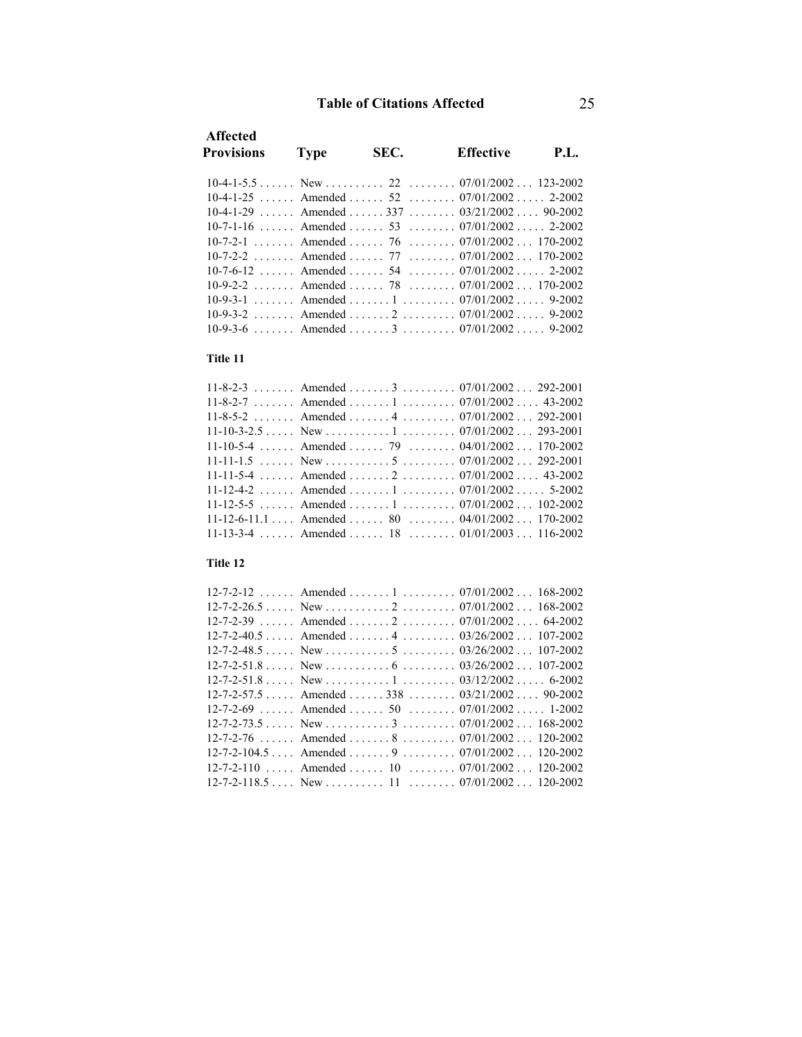## Table of Citations Affected

| Affected Provisions | Type | SEC. | Effective | P.L. |
|---|---|---|---|---|
| 10-4-1-5.5 | New | 22 | 07/01/2002 | 123-2002 |
| 10-4-1-25 | Amended | 52 | 07/01/2002 | 2-2002 |
| 10-4-1-29 | Amended | 337 | 03/21/2002 | 90-2002 |
| 10-7-1-16 | Amended | 53 | 07/01/2002 | 2-2002 |
| 10-7-2-1 | Amended | 76 | 07/01/2002 | 170-2002 |
| 10-7-2-2 | Amended | 77 | 07/01/2002 | 170-2002 |
| 10-7-6-12 | Amended | 54 | 07/01/2002 | 2-2002 |
| 10-9-2-2 | Amended | 78 | 07/01/2002 | 170-2002 |
| 10-9-3-1 | Amended | 1 | 07/01/2002 | 9-2002 |
| 10-9-3-2 | Amended | 2 | 07/01/2002 | 9-2002 |
| 10-9-3-6 | Amended | 3 | 07/01/2002 | 9-2002 |

**Title 11**

| Affected Provisions | Type | SEC. | Effective | P.L. |
|---|---|---|---|---|
| 11-8-2-3 | Amended | 3 | 07/01/2002 | 292-2001 |
| 11-8-2-7 | Amended | 1 | 07/01/2002 | 43-2002 |
| 11-8-5-2 | Amended | 4 | 07/01/2002 | 292-2001 |
| 11-10-3-2.5 | New | 1 | 07/01/2002 | 293-2001 |
| 11-10-5-4 | Amended | 79 | 04/01/2002 | 170-2002 |
| 11-11-1.5 | New | 5 | 07/01/2002 | 292-2001 |
| 11-11-5-4 | Amended | 2 | 07/01/2002 | 43-2002 |
| 11-12-4-2 | Amended | 1 | 07/01/2002 | 5-2002 |
| 11-12-5-5 | Amended | 1 | 07/01/2002 | 102-2002 |
| 11-12-6-11.1 | Amended | 80 | 04/01/2002 | 170-2002 |
| 11-13-3-4 | Amended | 18 | 01/01/2003 | 116-2002 |

**Title 12**

| Affected Provisions | Type | SEC. | Effective | P.L. |
|---|---|---|---|---|
| 12-7-2-12 | Amended | 1 | 07/01/2002 | 168-2002 |
| 12-7-2-26.5 | New | 2 | 07/01/2002 | 168-2002 |
| 12-7-2-39 | Amended | 2 | 07/01/2002 | 64-2002 |
| 12-7-2-40.5 | Amended | 4 | 03/26/2002 | 107-2002 |
| 12-7-2-48.5 | New | 5 | 03/26/2002 | 107-2002 |
| 12-7-2-51.8 | New | 6 | 03/26/2002 | 107-2002 |
| 12-7-2-51.8 | New | 1 | 03/12/2002 | 6-2002 |
| 12-7-2-57.5 | Amended | 338 | 03/21/2002 | 90-2002 |
| 12-7-2-69 | Amended | 50 | 07/01/2002 | 1-2002 |
| 12-7-2-73.5 | New | 3 | 07/01/2002 | 168-2002 |
| 12-7-2-76 | Amended | 8 | 07/01/2002 | 120-2002 |
| 12-7-2-104.5 | Amended | 9 | 07/01/2002 | 120-2002 |
| 12-7-2-110 | Amended | 10 | 07/01/2002 | 120-2002 |
| 12-7-2-118.5 | New | 11 | 07/01/2002 | 120-2002 |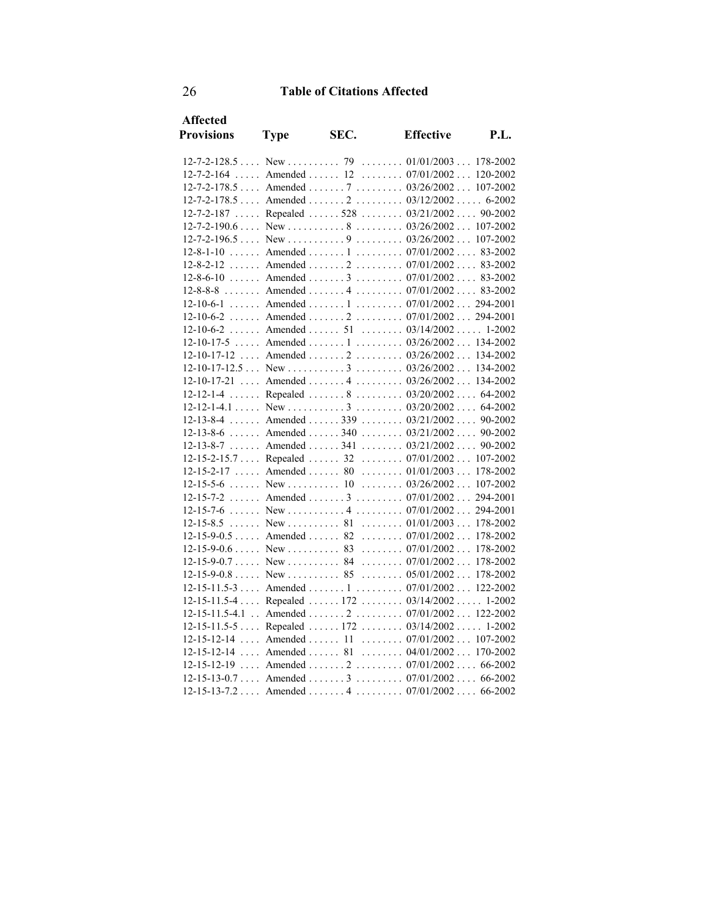## Table of Citations Affected

| Affected Provisions | Type | SEC. | Effective | P.L. |
|---|---|---|---|---|
| 12-7-2-128.5 | New | 79 | 01/01/2003 | 178-2002 |
| 12-7-2-164 | Amended | 12 | 07/01/2002 | 120-2002 |
| 12-7-2-178.5 | Amended | 7 | 03/26/2002 | 107-2002 |
| 12-7-2-178.5 | Amended | 2 | 03/12/2002 | 6-2002 |
| 12-7-2-187 | Repealed | 528 | 03/21/2002 | 90-2002 |
| 12-7-2-190.6 | New | 8 | 03/26/2002 | 107-2002 |
| 12-7-2-196.5 | New | 9 | 03/26/2002 | 107-2002 |
| 12-8-1-10 | Amended | 1 | 07/01/2002 | 83-2002 |
| 12-8-2-12 | Amended | 2 | 07/01/2002 | 83-2002 |
| 12-8-6-10 | Amended | 3 | 07/01/2002 | 83-2002 |
| 12-8-8-8 | Amended | 4 | 07/01/2002 | 83-2002 |
| 12-10-6-1 | Amended | 1 | 07/01/2002 | 294-2001 |
| 12-10-6-2 | Amended | 2 | 07/01/2002 | 294-2001 |
| 12-10-6-2 | Amended | 51 | 03/14/2002 | 1-2002 |
| 12-10-17-5 | Amended | 1 | 03/26/2002 | 134-2002 |
| 12-10-17-12 | Amended | 2 | 03/26/2002 | 134-2002 |
| 12-10-17-12.5 | New | 3 | 03/26/2002 | 134-2002 |
| 12-10-17-21 | Amended | 4 | 03/26/2002 | 134-2002 |
| 12-12-1-4 | Repealed | 8 | 03/20/2002 | 64-2002 |
| 12-12-1-4.1 | New | 3 | 03/20/2002 | 64-2002 |
| 12-13-8-4 | Amended | 339 | 03/21/2002 | 90-2002 |
| 12-13-8-6 | Amended | 340 | 03/21/2002 | 90-2002 |
| 12-13-8-7 | Amended | 341 | 03/21/2002 | 90-2002 |
| 12-15-2-15.7 | Repealed | 32 | 07/01/2002 | 107-2002 |
| 12-15-2-17 | Amended | 80 | 01/01/2003 | 178-2002 |
| 12-15-5-6 | New | 10 | 03/26/2002 | 107-2002 |
| 12-15-7-2 | Amended | 3 | 07/01/2002 | 294-2001 |
| 12-15-7-6 | New | 4 | 07/01/2002 | 294-2001 |
| 12-15-8.5 | New | 81 | 01/01/2003 | 178-2002 |
| 12-15-9-0.5 | Amended | 82 | 07/01/2002 | 178-2002 |
| 12-15-9-0.6 | New | 83 | 07/01/2002 | 178-2002 |
| 12-15-9-0.7 | New | 84 | 07/01/2002 | 178-2002 |
| 12-15-9-0.8 | New | 85 | 05/01/2002 | 178-2002 |
| 12-15-11.5-3 | Amended | 1 | 07/01/2002 | 122-2002 |
| 12-15-11.5-4 | Repealed | 172 | 03/14/2002 | 1-2002 |
| 12-15-11.5-4.1 | Amended | 2 | 07/01/2002 | 122-2002 |
| 12-15-11.5-5 | Repealed | 172 | 03/14/2002 | 1-2002 |
| 12-15-12-14 | Amended | 11 | 07/01/2002 | 107-2002 |
| 12-15-12-14 | Amended | 81 | 04/01/2002 | 170-2002 |
| 12-15-12-19 | Amended | 2 | 07/01/2002 | 66-2002 |
| 12-15-13-0.7 | Amended | 3 | 07/01/2002 | 66-2002 |
| 12-15-13-7.2 | Amended | 4 | 07/01/2002 | 66-2002 |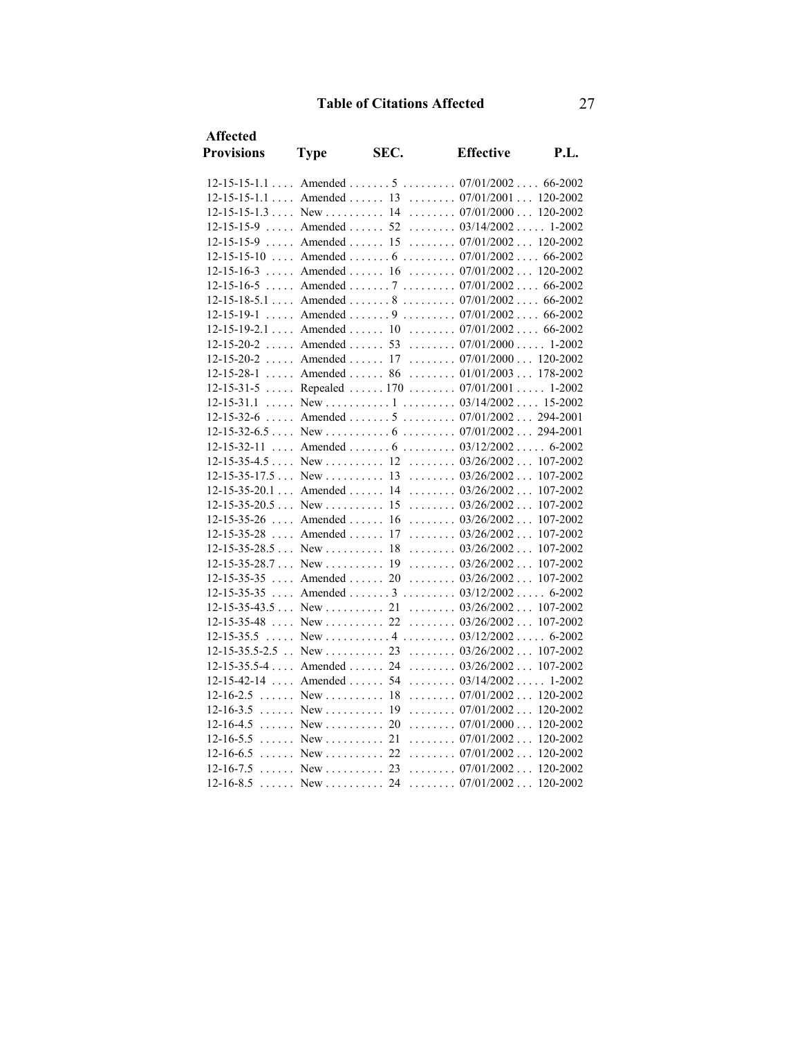## Table of Citations Affected

| Affected Provisions | Type | SEC. | Effective | P.L. |
|---|---|---|---|---|
| 12-15-15-1.1 | Amended | 5 | 07/01/2002 | 66-2002 |
| 12-15-15-1.1 | Amended | 13 | 07/01/2001 | 120-2002 |
| 12-15-15-1.3 | New | 14 | 07/01/2000 | 120-2002 |
| 12-15-15-9 | Amended | 52 | 03/14/2002 | 1-2002 |
| 12-15-15-9 | Amended | 15 | 07/01/2002 | 120-2002 |
| 12-15-15-10 | Amended | 6 | 07/01/2002 | 66-2002 |
| 12-15-16-3 | Amended | 16 | 07/01/2002 | 120-2002 |
| 12-15-16-5 | Amended | 7 | 07/01/2002 | 66-2002 |
| 12-15-18-5.1 | Amended | 8 | 07/01/2002 | 66-2002 |
| 12-15-19-1 | Amended | 9 | 07/01/2002 | 66-2002 |
| 12-15-19-2.1 | Amended | 10 | 07/01/2002 | 66-2002 |
| 12-15-20-2 | Amended | 53 | 07/01/2000 | 1-2002 |
| 12-15-20-2 | Amended | 17 | 07/01/2000 | 120-2002 |
| 12-15-28-1 | Amended | 86 | 01/01/2003 | 178-2002 |
| 12-15-31-5 | Repealed | 170 | 07/01/2001 | 1-2002 |
| 12-15-31.1 | New | 1 | 03/14/2002 | 15-2002 |
| 12-15-32-6 | Amended | 5 | 07/01/2002 | 294-2001 |
| 12-15-32-6.5 | New | 6 | 07/01/2002 | 294-2001 |
| 12-15-32-11 | Amended | 6 | 03/12/2002 | 6-2002 |
| 12-15-35-4.5 | New | 12 | 03/26/2002 | 107-2002 |
| 12-15-35-17.5 | New | 13 | 03/26/2002 | 107-2002 |
| 12-15-35-20.1 | Amended | 14 | 03/26/2002 | 107-2002 |
| 12-15-35-20.5 | New | 15 | 03/26/2002 | 107-2002 |
| 12-15-35-26 | Amended | 16 | 03/26/2002 | 107-2002 |
| 12-15-35-28 | Amended | 17 | 03/26/2002 | 107-2002 |
| 12-15-35-28.5 | New | 18 | 03/26/2002 | 107-2002 |
| 12-15-35-28.7 | New | 19 | 03/26/2002 | 107-2002 |
| 12-15-35-35 | Amended | 20 | 03/26/2002 | 107-2002 |
| 12-15-35-35 | Amended | 3 | 03/12/2002 | 6-2002 |
| 12-15-35-43.5 | New | 21 | 03/26/2002 | 107-2002 |
| 12-15-35-48 | New | 22 | 03/26/2002 | 107-2002 |
| 12-15-35.5 | New | 4 | 03/12/2002 | 6-2002 |
| 12-15-35.5-2.5 | New | 23 | 03/26/2002 | 107-2002 |
| 12-15-35.5-4 | Amended | 24 | 03/26/2002 | 107-2002 |
| 12-15-42-14 | Amended | 54 | 03/14/2002 | 1-2002 |
| 12-16-2.5 | New | 18 | 07/01/2002 | 120-2002 |
| 12-16-3.5 | New | 19 | 07/01/2002 | 120-2002 |
| 12-16-4.5 | New | 20 | 07/01/2000 | 120-2002 |
| 12-16-5.5 | New | 21 | 07/01/2002 | 120-2002 |
| 12-16-6.5 | New | 22 | 07/01/2002 | 120-2002 |
| 12-16-7.5 | New | 23 | 07/01/2002 | 120-2002 |
| 12-16-8.5 | New | 24 | 07/01/2002 | 120-2002 |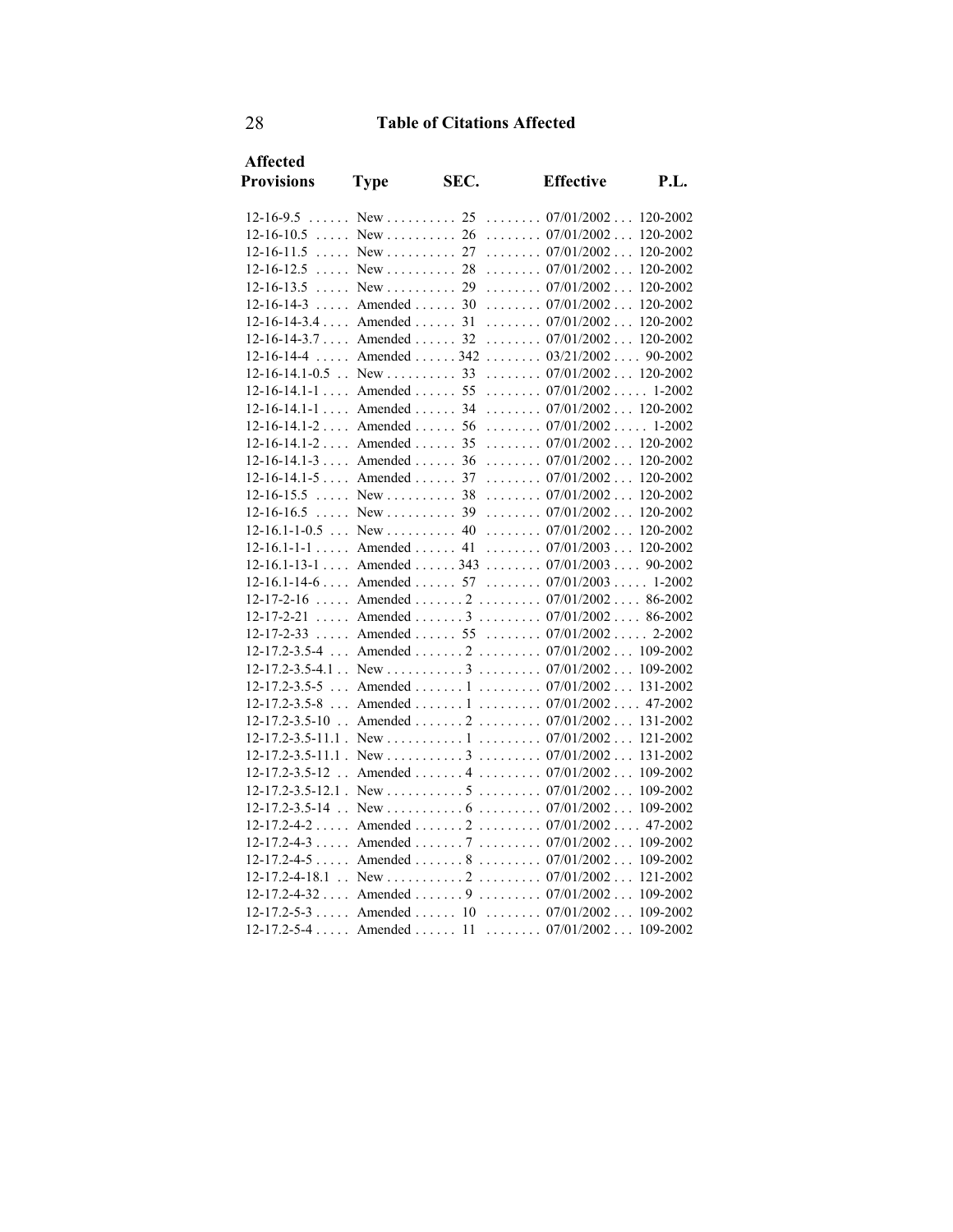## Table of Citations Affected

| Affected Provisions | Type | SEC. | Effective | P.L. |
|---|---|---|---|---|
| 12-16-9.5 | New | 25 | 07/01/2002 | 120-2002 |
| 12-16-10.5 | New | 26 | 07/01/2002 | 120-2002 |
| 12-16-11.5 | New | 27 | 07/01/2002 | 120-2002 |
| 12-16-12.5 | New | 28 | 07/01/2002 | 120-2002 |
| 12-16-13.5 | New | 29 | 07/01/2002 | 120-2002 |
| 12-16-14-3 | Amended | 30 | 07/01/2002 | 120-2002 |
| 12-16-14-3.4 | Amended | 31 | 07/01/2002 | 120-2002 |
| 12-16-14-3.7 | Amended | 32 | 07/01/2002 | 120-2002 |
| 12-16-14-4 | Amended | 342 | 03/21/2002 | 90-2002 |
| 12-16-14.1-0.5 | New | 33 | 07/01/2002 | 120-2002 |
| 12-16-14.1-1 | Amended | 55 | 07/01/2002 | 1-2002 |
| 12-16-14.1-1 | Amended | 34 | 07/01/2002 | 120-2002 |
| 12-16-14.1-2 | Amended | 56 | 07/01/2002 | 1-2002 |
| 12-16-14.1-2 | Amended | 35 | 07/01/2002 | 120-2002 |
| 12-16-14.1-3 | Amended | 36 | 07/01/2002 | 120-2002 |
| 12-16-14.1-5 | Amended | 37 | 07/01/2002 | 120-2002 |
| 12-16-15.5 | New | 38 | 07/01/2002 | 120-2002 |
| 12-16-16.5 | New | 39 | 07/01/2002 | 120-2002 |
| 12-16.1-1-0.5 | New | 40 | 07/01/2002 | 120-2002 |
| 12-16.1-1-1 | Amended | 41 | 07/01/2003 | 120-2002 |
| 12-16.1-13-1 | Amended | 343 | 07/01/2003 | 90-2002 |
| 12-16.1-14-6 | Amended | 57 | 07/01/2003 | 1-2002 |
| 12-17-2-16 | Amended | 2 | 07/01/2002 | 86-2002 |
| 12-17-2-21 | Amended | 3 | 07/01/2002 | 86-2002 |
| 12-17-2-33 | Amended | 55 | 07/01/2002 | 2-2002 |
| 12-17.2-3.5-4 | Amended | 2 | 07/01/2002 | 109-2002 |
| 12-17.2-3.5-4.1 | New | 3 | 07/01/2002 | 109-2002 |
| 12-17.2-3.5-5 | Amended | 1 | 07/01/2002 | 131-2002 |
| 12-17.2-3.5-8 | Amended | 1 | 07/01/2002 | 47-2002 |
| 12-17.2-3.5-10 | Amended | 2 | 07/01/2002 | 131-2002 |
| 12-17.2-3.5-11.1 | New | 1 | 07/01/2002 | 121-2002 |
| 12-17.2-3.5-11.1 | New | 3 | 07/01/2002 | 131-2002 |
| 12-17.2-3.5-12 | Amended | 4 | 07/01/2002 | 109-2002 |
| 12-17.2-3.5-12.1 | New | 5 | 07/01/2002 | 109-2002 |
| 12-17.2-3.5-14 | New | 6 | 07/01/2002 | 109-2002 |
| 12-17.2-4-2 | Amended | 2 | 07/01/2002 | 47-2002 |
| 12-17.2-4-3 | Amended | 7 | 07/01/2002 | 109-2002 |
| 12-17.2-4-5 | Amended | 8 | 07/01/2002 | 109-2002 |
| 12-17.2-4-18.1 | New | 2 | 07/01/2002 | 121-2002 |
| 12-17.2-4-32 | Amended | 9 | 07/01/2002 | 109-2002 |
| 12-17.2-5-3 | Amended | 10 | 07/01/2002 | 109-2002 |
| 12-17.2-5-4 | Amended | 11 | 07/01/2002 | 109-2002 |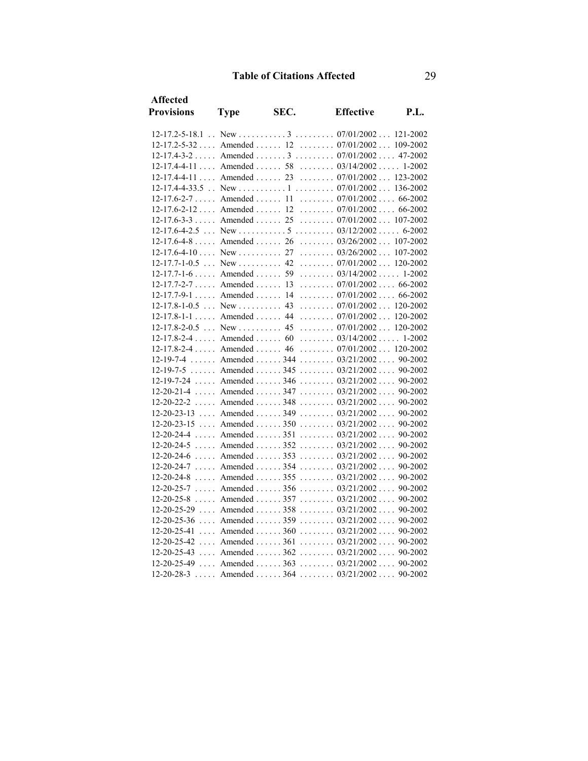## Table of Citations Affected

| Affected Provisions | Type | SEC. | Effective | P.L. |
|---|---|---|---|---|
| 12-17.2-5-18.1 | New | 3 | 07/01/2002 | 121-2002 |
| 12-17.2-5-32 | Amended | 12 | 07/01/2002 | 109-2002 |
| 12-17.4-3-2 | Amended | 3 | 07/01/2002 | 47-2002 |
| 12-17.4-4-11 | Amended | 58 | 03/14/2002 | 1-2002 |
| 12-17.4-4-11 | Amended | 23 | 07/01/2002 | 123-2002 |
| 12-17.4-4-33.5 | New | 1 | 07/01/2002 | 136-2002 |
| 12-17.6-2-7 | Amended | 11 | 07/01/2002 | 66-2002 |
| 12-17.6-2-12 | Amended | 12 | 07/01/2002 | 66-2002 |
| 12-17.6-3-3 | Amended | 25 | 07/01/2002 | 107-2002 |
| 12-17.6-4-2.5 | New | 5 | 03/12/2002 | 6-2002 |
| 12-17.6-4-8 | Amended | 26 | 03/26/2002 | 107-2002 |
| 12-17.6-4-10 | New | 27 | 03/26/2002 | 107-2002 |
| 12-17.7-1-0.5 | New | 42 | 07/01/2002 | 120-2002 |
| 12-17.7-1-6 | Amended | 59 | 03/14/2002 | 1-2002 |
| 12-17.7-2-7 | Amended | 13 | 07/01/2002 | 66-2002 |
| 12-17.7-9-1 | Amended | 14 | 07/01/2002 | 66-2002 |
| 12-17.8-1-0.5 | New | 43 | 07/01/2002 | 120-2002 |
| 12-17.8-1-1 | Amended | 44 | 07/01/2002 | 120-2002 |
| 12-17.8-2-0.5 | New | 45 | 07/01/2002 | 120-2002 |
| 12-17.8-2-4 | Amended | 60 | 03/14/2002 | 1-2002 |
| 12-17.8-2-4 | Amended | 46 | 07/01/2002 | 120-2002 |
| 12-19-7-4 | Amended | 344 | 03/21/2002 | 90-2002 |
| 12-19-7-5 | Amended | 345 | 03/21/2002 | 90-2002 |
| 12-19-7-24 | Amended | 346 | 03/21/2002 | 90-2002 |
| 12-20-21-4 | Amended | 347 | 03/21/2002 | 90-2002 |
| 12-20-22-2 | Amended | 348 | 03/21/2002 | 90-2002 |
| 12-20-23-13 | Amended | 349 | 03/21/2002 | 90-2002 |
| 12-20-23-15 | Amended | 350 | 03/21/2002 | 90-2002 |
| 12-20-24-4 | Amended | 351 | 03/21/2002 | 90-2002 |
| 12-20-24-5 | Amended | 352 | 03/21/2002 | 90-2002 |
| 12-20-24-6 | Amended | 353 | 03/21/2002 | 90-2002 |
| 12-20-24-7 | Amended | 354 | 03/21/2002 | 90-2002 |
| 12-20-24-8 | Amended | 355 | 03/21/2002 | 90-2002 |
| 12-20-25-7 | Amended | 356 | 03/21/2002 | 90-2002 |
| 12-20-25-8 | Amended | 357 | 03/21/2002 | 90-2002 |
| 12-20-25-29 | Amended | 358 | 03/21/2002 | 90-2002 |
| 12-20-25-36 | Amended | 359 | 03/21/2002 | 90-2002 |
| 12-20-25-41 | Amended | 360 | 03/21/2002 | 90-2002 |
| 12-20-25-42 | Amended | 361 | 03/21/2002 | 90-2002 |
| 12-20-25-43 | Amended | 362 | 03/21/2002 | 90-2002 |
| 12-20-25-49 | Amended | 363 | 03/21/2002 | 90-2002 |
| 12-20-28-3 | Amended | 364 | 03/21/2002 | 90-2002 |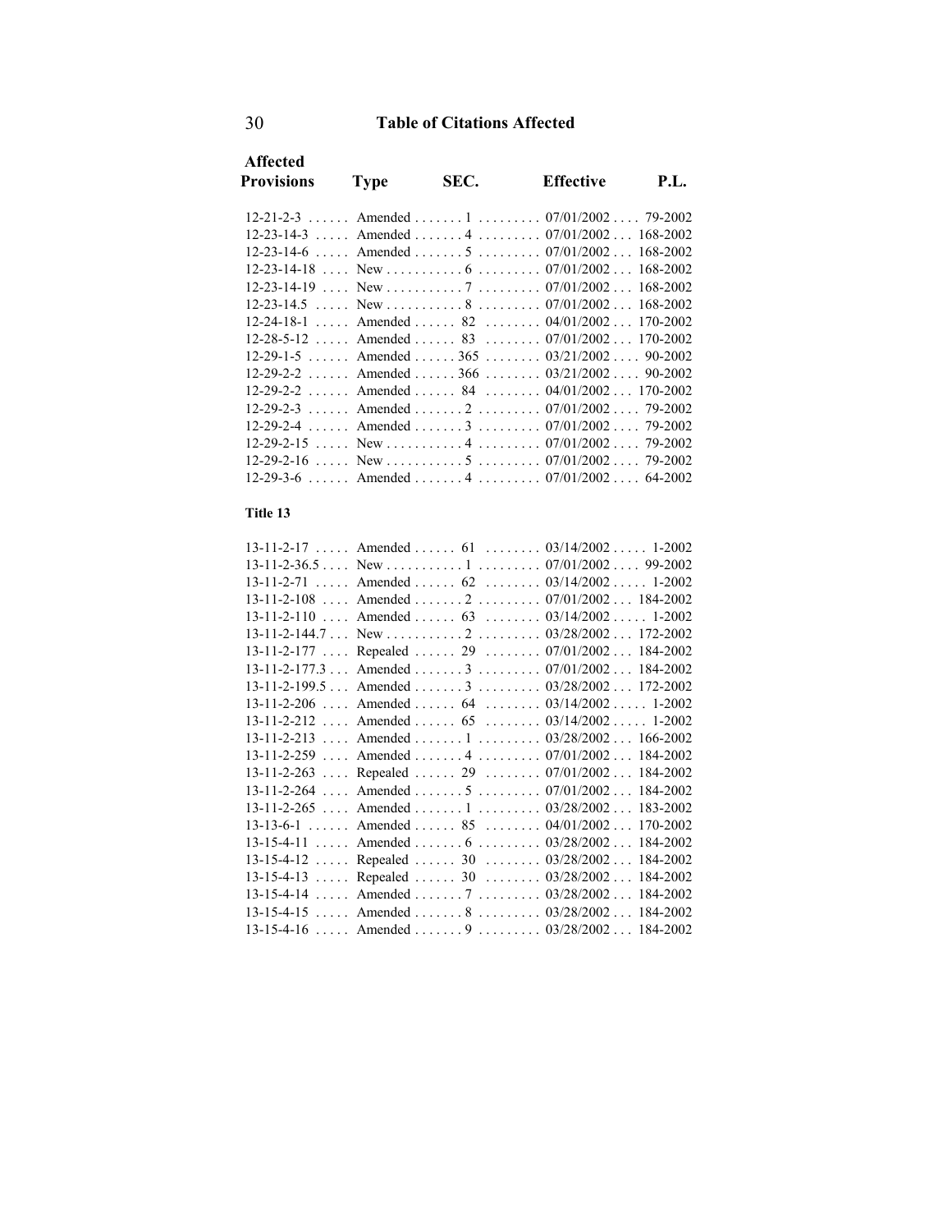## Table of Citations Affected

| Affected Provisions | Type | SEC. | Effective | P.L. |
|---|---|---|---|---|
| 12-21-2-3 | Amended | 1 | 07/01/2002 | 79-2002 |
| 12-23-14-3 | Amended | 4 | 07/01/2002 | 168-2002 |
| 12-23-14-6 | Amended | 5 | 07/01/2002 | 168-2002 |
| 12-23-14-18 | New | 6 | 07/01/2002 | 168-2002 |
| 12-23-14-19 | New | 7 | 07/01/2002 | 168-2002 |
| 12-23-14.5 | New | 8 | 07/01/2002 | 168-2002 |
| 12-24-18-1 | Amended | 82 | 04/01/2002 | 170-2002 |
| 12-28-5-12 | Amended | 83 | 07/01/2002 | 170-2002 |
| 12-29-1-5 | Amended | 365 | 03/21/2002 | 90-2002 |
| 12-29-2-2 | Amended | 366 | 03/21/2002 | 90-2002 |
| 12-29-2-2 | Amended | 84 | 04/01/2002 | 170-2002 |
| 12-29-2-3 | Amended | 2 | 07/01/2002 | 79-2002 |
| 12-29-2-4 | Amended | 3 | 07/01/2002 | 79-2002 |
| 12-29-2-15 | New | 4 | 07/01/2002 | 79-2002 |
| 12-29-2-16 | New | 5 | 07/01/2002 | 79-2002 |
| 12-29-3-6 | Amended | 4 | 07/01/2002 | 64-2002 |

### Title 13

| Affected Provisions | Type | SEC. | Effective | P.L. |
|---|---|---|---|---|
| 13-11-2-17 | Amended | 61 | 03/14/2002 | 1-2002 |
| 13-11-2-36.5 | New | 1 | 07/01/2002 | 99-2002 |
| 13-11-2-71 | Amended | 62 | 03/14/2002 | 1-2002 |
| 13-11-2-108 | Amended | 2 | 07/01/2002 | 184-2002 |
| 13-11-2-110 | Amended | 63 | 03/14/2002 | 1-2002 |
| 13-11-2-144.7 | New | 2 | 03/28/2002 | 172-2002 |
| 13-11-2-177 | Repealed | 29 | 07/01/2002 | 184-2002 |
| 13-11-2-177.3 | Amended | 3 | 07/01/2002 | 184-2002 |
| 13-11-2-199.5 | Amended | 3 | 03/28/2002 | 172-2002 |
| 13-11-2-206 | Amended | 64 | 03/14/2002 | 1-2002 |
| 13-11-2-212 | Amended | 65 | 03/14/2002 | 1-2002 |
| 13-11-2-213 | Amended | 1 | 03/28/2002 | 166-2002 |
| 13-11-2-259 | Amended | 4 | 07/01/2002 | 184-2002 |
| 13-11-2-263 | Repealed | 29 | 07/01/2002 | 184-2002 |
| 13-11-2-264 | Amended | 5 | 07/01/2002 | 184-2002 |
| 13-11-2-265 | Amended | 1 | 03/28/2002 | 183-2002 |
| 13-13-6-1 | Amended | 85 | 04/01/2002 | 170-2002 |
| 13-15-4-11 | Amended | 6 | 03/28/2002 | 184-2002 |
| 13-15-4-12 | Repealed | 30 | 03/28/2002 | 184-2002 |
| 13-15-4-13 | Repealed | 30 | 03/28/2002 | 184-2002 |
| 13-15-4-14 | Amended | 7 | 03/28/2002 | 184-2002 |
| 13-15-4-15 | Amended | 8 | 03/28/2002 | 184-2002 |
| 13-15-4-16 | Amended | 9 | 03/28/2002 | 184-2002 |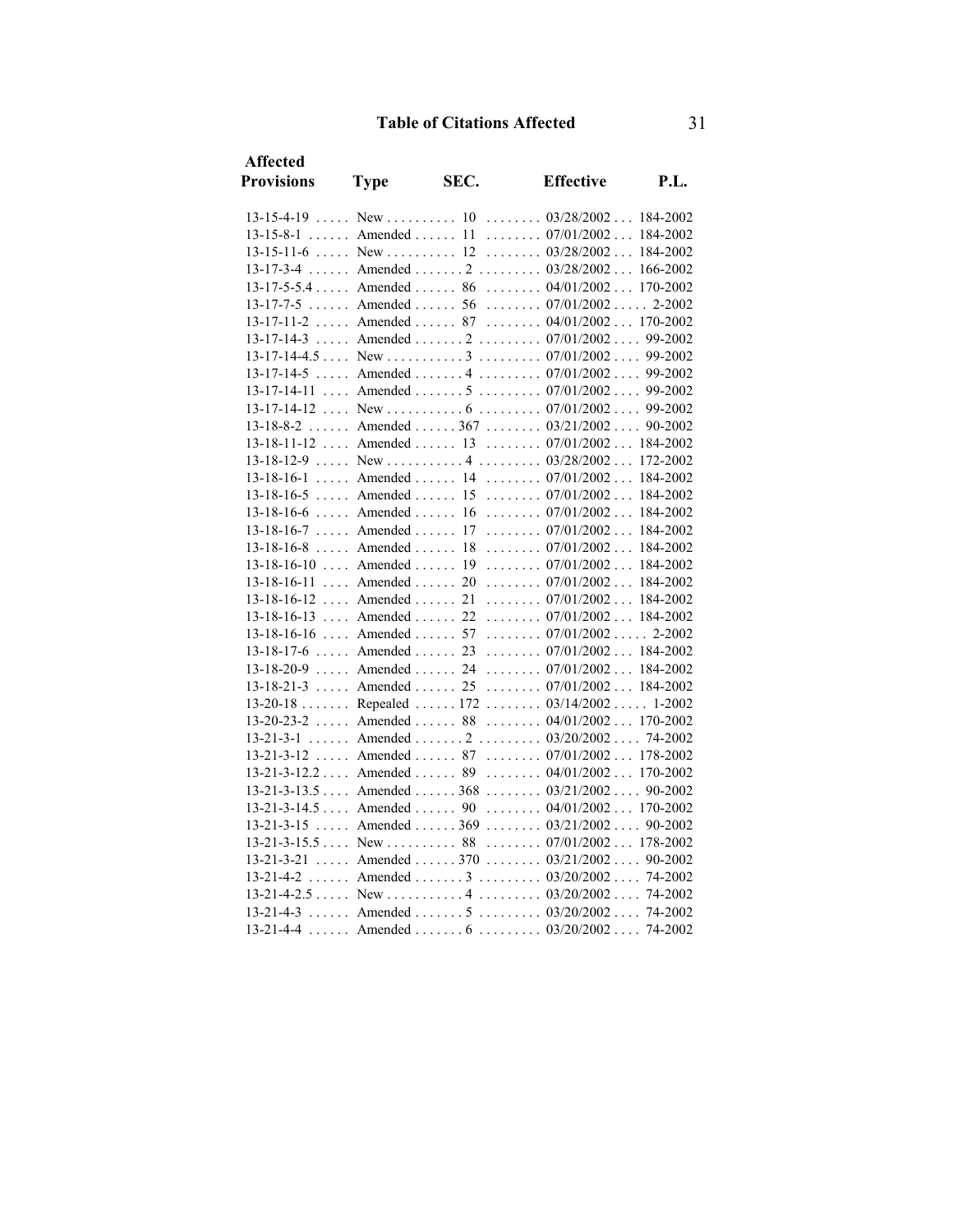## Table of Citations Affected

| Affected Provisions | Type | SEC. | Effective | P.L. |
|---|---|---|---|---|
| 13-15-4-19 | New | 10 | 03/28/2002 | 184-2002 |
| 13-15-8-1 | Amended | 11 | 07/01/2002 | 184-2002 |
| 13-15-11-6 | New | 12 | 03/28/2002 | 184-2002 |
| 13-17-3-4 | Amended | 2 | 03/28/2002 | 166-2002 |
| 13-17-5-5.4 | Amended | 86 | 04/01/2002 | 170-2002 |
| 13-17-7-5 | Amended | 56 | 07/01/2002 | 2-2002 |
| 13-17-11-2 | Amended | 87 | 04/01/2002 | 170-2002 |
| 13-17-14-3 | Amended | 2 | 07/01/2002 | 99-2002 |
| 13-17-14-4.5 | New | 3 | 07/01/2002 | 99-2002 |
| 13-17-14-5 | Amended | 4 | 07/01/2002 | 99-2002 |
| 13-17-14-11 | Amended | 5 | 07/01/2002 | 99-2002 |
| 13-17-14-12 | New | 6 | 07/01/2002 | 99-2002 |
| 13-18-8-2 | Amended | 367 | 03/21/2002 | 90-2002 |
| 13-18-11-12 | Amended | 13 | 07/01/2002 | 184-2002 |
| 13-18-12-9 | New | 4 | 03/28/2002 | 172-2002 |
| 13-18-16-1 | Amended | 14 | 07/01/2002 | 184-2002 |
| 13-18-16-5 | Amended | 15 | 07/01/2002 | 184-2002 |
| 13-18-16-6 | Amended | 16 | 07/01/2002 | 184-2002 |
| 13-18-16-7 | Amended | 17 | 07/01/2002 | 184-2002 |
| 13-18-16-8 | Amended | 18 | 07/01/2002 | 184-2002 |
| 13-18-16-10 | Amended | 19 | 07/01/2002 | 184-2002 |
| 13-18-16-11 | Amended | 20 | 07/01/2002 | 184-2002 |
| 13-18-16-12 | Amended | 21 | 07/01/2002 | 184-2002 |
| 13-18-16-13 | Amended | 22 | 07/01/2002 | 184-2002 |
| 13-18-16-16 | Amended | 57 | 07/01/2002 | 2-2002 |
| 13-18-17-6 | Amended | 23 | 07/01/2002 | 184-2002 |
| 13-18-20-9 | Amended | 24 | 07/01/2002 | 184-2002 |
| 13-18-21-3 | Amended | 25 | 07/01/2002 | 184-2002 |
| 13-20-18 | Repealed | 172 | 03/14/2002 | 1-2002 |
| 13-20-23-2 | Amended | 88 | 04/01/2002 | 170-2002 |
| 13-21-3-1 | Amended | 2 | 03/20/2002 | 74-2002 |
| 13-21-3-12 | Amended | 87 | 07/01/2002 | 178-2002 |
| 13-21-3-12.2 | Amended | 89 | 04/01/2002 | 170-2002 |
| 13-21-3-13.5 | Amended | 368 | 03/21/2002 | 90-2002 |
| 13-21-3-14.5 | Amended | 90 | 04/01/2002 | 170-2002 |
| 13-21-3-15 | Amended | 369 | 03/21/2002 | 90-2002 |
| 13-21-3-15.5 | New | 88 | 07/01/2002 | 178-2002 |
| 13-21-3-21 | Amended | 370 | 03/21/2002 | 90-2002 |
| 13-21-4-2 | Amended | 3 | 03/20/2002 | 74-2002 |
| 13-21-4-2.5 | New | 4 | 03/20/2002 | 74-2002 |
| 13-21-4-3 | Amended | 5 | 03/20/2002 | 74-2002 |
| 13-21-4-4 | Amended | 6 | 03/20/2002 | 74-2002 |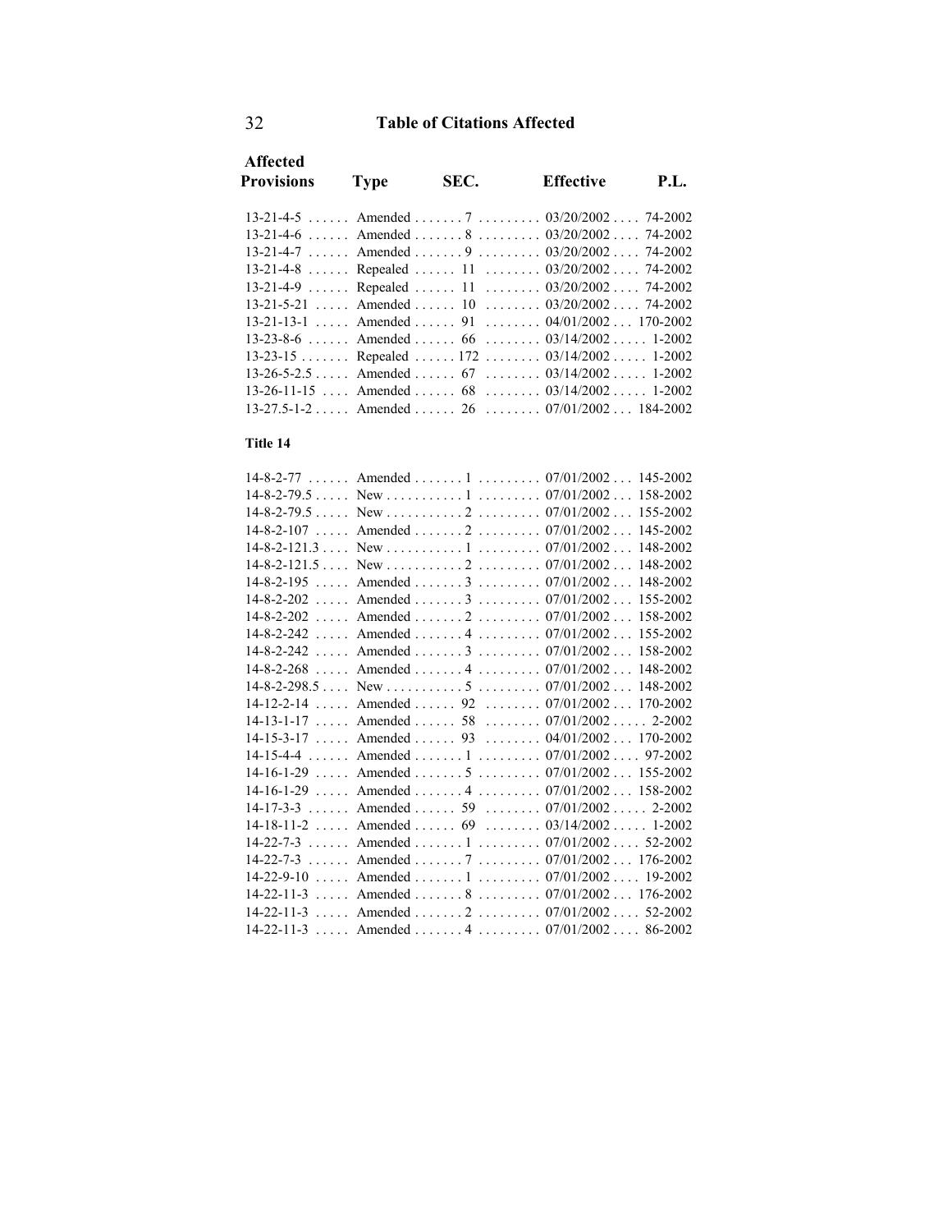## Table of Citations Affected

| Affected Provisions | Type | SEC. | Effective | P.L. |
|---|---|---|---|---|
| 13-21-4-5 | Amended | 7 | 03/20/2002 | 74-2002 |
| 13-21-4-6 | Amended | 8 | 03/20/2002 | 74-2002 |
| 13-21-4-7 | Amended | 9 | 03/20/2002 | 74-2002 |
| 13-21-4-8 | Repealed | 11 | 03/20/2002 | 74-2002 |
| 13-21-4-9 | Repealed | 11 | 03/20/2002 | 74-2002 |
| 13-21-5-21 | Amended | 10 | 03/20/2002 | 74-2002 |
| 13-21-13-1 | Amended | 91 | 04/01/2002 | 170-2002 |
| 13-23-8-6 | Amended | 66 | 03/14/2002 | 1-2002 |
| 13-23-15 | Repealed | 172 | 03/14/2002 | 1-2002 |
| 13-26-5-2.5 | Amended | 67 | 03/14/2002 | 1-2002 |
| 13-26-11-15 | Amended | 68 | 03/14/2002 | 1-2002 |
| 13-27.5-1-2 | Amended | 26 | 07/01/2002 | 184-2002 |

### Title 14

| Affected Provisions | Type | SEC. | Effective | P.L. |
|---|---|---|---|---|
| 14-8-2-77 | Amended | 1 | 07/01/2002 | 145-2002 |
| 14-8-2-79.5 | New | 1 | 07/01/2002 | 158-2002 |
| 14-8-2-79.5 | New | 2 | 07/01/2002 | 155-2002 |
| 14-8-2-107 | Amended | 2 | 07/01/2002 | 145-2002 |
| 14-8-2-121.3 | New | 1 | 07/01/2002 | 148-2002 |
| 14-8-2-121.5 | New | 2 | 07/01/2002 | 148-2002 |
| 14-8-2-195 | Amended | 3 | 07/01/2002 | 148-2002 |
| 14-8-2-202 | Amended | 3 | 07/01/2002 | 155-2002 |
| 14-8-2-202 | Amended | 2 | 07/01/2002 | 158-2002 |
| 14-8-2-242 | Amended | 4 | 07/01/2002 | 155-2002 |
| 14-8-2-242 | Amended | 3 | 07/01/2002 | 158-2002 |
| 14-8-2-268 | Amended | 4 | 07/01/2002 | 148-2002 |
| 14-8-2-298.5 | New | 5 | 07/01/2002 | 148-2002 |
| 14-12-2-14 | Amended | 92 | 07/01/2002 | 170-2002 |
| 14-13-1-17 | Amended | 58 | 07/01/2002 | 2-2002 |
| 14-15-3-17 | Amended | 93 | 04/01/2002 | 170-2002 |
| 14-15-4-4 | Amended | 1 | 07/01/2002 | 97-2002 |
| 14-16-1-29 | Amended | 5 | 07/01/2002 | 155-2002 |
| 14-16-1-29 | Amended | 4 | 07/01/2002 | 158-2002 |
| 14-17-3-3 | Amended | 59 | 07/01/2002 | 2-2002 |
| 14-18-11-2 | Amended | 69 | 03/14/2002 | 1-2002 |
| 14-22-7-3 | Amended | 1 | 07/01/2002 | 52-2002 |
| 14-22-7-3 | Amended | 7 | 07/01/2002 | 176-2002 |
| 14-22-9-10 | Amended | 1 | 07/01/2002 | 19-2002 |
| 14-22-11-3 | Amended | 8 | 07/01/2002 | 176-2002 |
| 14-22-11-3 | Amended | 2 | 07/01/2002 | 52-2002 |
| 14-22-11-3 | Amended | 4 | 07/01/2002 | 86-2002 |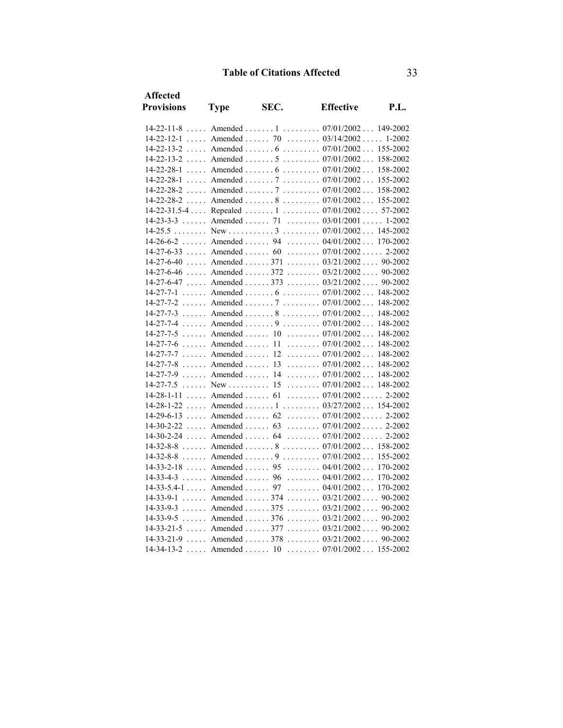## Table of Citations Affected

| Affected Provisions | Type | SEC. | Effective | P.L. |
|---|---|---|---|---|
| 14-22-11-8 | Amended | 1 | 07/01/2002 | 149-2002 |
| 14-22-12-1 | Amended | 70 | 03/14/2002 | 1-2002 |
| 14-22-13-2 | Amended | 6 | 07/01/2002 | 155-2002 |
| 14-22-13-2 | Amended | 5 | 07/01/2002 | 158-2002 |
| 14-22-28-1 | Amended | 6 | 07/01/2002 | 158-2002 |
| 14-22-28-1 | Amended | 7 | 07/01/2002 | 155-2002 |
| 14-22-28-2 | Amended | 7 | 07/01/2002 | 158-2002 |
| 14-22-28-2 | Amended | 8 | 07/01/2002 | 155-2002 |
| 14-22-31.5-4 | Repealed | 1 | 07/01/2002 | 57-2002 |
| 14-23-3-3 | Amended | 71 | 03/01/2001 | 1-2002 |
| 14-25.5 | New | 3 | 07/01/2002 | 145-2002 |
| 14-26-6-2 | Amended | 94 | 04/01/2002 | 170-2002 |
| 14-27-6-33 | Amended | 60 | 07/01/2002 | 2-2002 |
| 14-27-6-40 | Amended | 371 | 03/21/2002 | 90-2002 |
| 14-27-6-46 | Amended | 372 | 03/21/2002 | 90-2002 |
| 14-27-6-47 | Amended | 373 | 03/21/2002 | 90-2002 |
| 14-27-7-1 | Amended | 6 | 07/01/2002 | 148-2002 |
| 14-27-7-2 | Amended | 7 | 07/01/2002 | 148-2002 |
| 14-27-7-3 | Amended | 8 | 07/01/2002 | 148-2002 |
| 14-27-7-4 | Amended | 9 | 07/01/2002 | 148-2002 |
| 14-27-7-5 | Amended | 10 | 07/01/2002 | 148-2002 |
| 14-27-7-6 | Amended | 11 | 07/01/2002 | 148-2002 |
| 14-27-7-7 | Amended | 12 | 07/01/2002 | 148-2002 |
| 14-27-7-8 | Amended | 13 | 07/01/2002 | 148-2002 |
| 14-27-7-9 | Amended | 14 | 07/01/2002 | 148-2002 |
| 14-27-7.5 | New | 15 | 07/01/2002 | 148-2002 |
| 14-28-1-11 | Amended | 61 | 07/01/2002 | 2-2002 |
| 14-28-1-22 | Amended | 1 | 03/27/2002 | 154-2002 |
| 14-29-6-13 | Amended | 62 | 07/01/2002 | 2-2002 |
| 14-30-2-22 | Amended | 63 | 07/01/2002 | 2-2002 |
| 14-30-2-24 | Amended | 64 | 07/01/2002 | 2-2002 |
| 14-32-8-8 | Amended | 8 | 07/01/2002 | 158-2002 |
| 14-32-8-8 | Amended | 9 | 07/01/2002 | 155-2002 |
| 14-33-2-18 | Amended | 95 | 04/01/2002 | 170-2002 |
| 14-33-4-3 | Amended | 96 | 04/01/2002 | 170-2002 |
| 14-33-5.4-1 | Amended | 97 | 04/01/2002 | 170-2002 |
| 14-33-9-1 | Amended | 374 | 03/21/2002 | 90-2002 |
| 14-33-9-3 | Amended | 375 | 03/21/2002 | 90-2002 |
| 14-33-9-5 | Amended | 376 | 03/21/2002 | 90-2002 |
| 14-33-21-5 | Amended | 377 | 03/21/2002 | 90-2002 |
| 14-33-21-9 | Amended | 378 | 03/21/2002 | 90-2002 |
| 14-34-13-2 | Amended | 10 | 07/01/2002 | 155-2002 |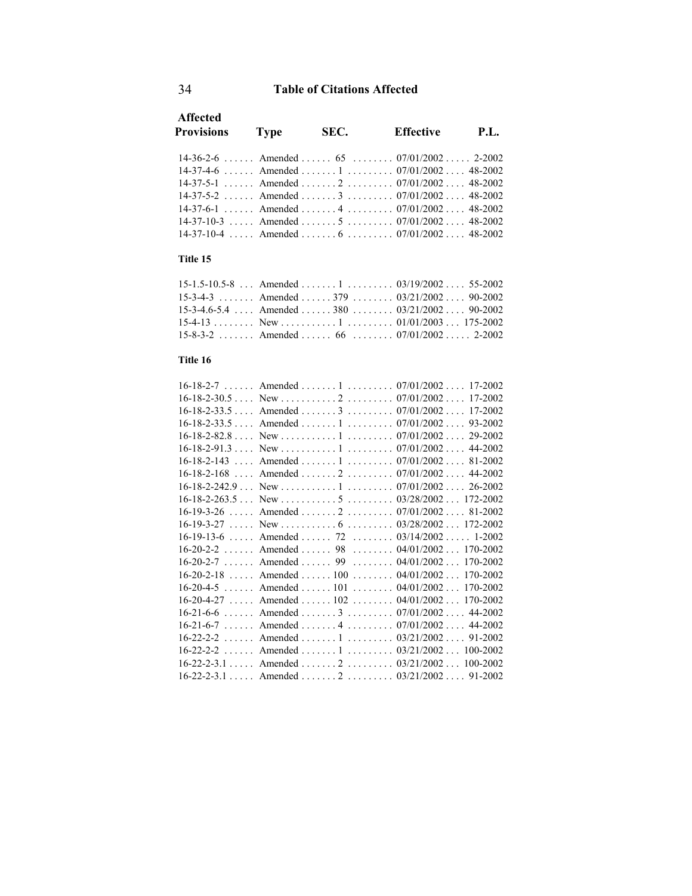## Table of Citations Affected

| Affected Provisions | Type | SEC. | Effective | P.L. |
|---|---|---|---|---|
| 14-36-2-6 | Amended | 65 | 07/01/2002 | 2-2002 |
| 14-37-4-6 | Amended | 1 | 07/01/2002 | 48-2002 |
| 14-37-5-1 | Amended | 2 | 07/01/2002 | 48-2002 |
| 14-37-5-2 | Amended | 3 | 07/01/2002 | 48-2002 |
| 14-37-6-1 | Amended | 4 | 07/01/2002 | 48-2002 |
| 14-37-10-3 | Amended | 5 | 07/01/2002 | 48-2002 |
| 14-37-10-4 | Amended | 6 | 07/01/2002 | 48-2002 |

**Title 15**

| Affected Provisions | Type | SEC. | Effective | P.L. |
|---|---|---|---|---|
| 15-1.5-10.5-8 | Amended | 1 | 03/19/2002 | 55-2002 |
| 15-3-4-3 | Amended | 379 | 03/21/2002 | 90-2002 |
| 15-3-4.6-5.4 | Amended | 380 | 03/21/2002 | 90-2002 |
| 15-4-13 | New | 1 | 01/01/2003 | 175-2002 |
| 15-8-3-2 | Amended | 66 | 07/01/2002 | 2-2002 |

**Title 16**

| Affected Provisions | Type | SEC. | Effective | P.L. |
|---|---|---|---|---|
| 16-18-2-7 | Amended | 1 | 07/01/2002 | 17-2002 |
| 16-18-2-30.5 | New | 2 | 07/01/2002 | 17-2002 |
| 16-18-2-33.5 | Amended | 3 | 07/01/2002 | 17-2002 |
| 16-18-2-33.5 | Amended | 1 | 07/01/2002 | 93-2002 |
| 16-18-2-82.8 | New | 1 | 07/01/2002 | 29-2002 |
| 16-18-2-91.3 | New | 1 | 07/01/2002 | 44-2002 |
| 16-18-2-143 | Amended | 1 | 07/01/2002 | 81-2002 |
| 16-18-2-168 | Amended | 2 | 07/01/2002 | 44-2002 |
| 16-18-2-242.9 | New | 1 | 07/01/2002 | 26-2002 |
| 16-18-2-263.5 | New | 5 | 03/28/2002 | 172-2002 |
| 16-19-3-26 | Amended | 2 | 07/01/2002 | 81-2002 |
| 16-19-3-27 | New | 6 | 03/28/2002 | 172-2002 |
| 16-19-13-6 | Amended | 72 | 03/14/2002 | 1-2002 |
| 16-20-2-2 | Amended | 98 | 04/01/2002 | 170-2002 |
| 16-20-2-7 | Amended | 99 | 04/01/2002 | 170-2002 |
| 16-20-2-18 | Amended | 100 | 04/01/2002 | 170-2002 |
| 16-20-4-5 | Amended | 101 | 04/01/2002 | 170-2002 |
| 16-20-4-27 | Amended | 102 | 04/01/2002 | 170-2002 |
| 16-21-6-6 | Amended | 3 | 07/01/2002 | 44-2002 |
| 16-21-6-7 | Amended | 4 | 07/01/2002 | 44-2002 |
| 16-22-2-2 | Amended | 1 | 03/21/2002 | 91-2002 |
| 16-22-2-2 | Amended | 1 | 03/21/2002 | 100-2002 |
| 16-22-2-3.1 | Amended | 2 | 03/21/2002 | 100-2002 |
| 16-22-2-3.1 | Amended | 2 | 03/21/2002 | 91-2002 |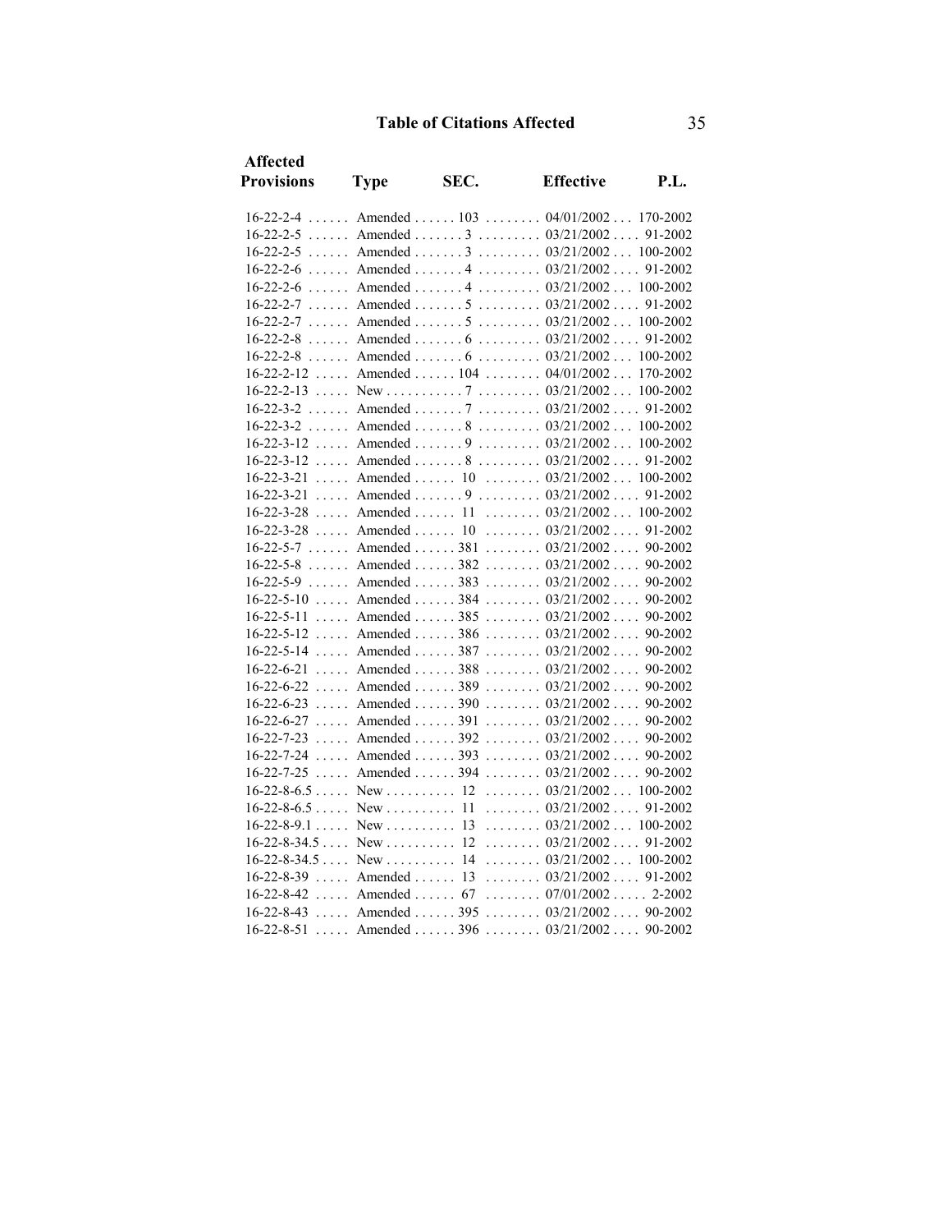## Table of Citations Affected

| Affected Provisions | Type | SEC. | Effective | P.L. |
|---|---|---|---|---|
| 16-22-2-4 | Amended | 103 | 04/01/2002 | 170-2002 |
| 16-22-2-5 | Amended | 3 | 03/21/2002 | 91-2002 |
| 16-22-2-5 | Amended | 3 | 03/21/2002 | 100-2002 |
| 16-22-2-6 | Amended | 4 | 03/21/2002 | 91-2002 |
| 16-22-2-6 | Amended | 4 | 03/21/2002 | 100-2002 |
| 16-22-2-7 | Amended | 5 | 03/21/2002 | 91-2002 |
| 16-22-2-7 | Amended | 5 | 03/21/2002 | 100-2002 |
| 16-22-2-8 | Amended | 6 | 03/21/2002 | 91-2002 |
| 16-22-2-8 | Amended | 6 | 03/21/2002 | 100-2002 |
| 16-22-2-12 | Amended | 104 | 04/01/2002 | 170-2002 |
| 16-22-2-13 | New | 7 | 03/21/2002 | 100-2002 |
| 16-22-3-2 | Amended | 7 | 03/21/2002 | 91-2002 |
| 16-22-3-2 | Amended | 8 | 03/21/2002 | 100-2002 |
| 16-22-3-12 | Amended | 9 | 03/21/2002 | 100-2002 |
| 16-22-3-12 | Amended | 8 | 03/21/2002 | 91-2002 |
| 16-22-3-21 | Amended | 10 | 03/21/2002 | 100-2002 |
| 16-22-3-21 | Amended | 9 | 03/21/2002 | 91-2002 |
| 16-22-3-28 | Amended | 11 | 03/21/2002 | 100-2002 |
| 16-22-3-28 | Amended | 10 | 03/21/2002 | 91-2002 |
| 16-22-5-7 | Amended | 381 | 03/21/2002 | 90-2002 |
| 16-22-5-8 | Amended | 382 | 03/21/2002 | 90-2002 |
| 16-22-5-9 | Amended | 383 | 03/21/2002 | 90-2002 |
| 16-22-5-10 | Amended | 384 | 03/21/2002 | 90-2002 |
| 16-22-5-11 | Amended | 385 | 03/21/2002 | 90-2002 |
| 16-22-5-12 | Amended | 386 | 03/21/2002 | 90-2002 |
| 16-22-5-14 | Amended | 387 | 03/21/2002 | 90-2002 |
| 16-22-6-21 | Amended | 388 | 03/21/2002 | 90-2002 |
| 16-22-6-22 | Amended | 389 | 03/21/2002 | 90-2002 |
| 16-22-6-23 | Amended | 390 | 03/21/2002 | 90-2002 |
| 16-22-6-27 | Amended | 391 | 03/21/2002 | 90-2002 |
| 16-22-7-23 | Amended | 392 | 03/21/2002 | 90-2002 |
| 16-22-7-24 | Amended | 393 | 03/21/2002 | 90-2002 |
| 16-22-7-25 | Amended | 394 | 03/21/2002 | 90-2002 |
| 16-22-8-6.5 | New | 12 | 03/21/2002 | 100-2002 |
| 16-22-8-6.5 | New | 11 | 03/21/2002 | 91-2002 |
| 16-22-8-9.1 | New | 13 | 03/21/2002 | 100-2002 |
| 16-22-8-34.5 | New | 12 | 03/21/2002 | 91-2002 |
| 16-22-8-34.5 | New | 14 | 03/21/2002 | 100-2002 |
| 16-22-8-39 | Amended | 13 | 03/21/2002 | 91-2002 |
| 16-22-8-42 | Amended | 67 | 07/01/2002 | 2-2002 |
| 16-22-8-43 | Amended | 395 | 03/21/2002 | 90-2002 |
| 16-22-8-51 | Amended | 396 | 03/21/2002 | 90-2002 |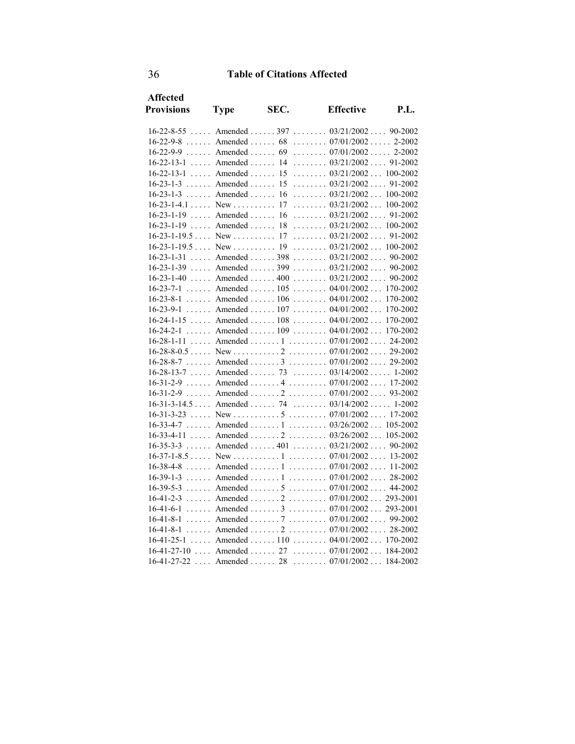## Table of Citations Affected

| Affected Provisions | Type | SEC. | Effective | P.L. |
|---|---|---|---|---|
| 16-22-8-55 | Amended | 397 | 03/21/2002 | 90-2002 |
| 16-22-9-8 | Amended | 68 | 07/01/2002 | 2-2002 |
| 16-22-9-9 | Amended | 69 | 07/01/2002 | 2-2002 |
| 16-22-13-1 | Amended | 14 | 03/21/2002 | 91-2002 |
| 16-22-13-1 | Amended | 15 | 03/21/2002 | 100-2002 |
| 16-23-1-3 | Amended | 15 | 03/21/2002 | 91-2002 |
| 16-23-1-3 | Amended | 16 | 03/21/2002 | 100-2002 |
| 16-23-1-4.1 | New | 17 | 03/21/2002 | 100-2002 |
| 16-23-1-19 | Amended | 16 | 03/21/2002 | 91-2002 |
| 16-23-1-19 | Amended | 18 | 03/21/2002 | 100-2002 |
| 16-23-1-19.5 | New | 17 | 03/21/2002 | 91-2002 |
| 16-23-1-19.5 | New | 19 | 03/21/2002 | 100-2002 |
| 16-23-1-31 | Amended | 398 | 03/21/2002 | 90-2002 |
| 16-23-1-39 | Amended | 399 | 03/21/2002 | 90-2002 |
| 16-23-1-40 | Amended | 400 | 03/21/2002 | 90-2002 |
| 16-23-7-1 | Amended | 105 | 04/01/2002 | 170-2002 |
| 16-23-8-1 | Amended | 106 | 04/01/2002 | 170-2002 |
| 16-23-9-1 | Amended | 107 | 04/01/2002 | 170-2002 |
| 16-24-1-15 | Amended | 108 | 04/01/2002 | 170-2002 |
| 16-24-2-1 | Amended | 109 | 04/01/2002 | 170-2002 |
| 16-28-1-11 | Amended | 1 | 07/01/2002 | 24-2002 |
| 16-28-8-0.5 | New | 2 | 07/01/2002 | 29-2002 |
| 16-28-8-7 | Amended | 3 | 07/01/2002 | 29-2002 |
| 16-28-13-7 | Amended | 73 | 03/14/2002 | 1-2002 |
| 16-31-2-9 | Amended | 4 | 07/01/2002 | 17-2002 |
| 16-31-2-9 | Amended | 2 | 07/01/2002 | 93-2002 |
| 16-31-3-14.5 | Amended | 74 | 03/14/2002 | 1-2002 |
| 16-31-3-23 | New | 5 | 07/01/2002 | 17-2002 |
| 16-33-4-7 | Amended | 1 | 03/26/2002 | 105-2002 |
| 16-33-4-11 | Amended | 2 | 03/26/2002 | 105-2002 |
| 16-35-3-3 | Amended | 401 | 03/21/2002 | 90-2002 |
| 16-37-1-8.5 | New | 1 | 07/01/2002 | 13-2002 |
| 16-38-4-8 | Amended | 1 | 07/01/2002 | 11-2002 |
| 16-39-1-3 | Amended | 1 | 07/01/2002 | 28-2002 |
| 16-39-5-3 | Amended | 5 | 07/01/2002 | 44-2002 |
| 16-41-2-3 | Amended | 2 | 07/01/2002 | 293-2001 |
| 16-41-6-1 | Amended | 3 | 07/01/2002 | 293-2001 |
| 16-41-8-1 | Amended | 7 | 07/01/2002 | 99-2002 |
| 16-41-8-1 | Amended | 2 | 07/01/2002 | 28-2002 |
| 16-41-25-1 | Amended | 110 | 04/01/2002 | 170-2002 |
| 16-41-27-10 | Amended | 27 | 07/01/2002 | 184-2002 |
| 16-41-27-22 | Amended | 28 | 07/01/2002 | 184-2002 |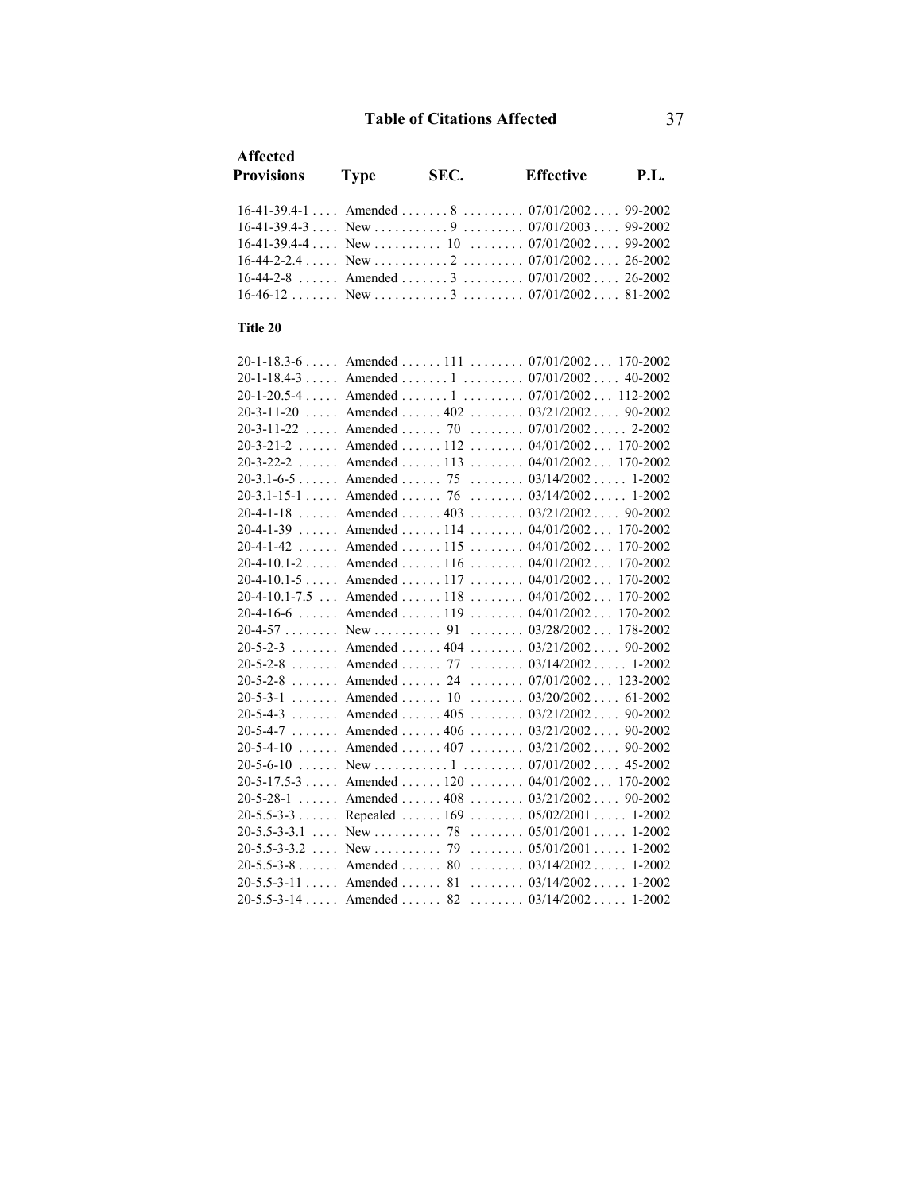## Table of Citations Affected

| Affected Provisions | Type | SEC. | Effective | P.L. |
|---|---|---|---|---|
| 16-41-39.4-1 | Amended | 8 | 07/01/2002 | 99-2002 |
| 16-41-39.4-3 | New | 9 | 07/01/2003 | 99-2002 |
| 16-41-39.4-4 | New | 10 | 07/01/2002 | 99-2002 |
| 16-44-2-2.4 | New | 2 | 07/01/2002 | 26-2002 |
| 16-44-2-8 | Amended | 3 | 07/01/2002 | 26-2002 |
| 16-46-12 | New | 3 | 07/01/2002 | 81-2002 |

**Title 20**

| Affected Provisions | Type | SEC. | Effective | P.L. |
|---|---|---|---|---|
| 20-1-18.3-6 | Amended | 111 | 07/01/2002 | 170-2002 |
| 20-1-18.4-3 | Amended | 1 | 07/01/2002 | 40-2002 |
| 20-1-20.5-4 | Amended | 1 | 07/01/2002 | 112-2002 |
| 20-3-11-20 | Amended | 402 | 03/21/2002 | 90-2002 |
| 20-3-11-22 | Amended | 70 | 07/01/2002 | 2-2002 |
| 20-3-21-2 | Amended | 112 | 04/01/2002 | 170-2002 |
| 20-3-22-2 | Amended | 113 | 04/01/2002 | 170-2002 |
| 20-3.1-6-5 | Amended | 75 | 03/14/2002 | 1-2002 |
| 20-3.1-15-1 | Amended | 76 | 03/14/2002 | 1-2002 |
| 20-4-1-18 | Amended | 403 | 03/21/2002 | 90-2002 |
| 20-4-1-39 | Amended | 114 | 04/01/2002 | 170-2002 |
| 20-4-1-42 | Amended | 115 | 04/01/2002 | 170-2002 |
| 20-4-10.1-2 | Amended | 116 | 04/01/2002 | 170-2002 |
| 20-4-10.1-5 | Amended | 117 | 04/01/2002 | 170-2002 |
| 20-4-10.1-7.5 | Amended | 118 | 04/01/2002 | 170-2002 |
| 20-4-16-6 | Amended | 119 | 04/01/2002 | 170-2002 |
| 20-4-57 | New | 91 | 03/28/2002 | 178-2002 |
| 20-5-2-3 | Amended | 404 | 03/21/2002 | 90-2002 |
| 20-5-2-8 | Amended | 77 | 03/14/2002 | 1-2002 |
| 20-5-2-8 | Amended | 24 | 07/01/2002 | 123-2002 |
| 20-5-3-1 | Amended | 10 | 03/20/2002 | 61-2002 |
| 20-5-4-3 | Amended | 405 | 03/21/2002 | 90-2002 |
| 20-5-4-7 | Amended | 406 | 03/21/2002 | 90-2002 |
| 20-5-4-10 | Amended | 407 | 03/21/2002 | 90-2002 |
| 20-5-6-10 | New | 1 | 07/01/2002 | 45-2002 |
| 20-5-17.5-3 | Amended | 120 | 04/01/2002 | 170-2002 |
| 20-5-28-1 | Amended | 408 | 03/21/2002 | 90-2002 |
| 20-5.5-3-3 | Repealed | 169 | 05/02/2001 | 1-2002 |
| 20-5.5-3-3.1 | New | 78 | 05/01/2001 | 1-2002 |
| 20-5.5-3-3.2 | New | 79 | 05/01/2001 | 1-2002 |
| 20-5.5-3-8 | Amended | 80 | 03/14/2002 | 1-2002 |
| 20-5.5-3-11 | Amended | 81 | 03/14/2002 | 1-2002 |
| 20-5.5-3-14 | Amended | 82 | 03/14/2002 | 1-2002 |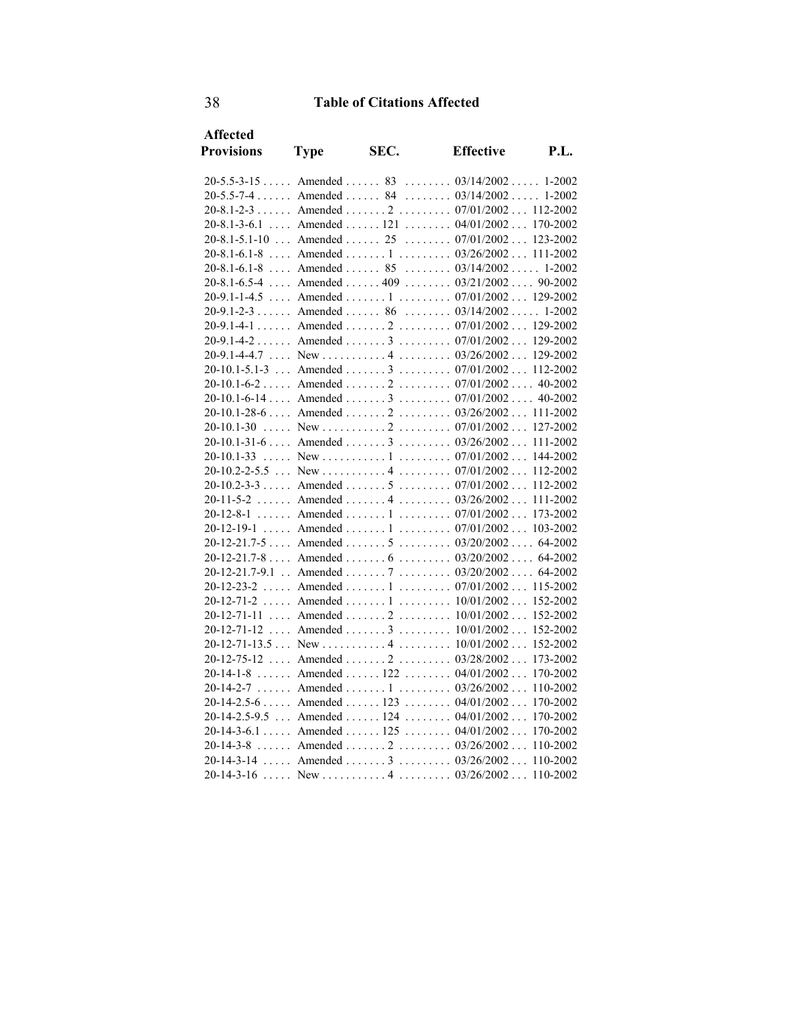## Table of Citations Affected

| Affected Provisions | Type | SEC. | Effective | P.L. |
|---|---|---|---|---|
| 20-5.5-3-15 | Amended | 83 | 03/14/2002 | 1-2002 |
| 20-5.5-7-4 | Amended | 84 | 03/14/2002 | 1-2002 |
| 20-8.1-2-3 | Amended | 2 | 07/01/2002 | 112-2002 |
| 20-8.1-3-6.1 | Amended | 121 | 04/01/2002 | 170-2002 |
| 20-8.1-5.1-10 | Amended | 25 | 07/01/2002 | 123-2002 |
| 20-8.1-6.1-8 | Amended | 1 | 03/26/2002 | 111-2002 |
| 20-8.1-6.1-8 | Amended | 85 | 03/14/2002 | 1-2002 |
| 20-8.1-6.5-4 | Amended | 409 | 03/21/2002 | 90-2002 |
| 20-9.1-1-4.5 | Amended | 1 | 07/01/2002 | 129-2002 |
| 20-9.1-2-3 | Amended | 86 | 03/14/2002 | 1-2002 |
| 20-9.1-4-1 | Amended | 2 | 07/01/2002 | 129-2002 |
| 20-9.1-4-2 | Amended | 3 | 07/01/2002 | 129-2002 |
| 20-9.1-4-4.7 | New | 4 | 03/26/2002 | 129-2002 |
| 20-10.1-5.1-3 | Amended | 3 | 07/01/2002 | 112-2002 |
| 20-10.1-6-2 | Amended | 2 | 07/01/2002 | 40-2002 |
| 20-10.1-6-14 | Amended | 3 | 07/01/2002 | 40-2002 |
| 20-10.1-28-6 | Amended | 2 | 03/26/2002 | 111-2002 |
| 20-10.1-30 | New | 2 | 07/01/2002 | 127-2002 |
| 20-10.1-31-6 | Amended | 3 | 03/26/2002 | 111-2002 |
| 20-10.1-33 | New | 1 | 07/01/2002 | 144-2002 |
| 20-10.2-2-5.5 | New | 4 | 07/01/2002 | 112-2002 |
| 20-10.2-3-3 | Amended | 5 | 07/01/2002 | 112-2002 |
| 20-11-5-2 | Amended | 4 | 03/26/2002 | 111-2002 |
| 20-12-8-1 | Amended | 1 | 07/01/2002 | 173-2002 |
| 20-12-19-1 | Amended | 1 | 07/01/2002 | 103-2002 |
| 20-12-21.7-5 | Amended | 5 | 03/20/2002 | 64-2002 |
| 20-12-21.7-8 | Amended | 6 | 03/20/2002 | 64-2002 |
| 20-12-21.7-9.1 | Amended | 7 | 03/20/2002 | 64-2002 |
| 20-12-23-2 | Amended | 1 | 07/01/2002 | 115-2002 |
| 20-12-71-2 | Amended | 1 | 10/01/2002 | 152-2002 |
| 20-12-71-11 | Amended | 2 | 10/01/2002 | 152-2002 |
| 20-12-71-12 | Amended | 3 | 10/01/2002 | 152-2002 |
| 20-12-71-13.5 | New | 4 | 10/01/2002 | 152-2002 |
| 20-12-75-12 | Amended | 2 | 03/28/2002 | 173-2002 |
| 20-14-1-8 | Amended | 122 | 04/01/2002 | 170-2002 |
| 20-14-2-7 | Amended | 1 | 03/26/2002 | 110-2002 |
| 20-14-2.5-6 | Amended | 123 | 04/01/2002 | 170-2002 |
| 20-14-2.5-9.5 | Amended | 124 | 04/01/2002 | 170-2002 |
| 20-14-3-6.1 | Amended | 125 | 04/01/2002 | 170-2002 |
| 20-14-3-8 | Amended | 2 | 03/26/2002 | 110-2002 |
| 20-14-3-14 | Amended | 3 | 03/26/2002 | 110-2002 |
| 20-14-3-16 | New | 4 | 03/26/2002 | 110-2002 |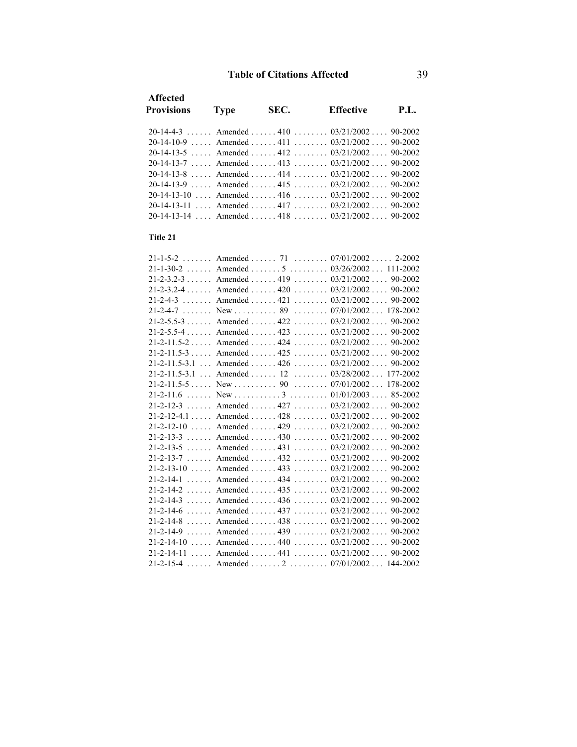# Table of Citations Affected

| Affected Provisions | Type | SEC. | Effective | P.L. |
|---|---|---|---|---|
| 20-14-4-3 | Amended | 410 | 03/21/2002 | 90-2002 |
| 20-14-10-9 | Amended | 411 | 03/21/2002 | 90-2002 |
| 20-14-13-5 | Amended | 412 | 03/21/2002 | 90-2002 |
| 20-14-13-7 | Amended | 413 | 03/21/2002 | 90-2002 |
| 20-14-13-8 | Amended | 414 | 03/21/2002 | 90-2002 |
| 20-14-13-9 | Amended | 415 | 03/21/2002 | 90-2002 |
| 20-14-13-10 | Amended | 416 | 03/21/2002 | 90-2002 |
| 20-14-13-11 | Amended | 417 | 03/21/2002 | 90-2002 |
| 20-14-13-14 | Amended | 418 | 03/21/2002 | 90-2002 |

**Title 21**

| Affected Provisions | Type | SEC. | Effective | P.L. |
|---|---|---|---|---|
| 21-1-5-2 | Amended | 71 | 07/01/2002 | 2-2002 |
| 21-1-30-2 | Amended | 5 | 03/26/2002 | 111-2002 |
| 21-2-3.2-3 | Amended | 419 | 03/21/2002 | 90-2002 |
| 21-2-3.2-4 | Amended | 420 | 03/21/2002 | 90-2002 |
| 21-2-4-3 | Amended | 421 | 03/21/2002 | 90-2002 |
| 21-2-4-7 | New | 89 | 07/01/2002 | 178-2002 |
| 21-2-5.5-3 | Amended | 422 | 03/21/2002 | 90-2002 |
| 21-2-5.5-4 | Amended | 423 | 03/21/2002 | 90-2002 |
| 21-2-11.5-2 | Amended | 424 | 03/21/2002 | 90-2002 |
| 21-2-11.5-3 | Amended | 425 | 03/21/2002 | 90-2002 |
| 21-2-11.5-3.1 | Amended | 426 | 03/21/2002 | 90-2002 |
| 21-2-11.5-3.1 | Amended | 12 | 03/28/2002 | 177-2002 |
| 21-2-11.5-5 | New | 90 | 07/01/2002 | 178-2002 |
| 21-2-11.6 | New | 3 | 01/01/2003 | 85-2002 |
| 21-2-12-3 | Amended | 427 | 03/21/2002 | 90-2002 |
| 21-2-12-4.1 | Amended | 428 | 03/21/2002 | 90-2002 |
| 21-2-12-10 | Amended | 429 | 03/21/2002 | 90-2002 |
| 21-2-13-3 | Amended | 430 | 03/21/2002 | 90-2002 |
| 21-2-13-5 | Amended | 431 | 03/21/2002 | 90-2002 |
| 21-2-13-7 | Amended | 432 | 03/21/2002 | 90-2002 |
| 21-2-13-10 | Amended | 433 | 03/21/2002 | 90-2002 |
| 21-2-14-1 | Amended | 434 | 03/21/2002 | 90-2002 |
| 21-2-14-2 | Amended | 435 | 03/21/2002 | 90-2002 |
| 21-2-14-3 | Amended | 436 | 03/21/2002 | 90-2002 |
| 21-2-14-6 | Amended | 437 | 03/21/2002 | 90-2002 |
| 21-2-14-8 | Amended | 438 | 03/21/2002 | 90-2002 |
| 21-2-14-9 | Amended | 439 | 03/21/2002 | 90-2002 |
| 21-2-14-10 | Amended | 440 | 03/21/2002 | 90-2002 |
| 21-2-14-11 | Amended | 441 | 03/21/2002 | 90-2002 |
| 21-2-15-4 | Amended | 2 | 07/01/2002 | 144-2002 |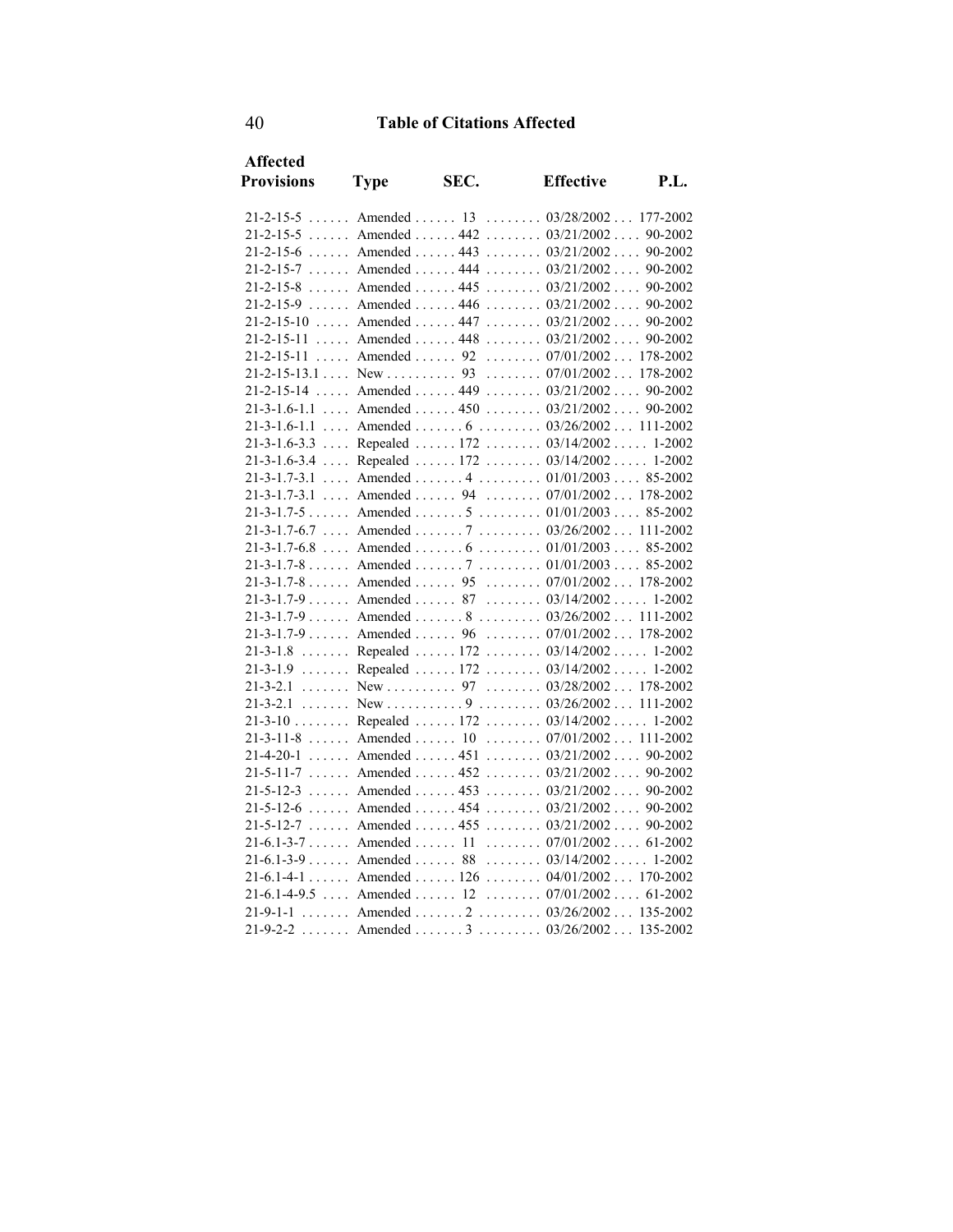## Table of Citations Affected

| Affected Provisions | Type | SEC. | Effective | P.L. |
|---|---|---|---|---|
| 21-2-15-5 | Amended | 13 | 03/28/2002 | 177-2002 |
| 21-2-15-5 | Amended | 442 | 03/21/2002 | 90-2002 |
| 21-2-15-6 | Amended | 443 | 03/21/2002 | 90-2002 |
| 21-2-15-7 | Amended | 444 | 03/21/2002 | 90-2002 |
| 21-2-15-8 | Amended | 445 | 03/21/2002 | 90-2002 |
| 21-2-15-9 | Amended | 446 | 03/21/2002 | 90-2002 |
| 21-2-15-10 | Amended | 447 | 03/21/2002 | 90-2002 |
| 21-2-15-11 | Amended | 448 | 03/21/2002 | 90-2002 |
| 21-2-15-11 | Amended | 92 | 07/01/2002 | 178-2002 |
| 21-2-15-13.1 | New | 93 | 07/01/2002 | 178-2002 |
| 21-2-15-14 | Amended | 449 | 03/21/2002 | 90-2002 |
| 21-3-1.6-1.1 | Amended | 450 | 03/21/2002 | 90-2002 |
| 21-3-1.6-1.1 | Amended | 6 | 03/26/2002 | 111-2002 |
| 21-3-1.6-3.3 | Repealed | 172 | 03/14/2002 | 1-2002 |
| 21-3-1.6-3.4 | Repealed | 172 | 03/14/2002 | 1-2002 |
| 21-3-1.7-3.1 | Amended | 4 | 01/01/2003 | 85-2002 |
| 21-3-1.7-3.1 | Amended | 94 | 07/01/2002 | 178-2002 |
| 21-3-1.7-5 | Amended | 5 | 01/01/2003 | 85-2002 |
| 21-3-1.7-6.7 | Amended | 7 | 03/26/2002 | 111-2002 |
| 21-3-1.7-6.8 | Amended | 6 | 01/01/2003 | 85-2002 |
| 21-3-1.7-8 | Amended | 7 | 01/01/2003 | 85-2002 |
| 21-3-1.7-8 | Amended | 95 | 07/01/2002 | 178-2002 |
| 21-3-1.7-9 | Amended | 87 | 03/14/2002 | 1-2002 |
| 21-3-1.7-9 | Amended | 8 | 03/26/2002 | 111-2002 |
| 21-3-1.7-9 | Amended | 96 | 07/01/2002 | 178-2002 |
| 21-3-1.8 | Repealed | 172 | 03/14/2002 | 1-2002 |
| 21-3-1.9 | Repealed | 172 | 03/14/2002 | 1-2002 |
| 21-3-2.1 | New | 97 | 03/28/2002 | 178-2002 |
| 21-3-2.1 | New | 9 | 03/26/2002 | 111-2002 |
| 21-3-10 | Repealed | 172 | 03/14/2002 | 1-2002 |
| 21-3-11-8 | Amended | 10 | 07/01/2002 | 111-2002 |
| 21-4-20-1 | Amended | 451 | 03/21/2002 | 90-2002 |
| 21-5-11-7 | Amended | 452 | 03/21/2002 | 90-2002 |
| 21-5-12-3 | Amended | 453 | 03/21/2002 | 90-2002 |
| 21-5-12-6 | Amended | 454 | 03/21/2002 | 90-2002 |
| 21-5-12-7 | Amended | 455 | 03/21/2002 | 90-2002 |
| 21-6.1-3-7 | Amended | 11 | 07/01/2002 | 61-2002 |
| 21-6.1-3-9 | Amended | 88 | 03/14/2002 | 1-2002 |
| 21-6.1-4-1 | Amended | 126 | 04/01/2002 | 170-2002 |
| 21-6.1-4-9.5 | Amended | 12 | 07/01/2002 | 61-2002 |
| 21-9-1-1 | Amended | 2 | 03/26/2002 | 135-2002 |
| 21-9-2-2 | Amended | 3 | 03/26/2002 | 135-2002 |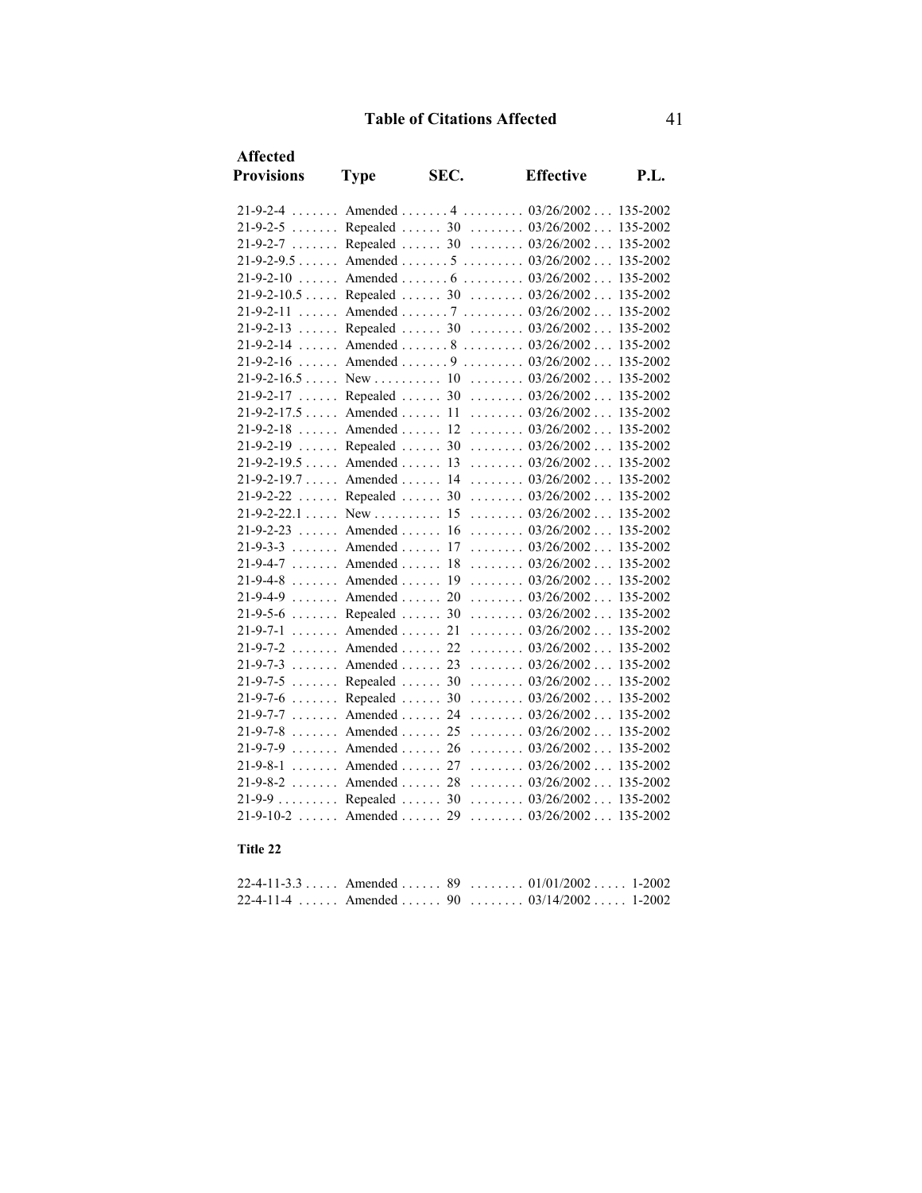## Table of Citations Affected

| Affected Provisions | Type | SEC. | Effective | P.L. |
|---|---|---|---|---|
| 21-9-2-4 | Amended | 4 | 03/26/2002 | 135-2002 |
| 21-9-2-5 | Repealed | 30 | 03/26/2002 | 135-2002 |
| 21-9-2-7 | Repealed | 30 | 03/26/2002 | 135-2002 |
| 21-9-2-9.5 | Amended | 5 | 03/26/2002 | 135-2002 |
| 21-9-2-10 | Amended | 6 | 03/26/2002 | 135-2002 |
| 21-9-2-10.5 | Repealed | 30 | 03/26/2002 | 135-2002 |
| 21-9-2-11 | Amended | 7 | 03/26/2002 | 135-2002 |
| 21-9-2-13 | Repealed | 30 | 03/26/2002 | 135-2002 |
| 21-9-2-14 | Amended | 8 | 03/26/2002 | 135-2002 |
| 21-9-2-16 | Amended | 9 | 03/26/2002 | 135-2002 |
| 21-9-2-16.5 | New | 10 | 03/26/2002 | 135-2002 |
| 21-9-2-17 | Repealed | 30 | 03/26/2002 | 135-2002 |
| 21-9-2-17.5 | Amended | 11 | 03/26/2002 | 135-2002 |
| 21-9-2-18 | Amended | 12 | 03/26/2002 | 135-2002 |
| 21-9-2-19 | Repealed | 30 | 03/26/2002 | 135-2002 |
| 21-9-2-19.5 | Amended | 13 | 03/26/2002 | 135-2002 |
| 21-9-2-19.7 | Amended | 14 | 03/26/2002 | 135-2002 |
| 21-9-2-22 | Repealed | 30 | 03/26/2002 | 135-2002 |
| 21-9-2-22.1 | New | 15 | 03/26/2002 | 135-2002 |
| 21-9-2-23 | Amended | 16 | 03/26/2002 | 135-2002 |
| 21-9-3-3 | Amended | 17 | 03/26/2002 | 135-2002 |
| 21-9-4-7 | Amended | 18 | 03/26/2002 | 135-2002 |
| 21-9-4-8 | Amended | 19 | 03/26/2002 | 135-2002 |
| 21-9-4-9 | Amended | 20 | 03/26/2002 | 135-2002 |
| 21-9-5-6 | Repealed | 30 | 03/26/2002 | 135-2002 |
| 21-9-7-1 | Amended | 21 | 03/26/2002 | 135-2002 |
| 21-9-7-2 | Amended | 22 | 03/26/2002 | 135-2002 |
| 21-9-7-3 | Amended | 23 | 03/26/2002 | 135-2002 |
| 21-9-7-5 | Repealed | 30 | 03/26/2002 | 135-2002 |
| 21-9-7-6 | Repealed | 30 | 03/26/2002 | 135-2002 |
| 21-9-7-7 | Amended | 24 | 03/26/2002 | 135-2002 |
| 21-9-7-8 | Amended | 25 | 03/26/2002 | 135-2002 |
| 21-9-7-9 | Amended | 26 | 03/26/2002 | 135-2002 |
| 21-9-8-1 | Amended | 27 | 03/26/2002 | 135-2002 |
| 21-9-8-2 | Amended | 28 | 03/26/2002 | 135-2002 |
| 21-9-9 | Repealed | 30 | 03/26/2002 | 135-2002 |
| 21-9-10-2 | Amended | 29 | 03/26/2002 | 135-2002 |

**Title 22**

| Affected Provisions | Type | SEC. | Effective | P.L. |
|---|---|---|---|---|
| 22-4-11-3.3 | Amended | 89 | 01/01/2002 | 1-2002 |
| 22-4-11-4 | Amended | 90 | 03/14/2002 | 1-2002 |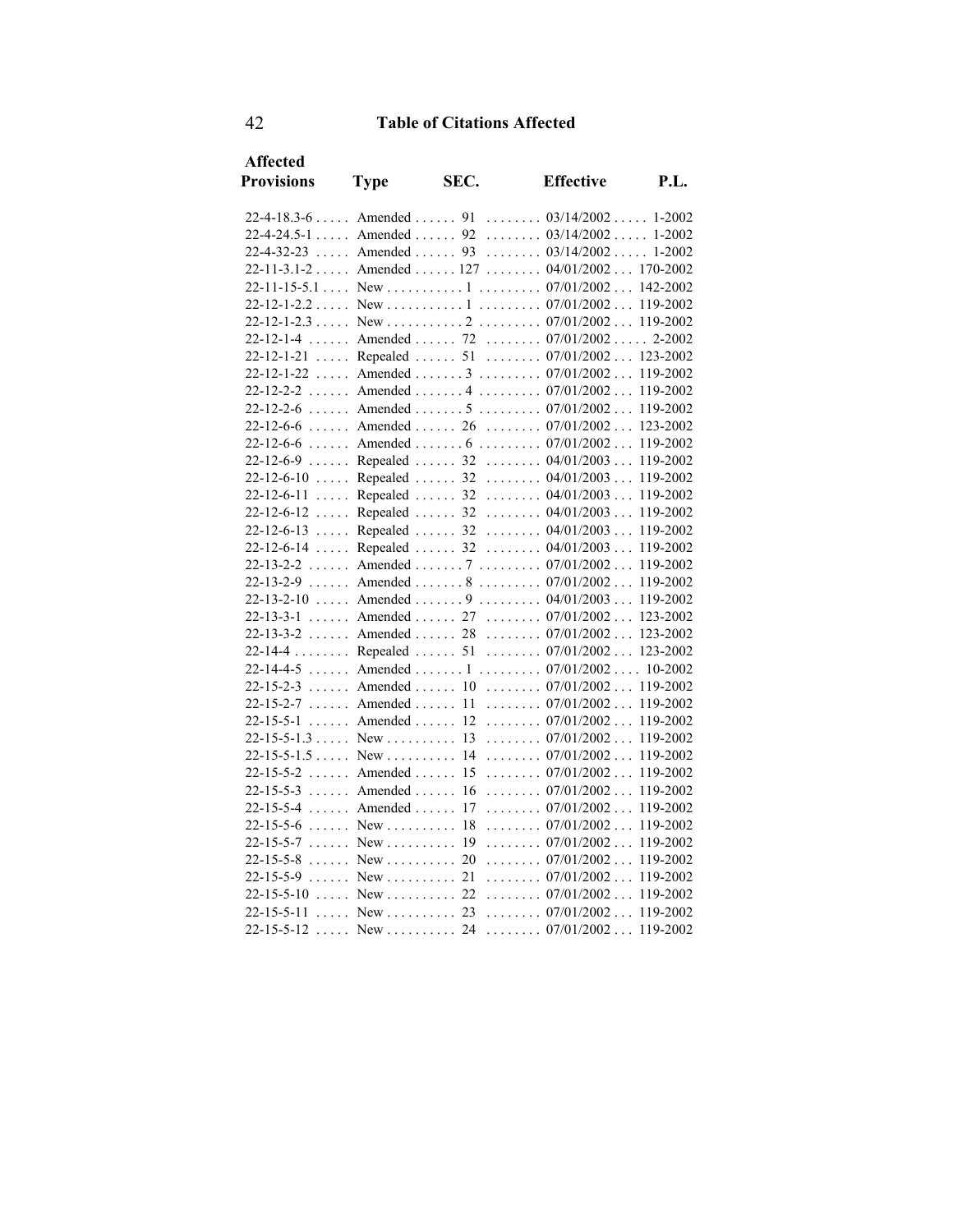## Table of Citations Affected

| Affected Provisions | Type | SEC. | Effective | P.L. |
|---|---|---|---|---|
| 22-4-18.3-6 | Amended | 91 | 03/14/2002 | 1-2002 |
| 22-4-24.5-1 | Amended | 92 | 03/14/2002 | 1-2002 |
| 22-4-32-23 | Amended | 93 | 03/14/2002 | 1-2002 |
| 22-11-3.1-2 | Amended | 127 | 04/01/2002 | 170-2002 |
| 22-11-15-5.1 | New | 1 | 07/01/2002 | 142-2002 |
| 22-12-1-2.2 | New | 1 | 07/01/2002 | 119-2002 |
| 22-12-1-2.3 | New | 2 | 07/01/2002 | 119-2002 |
| 22-12-1-4 | Amended | 72 | 07/01/2002 | 2-2002 |
| 22-12-1-21 | Repealed | 51 | 07/01/2002 | 123-2002 |
| 22-12-1-22 | Amended | 3 | 07/01/2002 | 119-2002 |
| 22-12-2-2 | Amended | 4 | 07/01/2002 | 119-2002 |
| 22-12-2-6 | Amended | 5 | 07/01/2002 | 119-2002 |
| 22-12-6-6 | Amended | 26 | 07/01/2002 | 123-2002 |
| 22-12-6-6 | Amended | 6 | 07/01/2002 | 119-2002 |
| 22-12-6-9 | Repealed | 32 | 04/01/2003 | 119-2002 |
| 22-12-6-10 | Repealed | 32 | 04/01/2003 | 119-2002 |
| 22-12-6-11 | Repealed | 32 | 04/01/2003 | 119-2002 |
| 22-12-6-12 | Repealed | 32 | 04/01/2003 | 119-2002 |
| 22-12-6-13 | Repealed | 32 | 04/01/2003 | 119-2002 |
| 22-12-6-14 | Repealed | 32 | 04/01/2003 | 119-2002 |
| 22-13-2-2 | Amended | 7 | 07/01/2002 | 119-2002 |
| 22-13-2-9 | Amended | 8 | 07/01/2002 | 119-2002 |
| 22-13-2-10 | Amended | 9 | 04/01/2003 | 119-2002 |
| 22-13-3-1 | Amended | 27 | 07/01/2002 | 123-2002 |
| 22-13-3-2 | Amended | 28 | 07/01/2002 | 123-2002 |
| 22-14-4 | Repealed | 51 | 07/01/2002 | 123-2002 |
| 22-14-4-5 | Amended | 1 | 07/01/2002 | 10-2002 |
| 22-15-2-3 | Amended | 10 | 07/01/2002 | 119-2002 |
| 22-15-2-7 | Amended | 11 | 07/01/2002 | 119-2002 |
| 22-15-5-1 | Amended | 12 | 07/01/2002 | 119-2002 |
| 22-15-5-1.3 | New | 13 | 07/01/2002 | 119-2002 |
| 22-15-5-1.5 | New | 14 | 07/01/2002 | 119-2002 |
| 22-15-5-2 | Amended | 15 | 07/01/2002 | 119-2002 |
| 22-15-5-3 | Amended | 16 | 07/01/2002 | 119-2002 |
| 22-15-5-4 | Amended | 17 | 07/01/2002 | 119-2002 |
| 22-15-5-6 | New | 18 | 07/01/2002 | 119-2002 |
| 22-15-5-7 | New | 19 | 07/01/2002 | 119-2002 |
| 22-15-5-8 | New | 20 | 07/01/2002 | 119-2002 |
| 22-15-5-9 | New | 21 | 07/01/2002 | 119-2002 |
| 22-15-5-10 | New | 22 | 07/01/2002 | 119-2002 |
| 22-15-5-11 | New | 23 | 07/01/2002 | 119-2002 |
| 22-15-5-12 | New | 24 | 07/01/2002 | 119-2002 |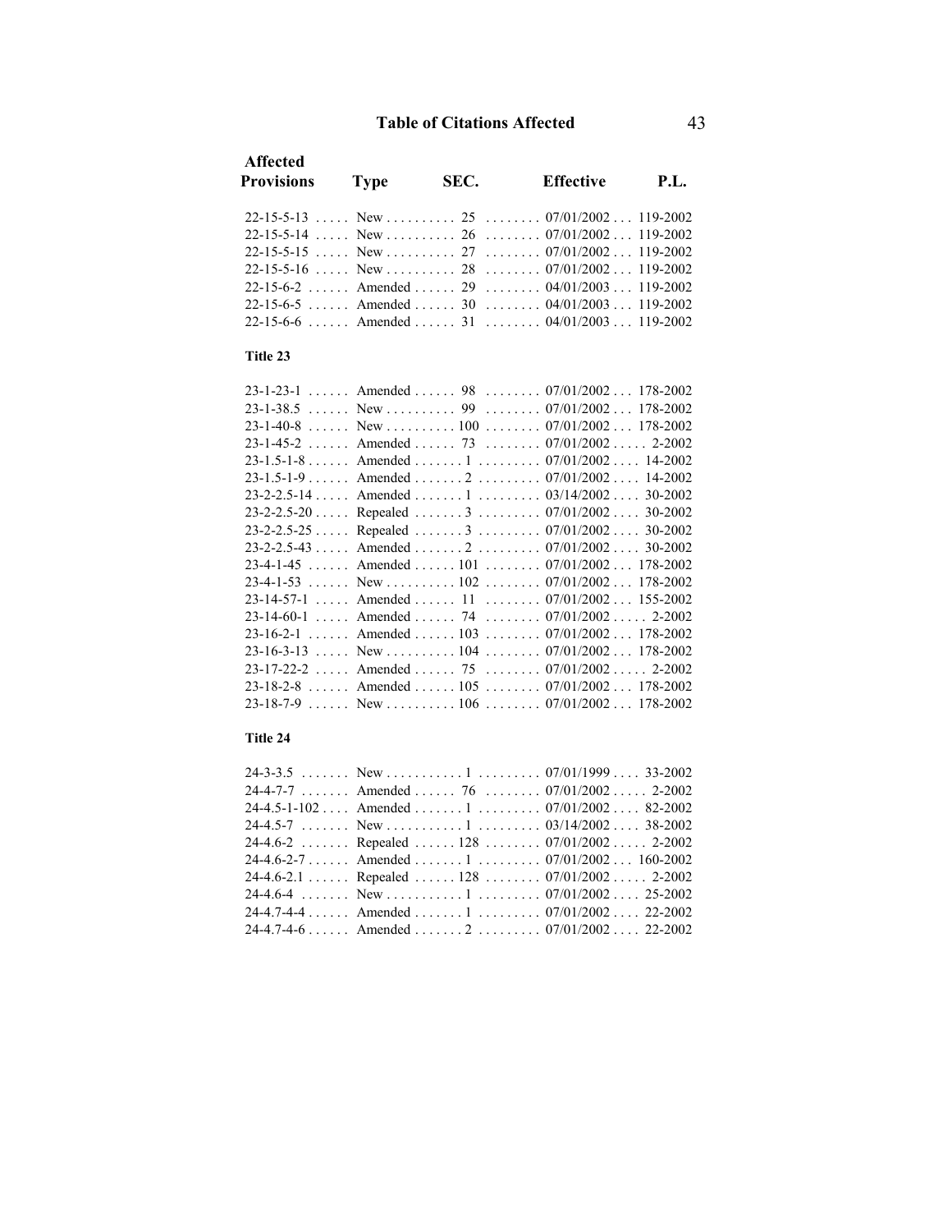## Table of Citations Affected

| Affected Provisions | Type | SEC. | Effective | P.L. |
|---|---|---|---|---|
| 22-15-5-13 | New | 25 | 07/01/2002 | 119-2002 |
| 22-15-5-14 | New | 26 | 07/01/2002 | 119-2002 |
| 22-15-5-15 | New | 27 | 07/01/2002 | 119-2002 |
| 22-15-5-16 | New | 28 | 07/01/2002 | 119-2002 |
| 22-15-6-2 | Amended | 29 | 04/01/2003 | 119-2002 |
| 22-15-6-5 | Amended | 30 | 04/01/2003 | 119-2002 |
| 22-15-6-6 | Amended | 31 | 04/01/2003 | 119-2002 |

### Title 23

| Affected Provisions | Type | SEC. | Effective | P.L. |
|---|---|---|---|---|
| 23-1-23-1 | Amended | 98 | 07/01/2002 | 178-2002 |
| 23-1-38.5 | New | 99 | 07/01/2002 | 178-2002 |
| 23-1-40-8 | New | 100 | 07/01/2002 | 178-2002 |
| 23-1-45-2 | Amended | 73 | 07/01/2002 | 2-2002 |
| 23-1.5-1-8 | Amended | 1 | 07/01/2002 | 14-2002 |
| 23-1.5-1-9 | Amended | 2 | 07/01/2002 | 14-2002 |
| 23-2-2.5-14 | Amended | 1 | 03/14/2002 | 30-2002 |
| 23-2-2.5-20 | Repealed | 3 | 07/01/2002 | 30-2002 |
| 23-2-2.5-25 | Repealed | 3 | 07/01/2002 | 30-2002 |
| 23-2-2.5-43 | Amended | 2 | 07/01/2002 | 30-2002 |
| 23-4-1-45 | Amended | 101 | 07/01/2002 | 178-2002 |
| 23-4-1-53 | New | 102 | 07/01/2002 | 178-2002 |
| 23-14-57-1 | Amended | 11 | 07/01/2002 | 155-2002 |
| 23-14-60-1 | Amended | 74 | 07/01/2002 | 2-2002 |
| 23-16-2-1 | Amended | 103 | 07/01/2002 | 178-2002 |
| 23-16-3-13 | New | 104 | 07/01/2002 | 178-2002 |
| 23-17-22-2 | Amended | 75 | 07/01/2002 | 2-2002 |
| 23-18-2-8 | Amended | 105 | 07/01/2002 | 178-2002 |
| 23-18-7-9 | New | 106 | 07/01/2002 | 178-2002 |

### Title 24

| Affected Provisions | Type | SEC. | Effective | P.L. |
|---|---|---|---|---|
| 24-3-3.5 | New | 1 | 07/01/1999 | 33-2002 |
| 24-4-7-7 | Amended | 76 | 07/01/2002 | 2-2002 |
| 24-4.5-1-102 | Amended | 1 | 07/01/2002 | 82-2002 |
| 24-4.5-7 | New | 1 | 03/14/2002 | 38-2002 |
| 24-4.6-2 | Repealed | 128 | 07/01/2002 | 2-2002 |
| 24-4.6-2-7 | Amended | 1 | 07/01/2002 | 160-2002 |
| 24-4.6-2.1 | Repealed | 128 | 07/01/2002 | 2-2002 |
| 24-4.6-4 | New | 1 | 07/01/2002 | 25-2002 |
| 24-4.7-4-4 | Amended | 1 | 07/01/2002 | 22-2002 |
| 24-4.7-4-6 | Amended | 2 | 07/01/2002 | 22-2002 |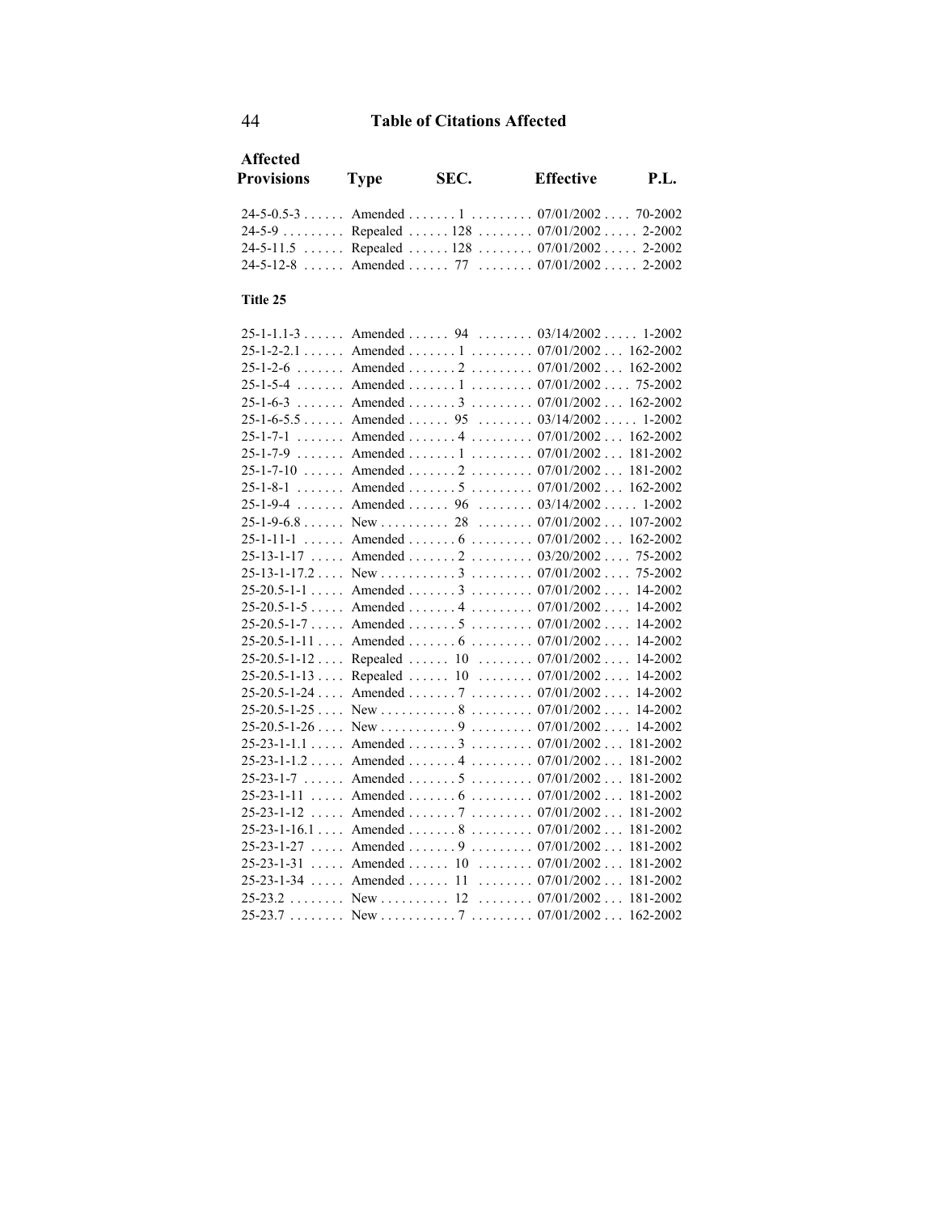## Table of Citations Affected

| Affected Provisions | Type | SEC. | Effective | P.L. |
|---|---|---|---|---|
| 24-5-0.5-3 | Amended | 1 | 07/01/2002 | 70-2002 |
| 24-5-9 | Repealed | 128 | 07/01/2002 | 2-2002 |
| 24-5-11.5 | Repealed | 128 | 07/01/2002 | 2-2002 |
| 24-5-12-8 | Amended | 77 | 07/01/2002 | 2-2002 |

**Title 25**

| Affected Provisions | Type | SEC. | Effective | P.L. |
|---|---|---|---|---|
| 25-1-1.1-3 | Amended | 94 | 03/14/2002 | 1-2002 |
| 25-1-2-2.1 | Amended | 1 | 07/01/2002 | 162-2002 |
| 25-1-2-6 | Amended | 2 | 07/01/2002 | 162-2002 |
| 25-1-5-4 | Amended | 1 | 07/01/2002 | 75-2002 |
| 25-1-6-3 | Amended | 3 | 07/01/2002 | 162-2002 |
| 25-1-6-5.5 | Amended | 95 | 03/14/2002 | 1-2002 |
| 25-1-7-1 | Amended | 4 | 07/01/2002 | 162-2002 |
| 25-1-7-9 | Amended | 1 | 07/01/2002 | 181-2002 |
| 25-1-7-10 | Amended | 2 | 07/01/2002 | 181-2002 |
| 25-1-8-1 | Amended | 5 | 07/01/2002 | 162-2002 |
| 25-1-9-4 | Amended | 96 | 03/14/2002 | 1-2002 |
| 25-1-9-6.8 | New | 28 | 07/01/2002 | 107-2002 |
| 25-1-11-1 | Amended | 6 | 07/01/2002 | 162-2002 |
| 25-13-1-17 | Amended | 2 | 03/20/2002 | 75-2002 |
| 25-13-1-17.2 | New | 3 | 07/01/2002 | 75-2002 |
| 25-20.5-1-1 | Amended | 3 | 07/01/2002 | 14-2002 |
| 25-20.5-1-5 | Amended | 4 | 07/01/2002 | 14-2002 |
| 25-20.5-1-7 | Amended | 5 | 07/01/2002 | 14-2002 |
| 25-20.5-1-11 | Amended | 6 | 07/01/2002 | 14-2002 |
| 25-20.5-1-12 | Repealed | 10 | 07/01/2002 | 14-2002 |
| 25-20.5-1-13 | Repealed | 10 | 07/01/2002 | 14-2002 |
| 25-20.5-1-24 | Amended | 7 | 07/01/2002 | 14-2002 |
| 25-20.5-1-25 | New | 8 | 07/01/2002 | 14-2002 |
| 25-20.5-1-26 | New | 9 | 07/01/2002 | 14-2002 |
| 25-23-1-1.1 | Amended | 3 | 07/01/2002 | 181-2002 |
| 25-23-1-1.2 | Amended | 4 | 07/01/2002 | 181-2002 |
| 25-23-1-7 | Amended | 5 | 07/01/2002 | 181-2002 |
| 25-23-1-11 | Amended | 6 | 07/01/2002 | 181-2002 |
| 25-23-1-12 | Amended | 7 | 07/01/2002 | 181-2002 |
| 25-23-1-16.1 | Amended | 8 | 07/01/2002 | 181-2002 |
| 25-23-1-27 | Amended | 9 | 07/01/2002 | 181-2002 |
| 25-23-1-31 | Amended | 10 | 07/01/2002 | 181-2002 |
| 25-23-1-34 | Amended | 11 | 07/01/2002 | 181-2002 |
| 25-23.2 | New | 12 | 07/01/2002 | 181-2002 |
| 25-23.7 | New | 7 | 07/01/2002 | 162-2002 |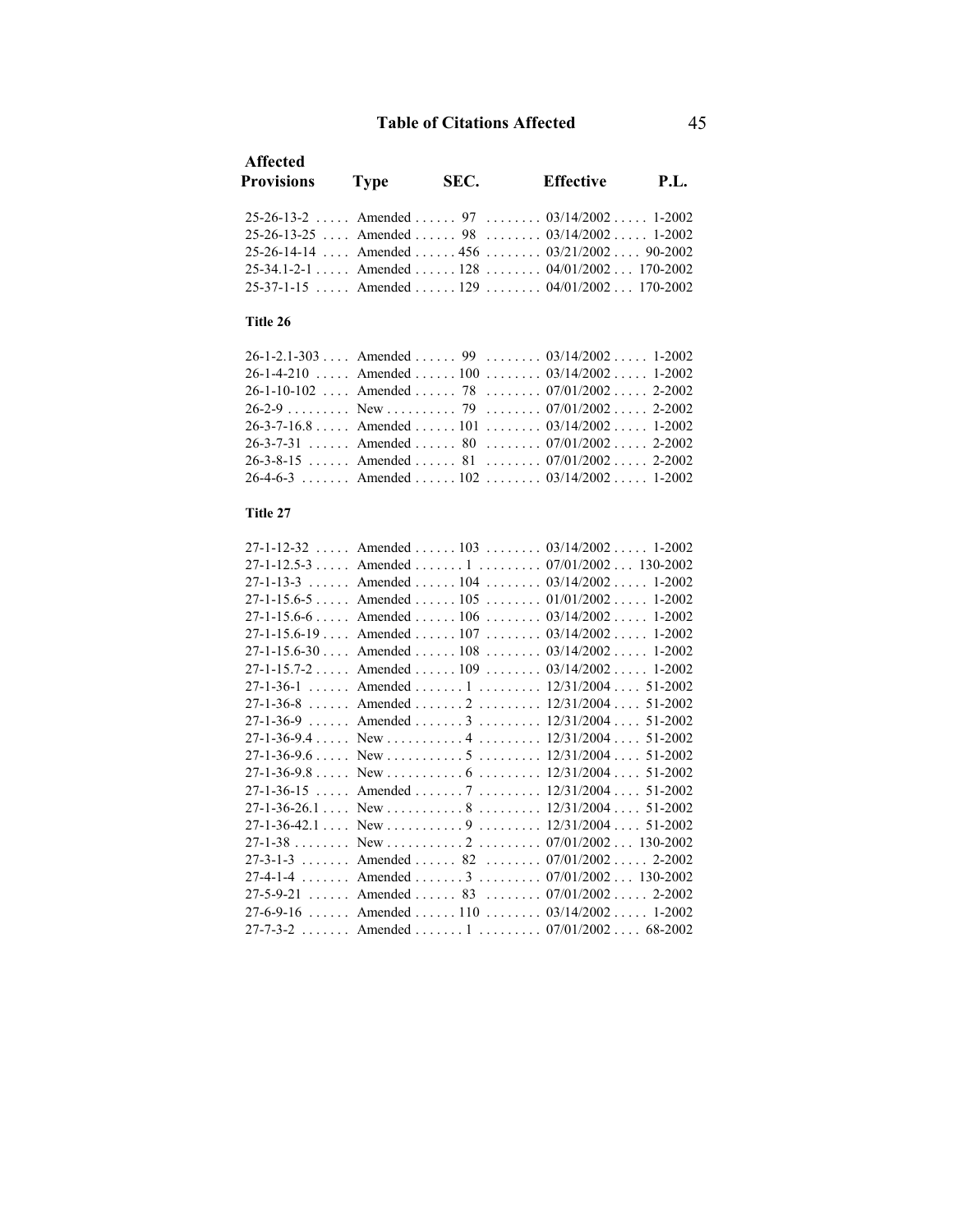## Table of Citations Affected

| Affected Provisions | Type | SEC. | Effective | P.L. |
|---|---|---|---|---|
| 25-26-13-2 | Amended | 97 | 03/14/2002 | 1-2002 |
| 25-26-13-25 | Amended | 98 | 03/14/2002 | 1-2002 |
| 25-26-14-14 | Amended | 456 | 03/21/2002 | 90-2002 |
| 25-34.1-2-1 | Amended | 128 | 04/01/2002 | 170-2002 |
| 25-37-1-15 | Amended | 129 | 04/01/2002 | 170-2002 |

**Title 26**

| Affected Provisions | Type | SEC. | Effective | P.L. |
|---|---|---|---|---|
| 26-1-2.1-303 | Amended | 99 | 03/14/2002 | 1-2002 |
| 26-1-4-210 | Amended | 100 | 03/14/2002 | 1-2002 |
| 26-1-10-102 | Amended | 78 | 07/01/2002 | 2-2002 |
| 26-2-9 | New | 79 | 07/01/2002 | 2-2002 |
| 26-3-7-16.8 | Amended | 101 | 03/14/2002 | 1-2002 |
| 26-3-7-31 | Amended | 80 | 07/01/2002 | 2-2002 |
| 26-3-8-15 | Amended | 81 | 07/01/2002 | 2-2002 |
| 26-4-6-3 | Amended | 102 | 03/14/2002 | 1-2002 |

**Title 27**

| Affected Provisions | Type | SEC. | Effective | P.L. |
|---|---|---|---|---|
| 27-1-12-32 | Amended | 103 | 03/14/2002 | 1-2002 |
| 27-1-12.5-3 | Amended | 1 | 07/01/2002 | 130-2002 |
| 27-1-13-3 | Amended | 104 | 03/14/2002 | 1-2002 |
| 27-1-15.6-5 | Amended | 105 | 01/01/2002 | 1-2002 |
| 27-1-15.6-6 | Amended | 106 | 03/14/2002 | 1-2002 |
| 27-1-15.6-19 | Amended | 107 | 03/14/2002 | 1-2002 |
| 27-1-15.6-30 | Amended | 108 | 03/14/2002 | 1-2002 |
| 27-1-15.7-2 | Amended | 109 | 03/14/2002 | 1-2002 |
| 27-1-36-1 | Amended | 1 | 12/31/2004 | 51-2002 |
| 27-1-36-8 | Amended | 2 | 12/31/2004 | 51-2002 |
| 27-1-36-9 | Amended | 3 | 12/31/2004 | 51-2002 |
| 27-1-36-9.4 | New | 4 | 12/31/2004 | 51-2002 |
| 27-1-36-9.6 | New | 5 | 12/31/2004 | 51-2002 |
| 27-1-36-9.8 | New | 6 | 12/31/2004 | 51-2002 |
| 27-1-36-15 | Amended | 7 | 12/31/2004 | 51-2002 |
| 27-1-36-26.1 | New | 8 | 12/31/2004 | 51-2002 |
| 27-1-36-42.1 | New | 9 | 12/31/2004 | 51-2002 |
| 27-1-38 | New | 2 | 07/01/2002 | 130-2002 |
| 27-3-1-3 | Amended | 82 | 07/01/2002 | 2-2002 |
| 27-4-1-4 | Amended | 3 | 07/01/2002 | 130-2002 |
| 27-5-9-21 | Amended | 83 | 07/01/2002 | 2-2002 |
| 27-6-9-16 | Amended | 110 | 03/14/2002 | 1-2002 |
| 27-7-3-2 | Amended | 1 | 07/01/2002 | 68-2002 |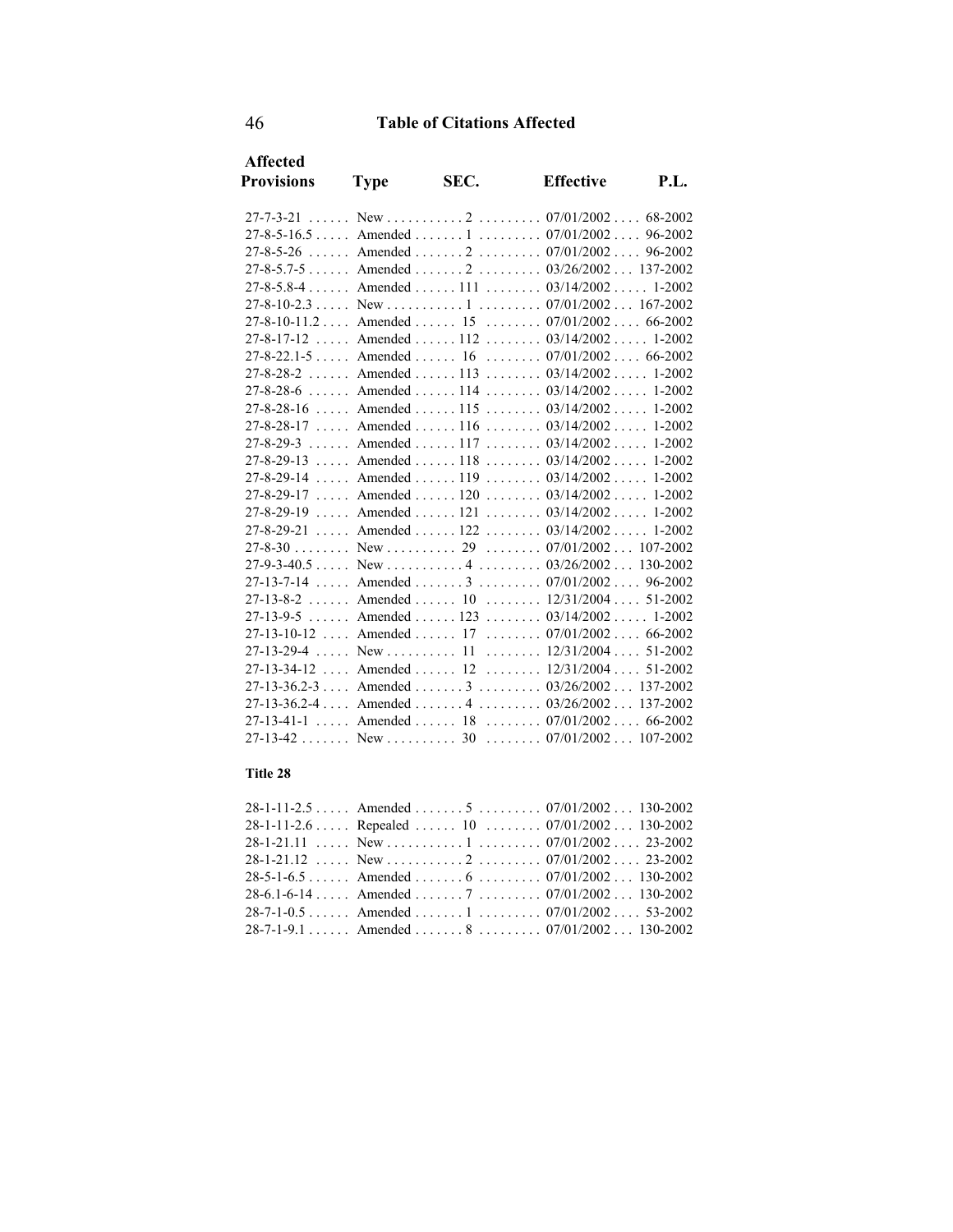## Table of Citations Affected

| Affected Provisions | Type | SEC. | Effective | P.L. |
|---|---|---|---|---|
| 27-7-3-21 | New | 2 | 07/01/2002 | 68-2002 |
| 27-8-5-16.5 | Amended | 1 | 07/01/2002 | 96-2002 |
| 27-8-5-26 | Amended | 2 | 07/01/2002 | 96-2002 |
| 27-8-5.7-5 | Amended | 2 | 03/26/2002 | 137-2002 |
| 27-8-5.8-4 | Amended | 111 | 03/14/2002 | 1-2002 |
| 27-8-10-2.3 | New | 1 | 07/01/2002 | 167-2002 |
| 27-8-10-11.2 | Amended | 15 | 07/01/2002 | 66-2002 |
| 27-8-17-12 | Amended | 112 | 03/14/2002 | 1-2002 |
| 27-8-22.1-5 | Amended | 16 | 07/01/2002 | 66-2002 |
| 27-8-28-2 | Amended | 113 | 03/14/2002 | 1-2002 |
| 27-8-28-6 | Amended | 114 | 03/14/2002 | 1-2002 |
| 27-8-28-16 | Amended | 115 | 03/14/2002 | 1-2002 |
| 27-8-28-17 | Amended | 116 | 03/14/2002 | 1-2002 |
| 27-8-29-3 | Amended | 117 | 03/14/2002 | 1-2002 |
| 27-8-29-13 | Amended | 118 | 03/14/2002 | 1-2002 |
| 27-8-29-14 | Amended | 119 | 03/14/2002 | 1-2002 |
| 27-8-29-17 | Amended | 120 | 03/14/2002 | 1-2002 |
| 27-8-29-19 | Amended | 121 | 03/14/2002 | 1-2002 |
| 27-8-29-21 | Amended | 122 | 03/14/2002 | 1-2002 |
| 27-8-30 | New | 29 | 07/01/2002 | 107-2002 |
| 27-9-3-40.5 | New | 4 | 03/26/2002 | 130-2002 |
| 27-13-7-14 | Amended | 3 | 07/01/2002 | 96-2002 |
| 27-13-8-2 | Amended | 10 | 12/31/2004 | 51-2002 |
| 27-13-9-5 | Amended | 123 | 03/14/2002 | 1-2002 |
| 27-13-10-12 | Amended | 17 | 07/01/2002 | 66-2002 |
| 27-13-29-4 | New | 11 | 12/31/2004 | 51-2002 |
| 27-13-34-12 | Amended | 12 | 12/31/2004 | 51-2002 |
| 27-13-36.2-3 | Amended | 3 | 03/26/2002 | 137-2002 |
| 27-13-36.2-4 | Amended | 4 | 03/26/2002 | 137-2002 |
| 27-13-41-1 | Amended | 18 | 07/01/2002 | 66-2002 |
| 27-13-42 | New | 30 | 07/01/2002 | 107-2002 |

**Title 28**

| Affected Provisions | Type | SEC. | Effective | P.L. |
|---|---|---|---|---|
| 28-1-11-2.5 | Amended | 5 | 07/01/2002 | 130-2002 |
| 28-1-11-2.6 | Repealed | 10 | 07/01/2002 | 130-2002 |
| 28-1-21.11 | New | 1 | 07/01/2002 | 23-2002 |
| 28-1-21.12 | New | 2 | 07/01/2002 | 23-2002 |
| 28-5-1-6.5 | Amended | 6 | 07/01/2002 | 130-2002 |
| 28-6.1-6-14 | Amended | 7 | 07/01/2002 | 130-2002 |
| 28-7-1-0.5 | Amended | 1 | 07/01/2002 | 53-2002 |
| 28-7-1-9.1 | Amended | 8 | 07/01/2002 | 130-2002 |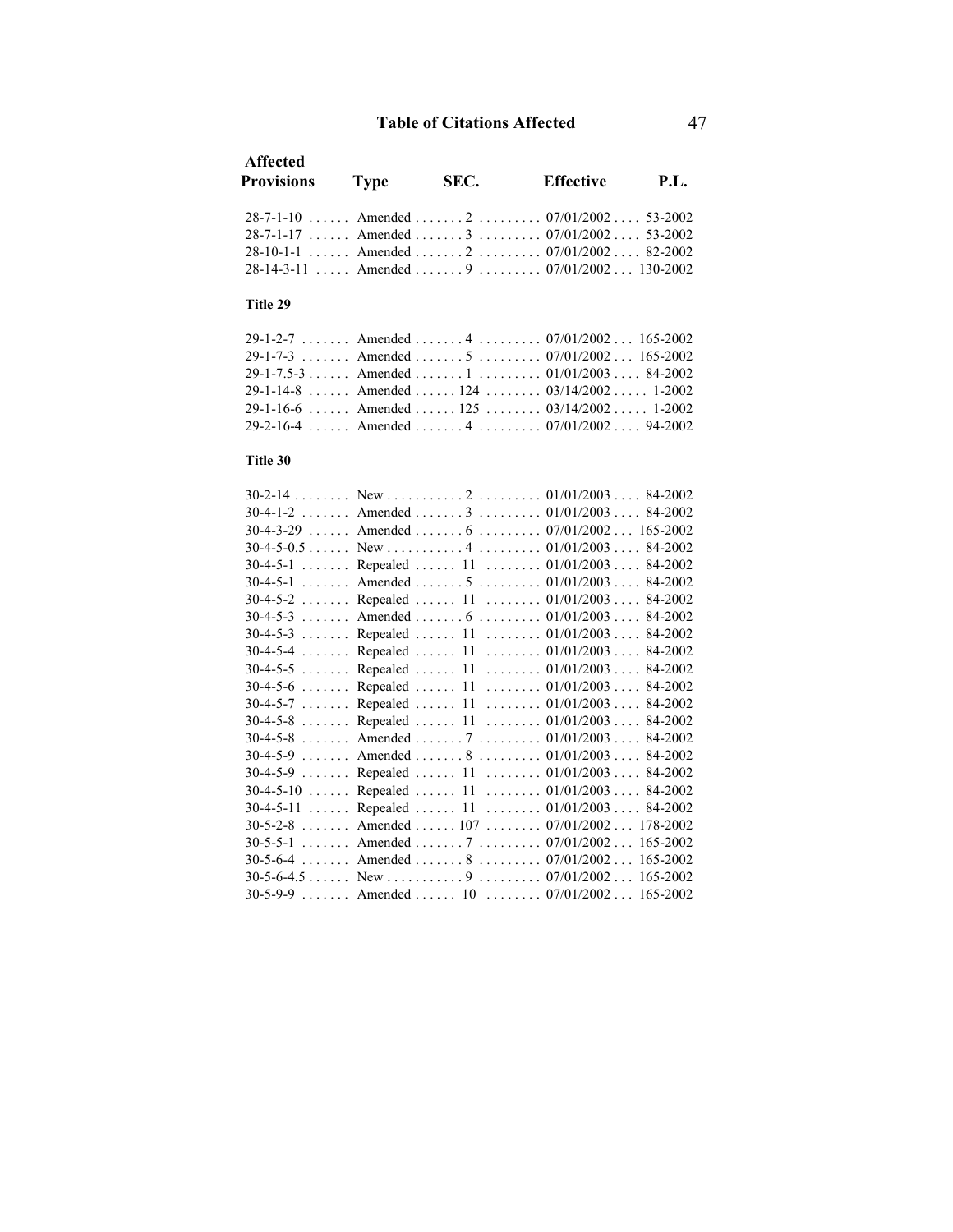## Table of Citations Affected

| Affected Provisions | Type | SEC. | Effective | P.L. |
|---|---|---|---|---|
| 28-7-1-10 | Amended | 2 | 07/01/2002 | 53-2002 |
| 28-7-1-17 | Amended | 3 | 07/01/2002 | 53-2002 |
| 28-10-1-1 | Amended | 2 | 07/01/2002 | 82-2002 |
| 28-14-3-11 | Amended | 9 | 07/01/2002 | 130-2002 |
| **Title 29** | | | | |
| 29-1-2-7 | Amended | 4 | 07/01/2002 | 165-2002 |
| 29-1-7-3 | Amended | 5 | 07/01/2002 | 165-2002 |
| 29-1-7.5-3 | Amended | 1 | 01/01/2003 | 84-2002 |
| 29-1-14-8 | Amended | 124 | 03/14/2002 | 1-2002 |
| 29-1-16-6 | Amended | 125 | 03/14/2002 | 1-2002 |
| 29-2-16-4 | Amended | 4 | 07/01/2002 | 94-2002 |
| **Title 30** | | | | |
| 30-2-14 | New | 2 | 01/01/2003 | 84-2002 |
| 30-4-1-2 | Amended | 3 | 01/01/2003 | 84-2002 |
| 30-4-3-29 | Amended | 6 | 07/01/2002 | 165-2002 |
| 30-4-5-0.5 | New | 4 | 01/01/2003 | 84-2002 |
| 30-4-5-1 | Repealed | 11 | 01/01/2003 | 84-2002 |
| 30-4-5-1 | Amended | 5 | 01/01/2003 | 84-2002 |
| 30-4-5-2 | Repealed | 11 | 01/01/2003 | 84-2002 |
| 30-4-5-3 | Amended | 6 | 01/01/2003 | 84-2002 |
| 30-4-5-3 | Repealed | 11 | 01/01/2003 | 84-2002 |
| 30-4-5-4 | Repealed | 11 | 01/01/2003 | 84-2002 |
| 30-4-5-5 | Repealed | 11 | 01/01/2003 | 84-2002 |
| 30-4-5-6 | Repealed | 11 | 01/01/2003 | 84-2002 |
| 30-4-5-7 | Repealed | 11 | 01/01/2003 | 84-2002 |
| 30-4-5-8 | Repealed | 11 | 01/01/2003 | 84-2002 |
| 30-4-5-8 | Amended | 7 | 01/01/2003 | 84-2002 |
| 30-4-5-9 | Amended | 8 | 01/01/2003 | 84-2002 |
| 30-4-5-9 | Repealed | 11 | 01/01/2003 | 84-2002 |
| 30-4-5-10 | Repealed | 11 | 01/01/2003 | 84-2002 |
| 30-4-5-11 | Repealed | 11 | 01/01/2003 | 84-2002 |
| 30-5-2-8 | Amended | 107 | 07/01/2002 | 178-2002 |
| 30-5-5-1 | Amended | 7 | 07/01/2002 | 165-2002 |
| 30-5-6-4 | Amended | 8 | 07/01/2002 | 165-2002 |
| 30-5-6-4.5 | New | 9 | 07/01/2002 | 165-2002 |
| 30-5-9-9 | Amended | 10 | 07/01/2002 | 165-2002 |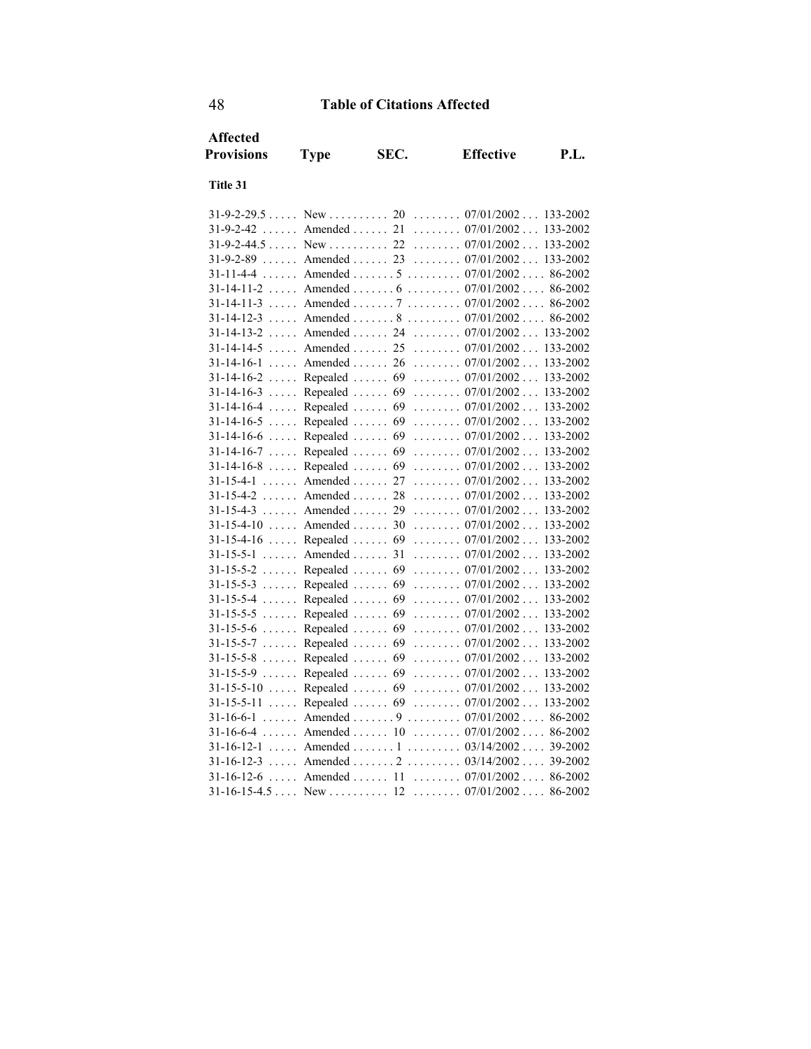## Table of Citations Affected

| Affected Provisions | Type | SEC. | Effective | P.L. |
|---|---|---|---|---|
| **Title 31** | | | | |
| 31-9-2-29.5 | New | 20 | 07/01/2002 | 133-2002 |
| 31-9-2-42 | Amended | 21 | 07/01/2002 | 133-2002 |
| 31-9-2-44.5 | New | 22 | 07/01/2002 | 133-2002 |
| 31-9-2-89 | Amended | 23 | 07/01/2002 | 133-2002 |
| 31-11-4-4 | Amended | 5 | 07/01/2002 | 86-2002 |
| 31-14-11-2 | Amended | 6 | 07/01/2002 | 86-2002 |
| 31-14-11-3 | Amended | 7 | 07/01/2002 | 86-2002 |
| 31-14-12-3 | Amended | 8 | 07/01/2002 | 86-2002 |
| 31-14-13-2 | Amended | 24 | 07/01/2002 | 133-2002 |
| 31-14-14-5 | Amended | 25 | 07/01/2002 | 133-2002 |
| 31-14-16-1 | Amended | 26 | 07/01/2002 | 133-2002 |
| 31-14-16-2 | Repealed | 69 | 07/01/2002 | 133-2002 |
| 31-14-16-3 | Repealed | 69 | 07/01/2002 | 133-2002 |
| 31-14-16-4 | Repealed | 69 | 07/01/2002 | 133-2002 |
| 31-14-16-5 | Repealed | 69 | 07/01/2002 | 133-2002 |
| 31-14-16-6 | Repealed | 69 | 07/01/2002 | 133-2002 |
| 31-14-16-7 | Repealed | 69 | 07/01/2002 | 133-2002 |
| 31-14-16-8 | Repealed | 69 | 07/01/2002 | 133-2002 |
| 31-15-4-1 | Amended | 27 | 07/01/2002 | 133-2002 |
| 31-15-4-2 | Amended | 28 | 07/01/2002 | 133-2002 |
| 31-15-4-3 | Amended | 29 | 07/01/2002 | 133-2002 |
| 31-15-4-10 | Amended | 30 | 07/01/2002 | 133-2002 |
| 31-15-4-16 | Repealed | 69 | 07/01/2002 | 133-2002 |
| 31-15-5-1 | Amended | 31 | 07/01/2002 | 133-2002 |
| 31-15-5-2 | Repealed | 69 | 07/01/2002 | 133-2002 |
| 31-15-5-3 | Repealed | 69 | 07/01/2002 | 133-2002 |
| 31-15-5-4 | Repealed | 69 | 07/01/2002 | 133-2002 |
| 31-15-5-5 | Repealed | 69 | 07/01/2002 | 133-2002 |
| 31-15-5-6 | Repealed | 69 | 07/01/2002 | 133-2002 |
| 31-15-5-7 | Repealed | 69 | 07/01/2002 | 133-2002 |
| 31-15-5-8 | Repealed | 69 | 07/01/2002 | 133-2002 |
| 31-15-5-9 | Repealed | 69 | 07/01/2002 | 133-2002 |
| 31-15-5-10 | Repealed | 69 | 07/01/2002 | 133-2002 |
| 31-15-5-11 | Repealed | 69 | 07/01/2002 | 133-2002 |
| 31-16-6-1 | Amended | 9 | 07/01/2002 | 86-2002 |
| 31-16-6-4 | Amended | 10 | 07/01/2002 | 86-2002 |
| 31-16-12-1 | Amended | 1 | 03/14/2002 | 39-2002 |
| 31-16-12-3 | Amended | 2 | 03/14/2002 | 39-2002 |
| 31-16-12-6 | Amended | 11 | 07/01/2002 | 86-2002 |
| 31-16-15-4.5 | New | 12 | 07/01/2002 | 86-2002 |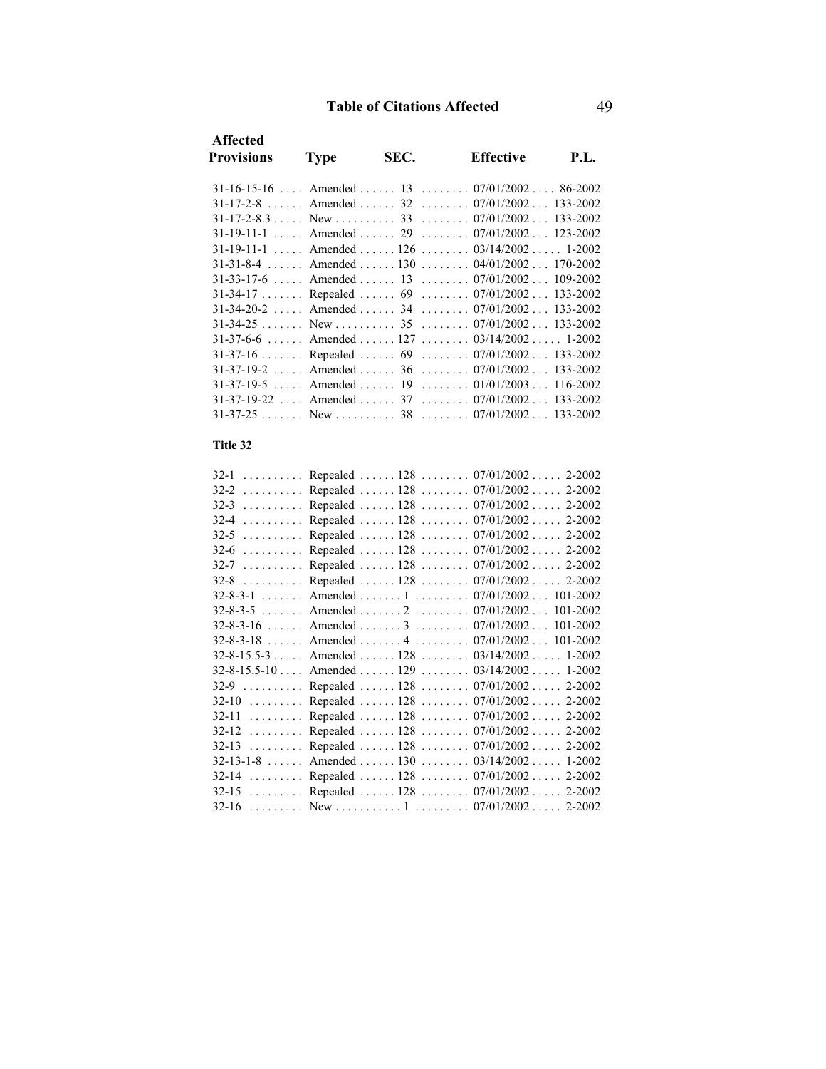## Table of Citations Affected

| Affected Provisions | Type | SEC. | Effective | P.L. |
|---|---|---|---|---|
| 31-16-15-16 | Amended | 13 | 07/01/2002 | 86-2002 |
| 31-17-2-8 | Amended | 32 | 07/01/2002 | 133-2002 |
| 31-17-2-8.3 | New | 33 | 07/01/2002 | 133-2002 |
| 31-19-11-1 | Amended | 29 | 07/01/2002 | 123-2002 |
| 31-19-11-1 | Amended | 126 | 03/14/2002 | 1-2002 |
| 31-31-8-4 | Amended | 130 | 04/01/2002 | 170-2002 |
| 31-33-17-6 | Amended | 13 | 07/01/2002 | 109-2002 |
| 31-34-17 | Repealed | 69 | 07/01/2002 | 133-2002 |
| 31-34-20-2 | Amended | 34 | 07/01/2002 | 133-2002 |
| 31-34-25 | New | 35 | 07/01/2002 | 133-2002 |
| 31-37-6-6 | Amended | 127 | 03/14/2002 | 1-2002 |
| 31-37-16 | Repealed | 69 | 07/01/2002 | 133-2002 |
| 31-37-19-2 | Amended | 36 | 07/01/2002 | 133-2002 |
| 31-37-19-5 | Amended | 19 | 01/01/2003 | 116-2002 |
| 31-37-19-22 | Amended | 37 | 07/01/2002 | 133-2002 |
| 31-37-25 | New | 38 | 07/01/2002 | 133-2002 |

**Title 32**

| Affected Provisions | Type | SEC. | Effective | P.L. |
|---|---|---|---|---|
| 32-1 | Repealed | 128 | 07/01/2002 | 2-2002 |
| 32-2 | Repealed | 128 | 07/01/2002 | 2-2002 |
| 32-3 | Repealed | 128 | 07/01/2002 | 2-2002 |
| 32-4 | Repealed | 128 | 07/01/2002 | 2-2002 |
| 32-5 | Repealed | 128 | 07/01/2002 | 2-2002 |
| 32-6 | Repealed | 128 | 07/01/2002 | 2-2002 |
| 32-7 | Repealed | 128 | 07/01/2002 | 2-2002 |
| 32-8 | Repealed | 128 | 07/01/2002 | 2-2002 |
| 32-8-3-1 | Amended | 1 | 07/01/2002 | 101-2002 |
| 32-8-3-5 | Amended | 2 | 07/01/2002 | 101-2002 |
| 32-8-3-16 | Amended | 3 | 07/01/2002 | 101-2002 |
| 32-8-3-18 | Amended | 4 | 07/01/2002 | 101-2002 |
| 32-8-15.5-3 | Amended | 128 | 03/14/2002 | 1-2002 |
| 32-8-15.5-10 | Amended | 129 | 03/14/2002 | 1-2002 |
| 32-9 | Repealed | 128 | 07/01/2002 | 2-2002 |
| 32-10 | Repealed | 128 | 07/01/2002 | 2-2002 |
| 32-11 | Repealed | 128 | 07/01/2002 | 2-2002 |
| 32-12 | Repealed | 128 | 07/01/2002 | 2-2002 |
| 32-13 | Repealed | 128 | 07/01/2002 | 2-2002 |
| 32-13-1-8 | Amended | 130 | 03/14/2002 | 1-2002 |
| 32-14 | Repealed | 128 | 07/01/2002 | 2-2002 |
| 32-15 | Repealed | 128 | 07/01/2002 | 2-2002 |
| 32-16 | New | 1 | 07/01/2002 | 2-2002 |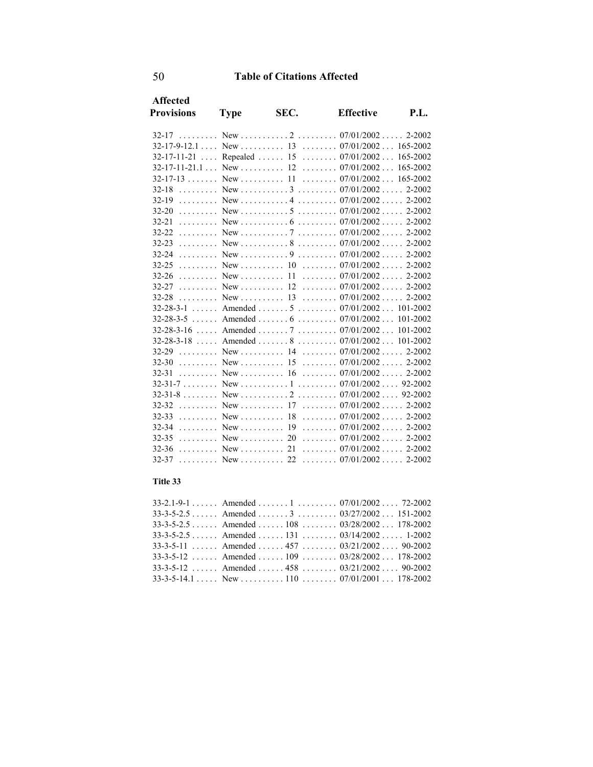## Table of Citations Affected

| Affected Provisions | Type | SEC. | Effective | P.L. |
|---|---|---|---|---|
| 32-17 | New | 2 | 07/01/2002 | 2-2002 |
| 32-17-9-12.1 | New | 13 | 07/01/2002 | 165-2002 |
| 32-17-11-21 | Repealed | 15 | 07/01/2002 | 165-2002 |
| 32-17-11-21.1 | New | 12 | 07/01/2002 | 165-2002 |
| 32-17-13 | New | 11 | 07/01/2002 | 165-2002 |
| 32-18 | New | 3 | 07/01/2002 | 2-2002 |
| 32-19 | New | 4 | 07/01/2002 | 2-2002 |
| 32-20 | New | 5 | 07/01/2002 | 2-2002 |
| 32-21 | New | 6 | 07/01/2002 | 2-2002 |
| 32-22 | New | 7 | 07/01/2002 | 2-2002 |
| 32-23 | New | 8 | 07/01/2002 | 2-2002 |
| 32-24 | New | 9 | 07/01/2002 | 2-2002 |
| 32-25 | New | 10 | 07/01/2002 | 2-2002 |
| 32-26 | New | 11 | 07/01/2002 | 2-2002 |
| 32-27 | New | 12 | 07/01/2002 | 2-2002 |
| 32-28 | New | 13 | 07/01/2002 | 2-2002 |
| 32-28-3-1 | Amended | 5 | 07/01/2002 | 101-2002 |
| 32-28-3-5 | Amended | 6 | 07/01/2002 | 101-2002 |
| 32-28-3-16 | Amended | 7 | 07/01/2002 | 101-2002 |
| 32-28-3-18 | Amended | 8 | 07/01/2002 | 101-2002 |
| 32-29 | New | 14 | 07/01/2002 | 2-2002 |
| 32-30 | New | 15 | 07/01/2002 | 2-2002 |
| 32-31 | New | 16 | 07/01/2002 | 2-2002 |
| 32-31-7 | New | 1 | 07/01/2002 | 92-2002 |
| 32-31-8 | New | 2 | 07/01/2002 | 92-2002 |
| 32-32 | New | 17 | 07/01/2002 | 2-2002 |
| 32-33 | New | 18 | 07/01/2002 | 2-2002 |
| 32-34 | New | 19 | 07/01/2002 | 2-2002 |
| 32-35 | New | 20 | 07/01/2002 | 2-2002 |
| 32-36 | New | 21 | 07/01/2002 | 2-2002 |
| 32-37 | New | 22 | 07/01/2002 | 2-2002 |

**Title 33**

| Affected Provisions | Type | SEC. | Effective | P.L. |
|---|---|---|---|---|
| 33-2.1-9-1 | Amended | 1 | 07/01/2002 | 72-2002 |
| 33-3-5-2.5 | Amended | 3 | 03/27/2002 | 151-2002 |
| 33-3-5-2.5 | Amended | 108 | 03/28/2002 | 178-2002 |
| 33-3-5-2.5 | Amended | 131 | 03/14/2002 | 1-2002 |
| 33-3-5-11 | Amended | 457 | 03/21/2002 | 90-2002 |
| 33-3-5-12 | Amended | 109 | 03/28/2002 | 178-2002 |
| 33-3-5-12 | Amended | 458 | 03/21/2002 | 90-2002 |
| 33-3-5-14.1 | New | 110 | 07/01/2001 | 178-2002 |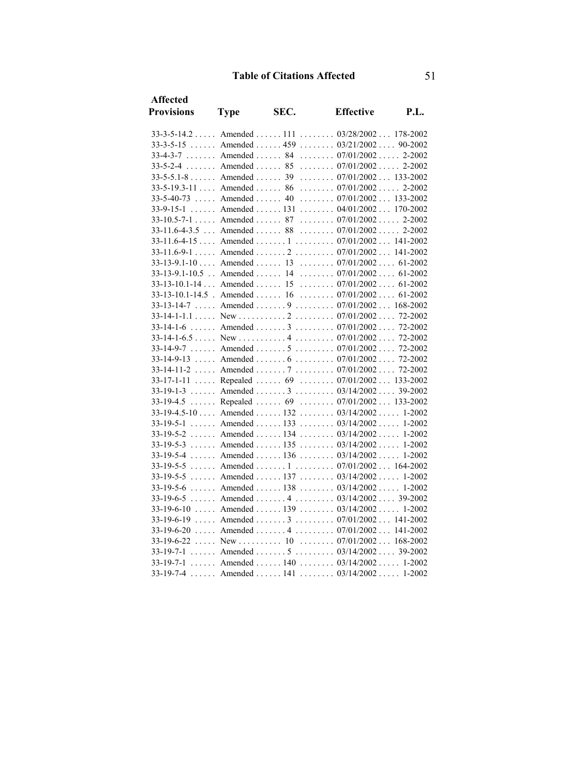## Table of Citations Affected

| Affected Provisions | Type | SEC. | Effective | P.L. |
|---|---|---|---|---|
| 33-3-5-14.2 | Amended | 111 | 03/28/2002 | 178-2002 |
| 33-3-5-15 | Amended | 459 | 03/21/2002 | 90-2002 |
| 33-4-3-7 | Amended | 84 | 07/01/2002 | 2-2002 |
| 33-5-2-4 | Amended | 85 | 07/01/2002 | 2-2002 |
| 33-5-5.1-8 | Amended | 39 | 07/01/2002 | 133-2002 |
| 33-5-19.3-11 | Amended | 86 | 07/01/2002 | 2-2002 |
| 33-5-40-73 | Amended | 40 | 07/01/2002 | 133-2002 |
| 33-9-15-1 | Amended | 131 | 04/01/2002 | 170-2002 |
| 33-10.5-7-1 | Amended | 87 | 07/01/2002 | 2-2002 |
| 33-11.6-4-3.5 | Amended | 88 | 07/01/2002 | 2-2002 |
| 33-11.6-4-15 | Amended | 1 | 07/01/2002 | 141-2002 |
| 33-11.6-9-1 | Amended | 2 | 07/01/2002 | 141-2002 |
| 33-13-9.1-10 | Amended | 13 | 07/01/2002 | 61-2002 |
| 33-13-9.1-10.5 | Amended | 14 | 07/01/2002 | 61-2002 |
| 33-13-10.1-14 | Amended | 15 | 07/01/2002 | 61-2002 |
| 33-13-10.1-14.5 | Amended | 16 | 07/01/2002 | 61-2002 |
| 33-13-14-7 | Amended | 9 | 07/01/2002 | 168-2002 |
| 33-14-1-1.1 | New | 2 | 07/01/2002 | 72-2002 |
| 33-14-1-6 | Amended | 3 | 07/01/2002 | 72-2002 |
| 33-14-1-6.5 | New | 4 | 07/01/2002 | 72-2002 |
| 33-14-9-7 | Amended | 5 | 07/01/2002 | 72-2002 |
| 33-14-9-13 | Amended | 6 | 07/01/2002 | 72-2002 |
| 33-14-11-2 | Amended | 7 | 07/01/2002 | 72-2002 |
| 33-17-1-11 | Repealed | 69 | 07/01/2002 | 133-2002 |
| 33-19-1-3 | Amended | 3 | 03/14/2002 | 39-2002 |
| 33-19-4.5 | Repealed | 69 | 07/01/2002 | 133-2002 |
| 33-19-4.5-10 | Amended | 132 | 03/14/2002 | 1-2002 |
| 33-19-5-1 | Amended | 133 | 03/14/2002 | 1-2002 |
| 33-19-5-2 | Amended | 134 | 03/14/2002 | 1-2002 |
| 33-19-5-3 | Amended | 135 | 03/14/2002 | 1-2002 |
| 33-19-5-4 | Amended | 136 | 03/14/2002 | 1-2002 |
| 33-19-5-5 | Amended | 1 | 07/01/2002 | 164-2002 |
| 33-19-5-5 | Amended | 137 | 03/14/2002 | 1-2002 |
| 33-19-5-6 | Amended | 138 | 03/14/2002 | 1-2002 |
| 33-19-6-5 | Amended | 4 | 03/14/2002 | 39-2002 |
| 33-19-6-10 | Amended | 139 | 03/14/2002 | 1-2002 |
| 33-19-6-19 | Amended | 3 | 07/01/2002 | 141-2002 |
| 33-19-6-20 | Amended | 4 | 07/01/2002 | 141-2002 |
| 33-19-6-22 | New | 10 | 07/01/2002 | 168-2002 |
| 33-19-7-1 | Amended | 5 | 03/14/2002 | 39-2002 |
| 33-19-7-1 | Amended | 140 | 03/14/2002 | 1-2002 |
| 33-19-7-4 | Amended | 141 | 03/14/2002 | 1-2002 |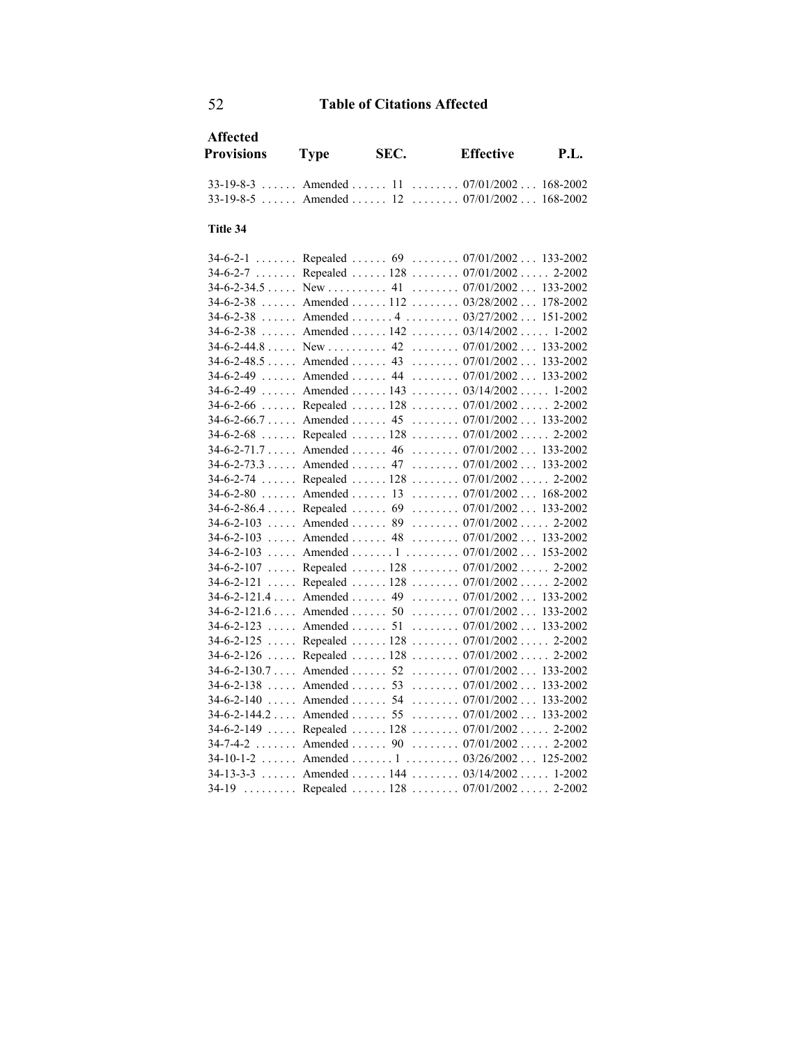# Table of Citations Affected

| Affected Provisions | Type | SEC. | Effective | P.L. |
|---|---|---|---|---|
| 33-19-8-3 | Amended | 11 | 07/01/2002 | 168-2002 |
| 33-19-8-5 | Amended | 12 | 07/01/2002 | 168-2002 |

**Title 34**

| Affected Provisions | Type | SEC. | Effective | P.L. |
|---|---|---|---|---|
| 34-6-2-1 | Repealed | 69 | 07/01/2002 | 133-2002 |
| 34-6-2-7 | Repealed | 128 | 07/01/2002 | 2-2002 |
| 34-6-2-34.5 | New | 41 | 07/01/2002 | 133-2002 |
| 34-6-2-38 | Amended | 112 | 03/28/2002 | 178-2002 |
| 34-6-2-38 | Amended | 4 | 03/27/2002 | 151-2002 |
| 34-6-2-38 | Amended | 142 | 03/14/2002 | 1-2002 |
| 34-6-2-44.8 | New | 42 | 07/01/2002 | 133-2002 |
| 34-6-2-48.5 | Amended | 43 | 07/01/2002 | 133-2002 |
| 34-6-2-49 | Amended | 44 | 07/01/2002 | 133-2002 |
| 34-6-2-49 | Amended | 143 | 03/14/2002 | 1-2002 |
| 34-6-2-66 | Repealed | 128 | 07/01/2002 | 2-2002 |
| 34-6-2-66.7 | Amended | 45 | 07/01/2002 | 133-2002 |
| 34-6-2-68 | Repealed | 128 | 07/01/2002 | 2-2002 |
| 34-6-2-71.7 | Amended | 46 | 07/01/2002 | 133-2002 |
| 34-6-2-73.3 | Amended | 47 | 07/01/2002 | 133-2002 |
| 34-6-2-74 | Repealed | 128 | 07/01/2002 | 2-2002 |
| 34-6-2-80 | Amended | 13 | 07/01/2002 | 168-2002 |
| 34-6-2-86.4 | Repealed | 69 | 07/01/2002 | 133-2002 |
| 34-6-2-103 | Amended | 89 | 07/01/2002 | 2-2002 |
| 34-6-2-103 | Amended | 48 | 07/01/2002 | 133-2002 |
| 34-6-2-103 | Amended | 1 | 07/01/2002 | 153-2002 |
| 34-6-2-107 | Repealed | 128 | 07/01/2002 | 2-2002 |
| 34-6-2-121 | Repealed | 128 | 07/01/2002 | 2-2002 |
| 34-6-2-121.4 | Amended | 49 | 07/01/2002 | 133-2002 |
| 34-6-2-121.6 | Amended | 50 | 07/01/2002 | 133-2002 |
| 34-6-2-123 | Amended | 51 | 07/01/2002 | 133-2002 |
| 34-6-2-125 | Repealed | 128 | 07/01/2002 | 2-2002 |
| 34-6-2-126 | Repealed | 128 | 07/01/2002 | 2-2002 |
| 34-6-2-130.7 | Amended | 52 | 07/01/2002 | 133-2002 |
| 34-6-2-138 | Amended | 53 | 07/01/2002 | 133-2002 |
| 34-6-2-140 | Amended | 54 | 07/01/2002 | 133-2002 |
| 34-6-2-144.2 | Amended | 55 | 07/01/2002 | 133-2002 |
| 34-6-2-149 | Repealed | 128 | 07/01/2002 | 2-2002 |
| 34-7-4-2 | Amended | 90 | 07/01/2002 | 2-2002 |
| 34-10-1-2 | Amended | 1 | 03/26/2002 | 125-2002 |
| 34-13-3-3 | Amended | 144 | 03/14/2002 | 1-2002 |
| 34-19 | Repealed | 128 | 07/01/2002 | 2-2002 |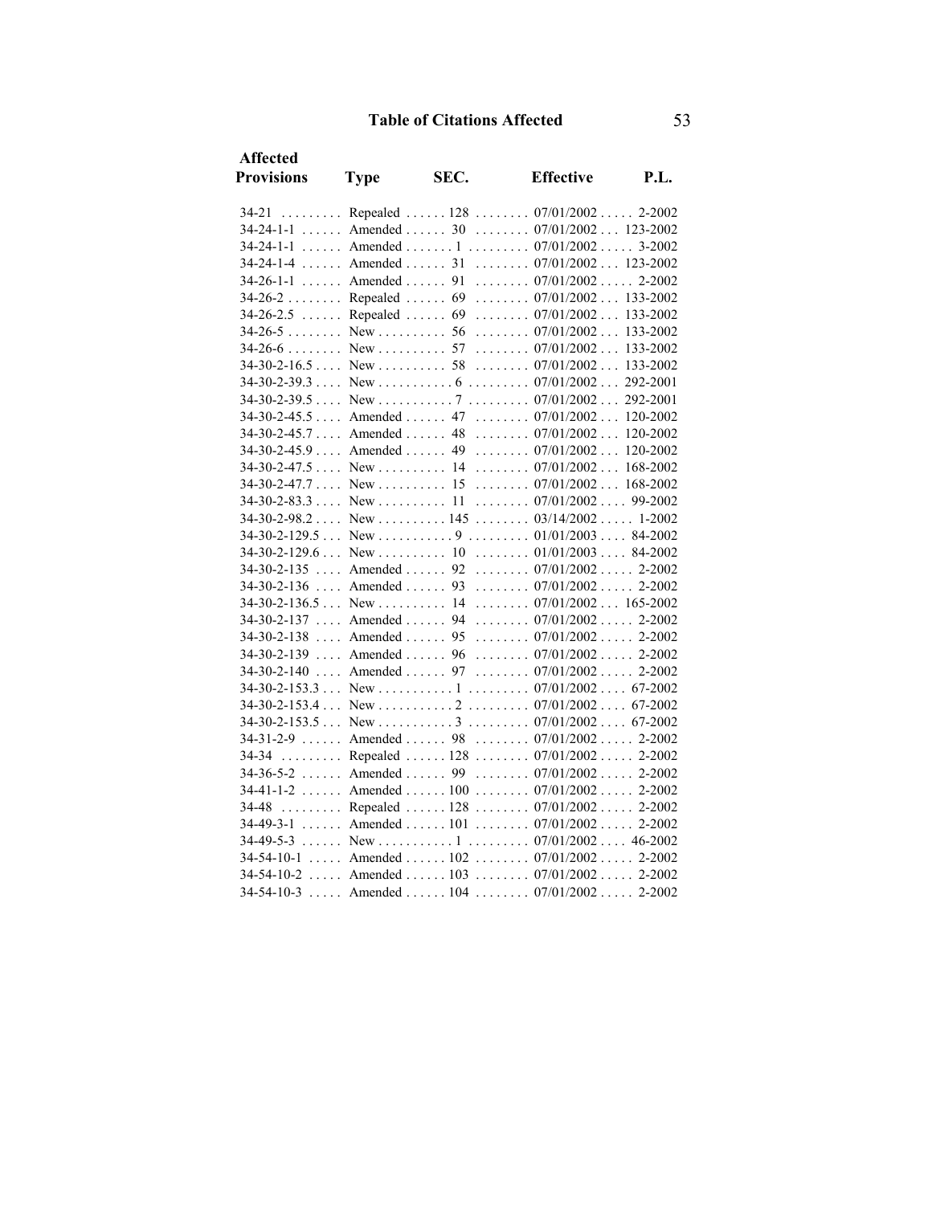## Table of Citations Affected

| Affected Provisions | Type | SEC. | Effective | P.L. |
|---|---|---|---|---|
| 34-21 | Repealed | 128 | 07/01/2002 | 2-2002 |
| 34-24-1-1 | Amended | 30 | 07/01/2002 | 123-2002 |
| 34-24-1-1 | Amended | 1 | 07/01/2002 | 3-2002 |
| 34-24-1-4 | Amended | 31 | 07/01/2002 | 123-2002 |
| 34-26-1-1 | Amended | 91 | 07/01/2002 | 2-2002 |
| 34-26-2 | Repealed | 69 | 07/01/2002 | 133-2002 |
| 34-26-2.5 | Repealed | 69 | 07/01/2002 | 133-2002 |
| 34-26-5 | New | 56 | 07/01/2002 | 133-2002 |
| 34-26-6 | New | 57 | 07/01/2002 | 133-2002 |
| 34-30-2-16.5 | New | 58 | 07/01/2002 | 133-2002 |
| 34-30-2-39.3 | New | 6 | 07/01/2002 | 292-2001 |
| 34-30-2-39.5 | New | 7 | 07/01/2002 | 292-2001 |
| 34-30-2-45.5 | Amended | 47 | 07/01/2002 | 120-2002 |
| 34-30-2-45.7 | Amended | 48 | 07/01/2002 | 120-2002 |
| 34-30-2-45.9 | Amended | 49 | 07/01/2002 | 120-2002 |
| 34-30-2-47.5 | New | 14 | 07/01/2002 | 168-2002 |
| 34-30-2-47.7 | New | 15 | 07/01/2002 | 168-2002 |
| 34-30-2-83.3 | New | 11 | 07/01/2002 | 99-2002 |
| 34-30-2-98.2 | New | 145 | 03/14/2002 | 1-2002 |
| 34-30-2-129.5 | New | 9 | 01/01/2003 | 84-2002 |
| 34-30-2-129.6 | New | 10 | 01/01/2003 | 84-2002 |
| 34-30-2-135 | Amended | 92 | 07/01/2002 | 2-2002 |
| 34-30-2-136 | Amended | 93 | 07/01/2002 | 2-2002 |
| 34-30-2-136.5 | New | 14 | 07/01/2002 | 165-2002 |
| 34-30-2-137 | Amended | 94 | 07/01/2002 | 2-2002 |
| 34-30-2-138 | Amended | 95 | 07/01/2002 | 2-2002 |
| 34-30-2-139 | Amended | 96 | 07/01/2002 | 2-2002 |
| 34-30-2-140 | Amended | 97 | 07/01/2002 | 2-2002 |
| 34-30-2-153.3 | New | 1 | 07/01/2002 | 67-2002 |
| 34-30-2-153.4 | New | 2 | 07/01/2002 | 67-2002 |
| 34-30-2-153.5 | New | 3 | 07/01/2002 | 67-2002 |
| 34-31-2-9 | Amended | 98 | 07/01/2002 | 2-2002 |
| 34-34 | Repealed | 128 | 07/01/2002 | 2-2002 |
| 34-36-5-2 | Amended | 99 | 07/01/2002 | 2-2002 |
| 34-41-1-2 | Amended | 100 | 07/01/2002 | 2-2002 |
| 34-48 | Repealed | 128 | 07/01/2002 | 2-2002 |
| 34-49-3-1 | Amended | 101 | 07/01/2002 | 2-2002 |
| 34-49-5-3 | New | 1 | 07/01/2002 | 46-2002 |
| 34-54-10-1 | Amended | 102 | 07/01/2002 | 2-2002 |
| 34-54-10-2 | Amended | 103 | 07/01/2002 | 2-2002 |
| 34-54-10-3 | Amended | 104 | 07/01/2002 | 2-2002 |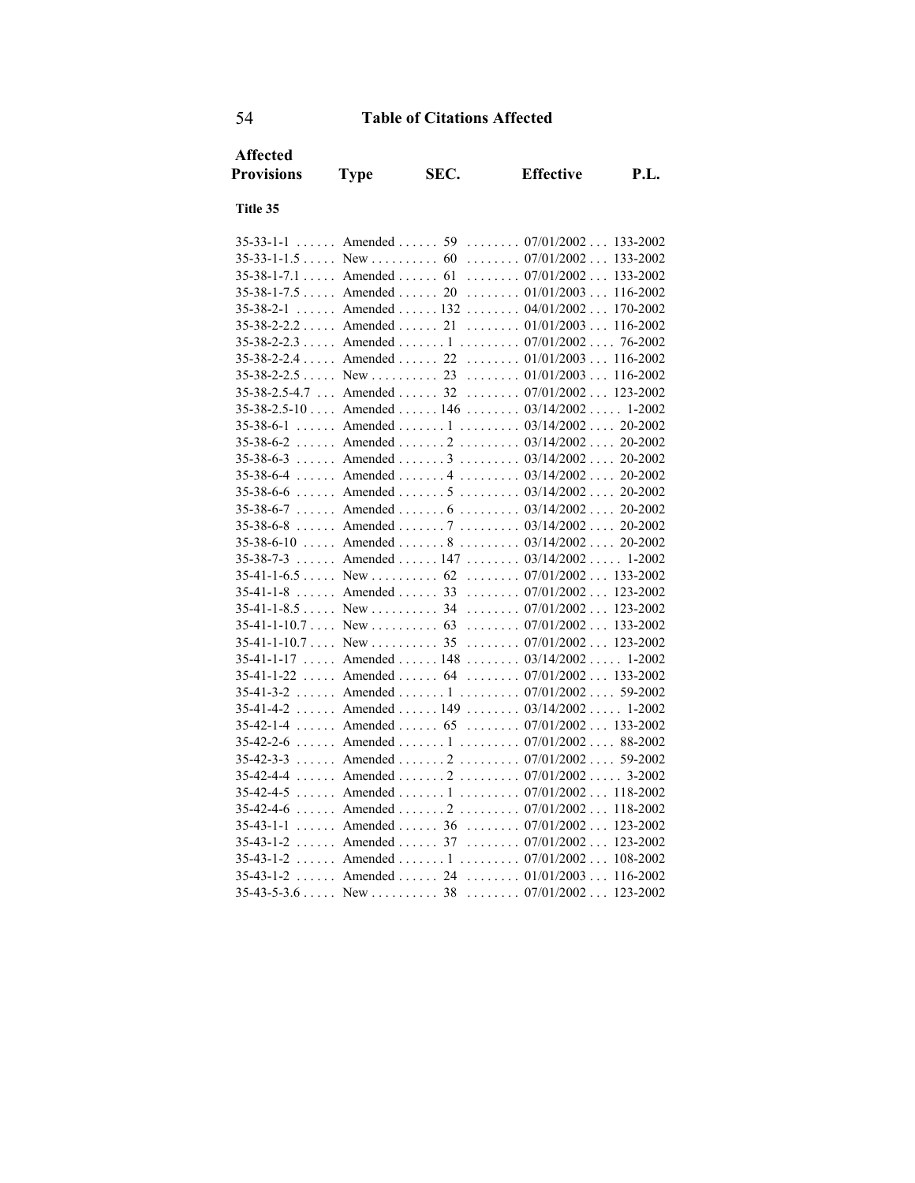# Table of Citations Affected

| Affected Provisions | Type | SEC. | Effective | P.L. |
|---|---|---|---|---|
| **Title 35** | | | | |
| 35-33-1-1 | Amended | 59 | 07/01/2002 | 133-2002 |
| 35-33-1-1.5 | New | 60 | 07/01/2002 | 133-2002 |
| 35-38-1-7.1 | Amended | 61 | 07/01/2002 | 133-2002 |
| 35-38-1-7.5 | Amended | 20 | 01/01/2003 | 116-2002 |
| 35-38-2-1 | Amended | 132 | 04/01/2002 | 170-2002 |
| 35-38-2-2.2 | Amended | 21 | 01/01/2003 | 116-2002 |
| 35-38-2-2.3 | Amended | 1 | 07/01/2002 | 76-2002 |
| 35-38-2-2.4 | Amended | 22 | 01/01/2003 | 116-2002 |
| 35-38-2-2.5 | New | 23 | 01/01/2003 | 116-2002 |
| 35-38-2.5-4.7 | Amended | 32 | 07/01/2002 | 123-2002 |
| 35-38-2.5-10 | Amended | 146 | 03/14/2002 | 1-2002 |
| 35-38-6-1 | Amended | 1 | 03/14/2002 | 20-2002 |
| 35-38-6-2 | Amended | 2 | 03/14/2002 | 20-2002 |
| 35-38-6-3 | Amended | 3 | 03/14/2002 | 20-2002 |
| 35-38-6-4 | Amended | 4 | 03/14/2002 | 20-2002 |
| 35-38-6-6 | Amended | 5 | 03/14/2002 | 20-2002 |
| 35-38-6-7 | Amended | 6 | 03/14/2002 | 20-2002 |
| 35-38-6-8 | Amended | 7 | 03/14/2002 | 20-2002 |
| 35-38-6-10 | Amended | 8 | 03/14/2002 | 20-2002 |
| 35-38-7-3 | Amended | 147 | 03/14/2002 | 1-2002 |
| 35-41-1-6.5 | New | 62 | 07/01/2002 | 133-2002 |
| 35-41-1-8 | Amended | 33 | 07/01/2002 | 123-2002 |
| 35-41-1-8.5 | New | 34 | 07/01/2002 | 123-2002 |
| 35-41-1-10.7 | New | 63 | 07/01/2002 | 133-2002 |
| 35-41-1-10.7 | New | 35 | 07/01/2002 | 123-2002 |
| 35-41-1-17 | Amended | 148 | 03/14/2002 | 1-2002 |
| 35-41-1-22 | Amended | 64 | 07/01/2002 | 133-2002 |
| 35-41-3-2 | Amended | 1 | 07/01/2002 | 59-2002 |
| 35-41-4-2 | Amended | 149 | 03/14/2002 | 1-2002 |
| 35-42-1-4 | Amended | 65 | 07/01/2002 | 133-2002 |
| 35-42-2-6 | Amended | 1 | 07/01/2002 | 88-2002 |
| 35-42-3-3 | Amended | 2 | 07/01/2002 | 59-2002 |
| 35-42-4-4 | Amended | 2 | 07/01/2002 | 3-2002 |
| 35-42-4-5 | Amended | 1 | 07/01/2002 | 118-2002 |
| 35-42-4-6 | Amended | 2 | 07/01/2002 | 118-2002 |
| 35-43-1-1 | Amended | 36 | 07/01/2002 | 123-2002 |
| 35-43-1-2 | Amended | 37 | 07/01/2002 | 123-2002 |
| 35-43-1-2 | Amended | 1 | 07/01/2002 | 108-2002 |
| 35-43-1-2 | Amended | 24 | 01/01/2003 | 116-2002 |
| 35-43-5-3.6 | New | 38 | 07/01/2002 | 123-2002 |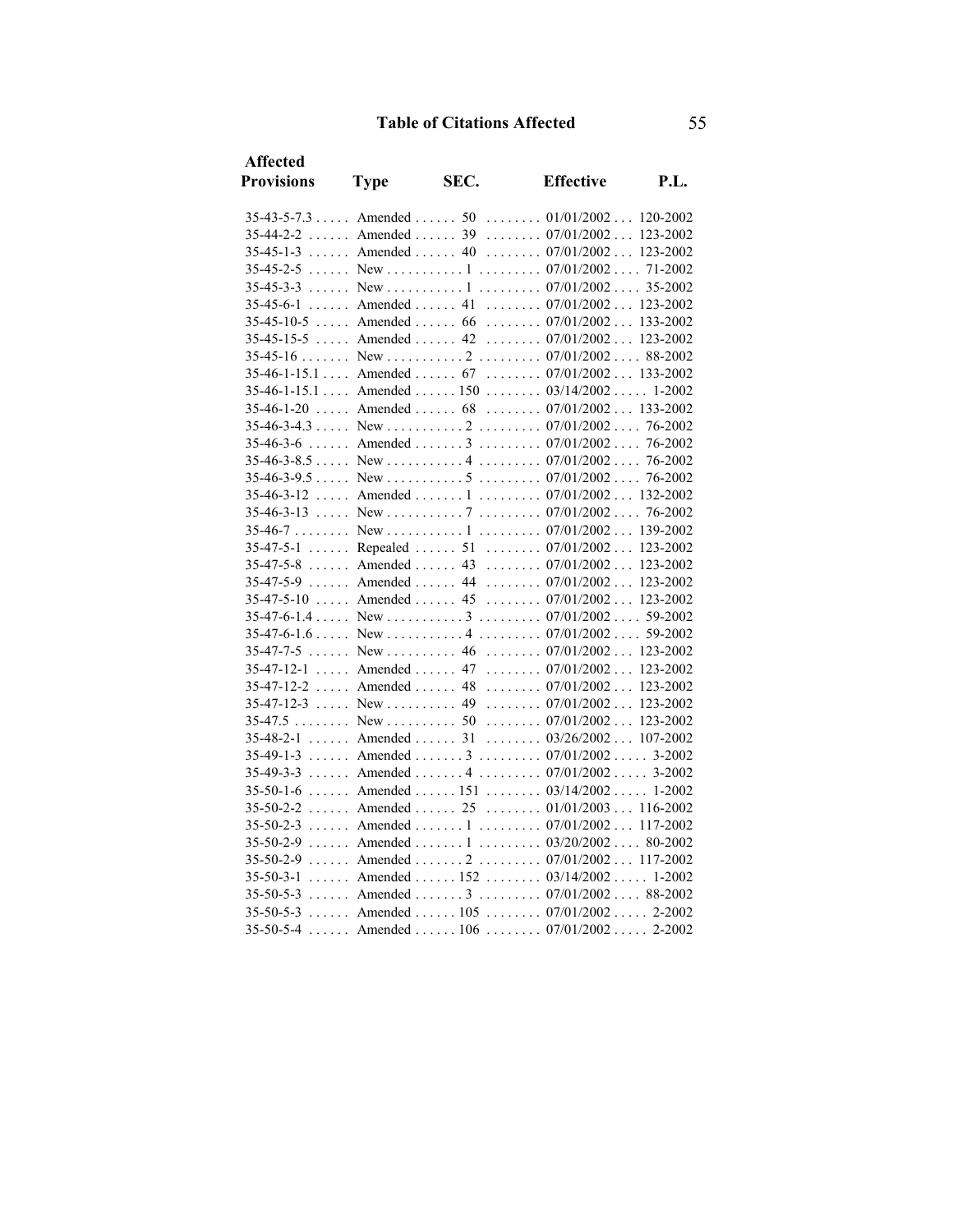# Table of Citations Affected

| Affected Provisions | Type | SEC. | Effective | P.L. |
|---|---|---|---|---|
| 35-43-5-7.3 | Amended | 50 | 01/01/2002 | 120-2002 |
| 35-44-2-2 | Amended | 39 | 07/01/2002 | 123-2002 |
| 35-45-1-3 | Amended | 40 | 07/01/2002 | 123-2002 |
| 35-45-2-5 | New | 1 | 07/01/2002 | 71-2002 |
| 35-45-3-3 | New | 1 | 07/01/2002 | 35-2002 |
| 35-45-6-1 | Amended | 41 | 07/01/2002 | 123-2002 |
| 35-45-10-5 | Amended | 66 | 07/01/2002 | 133-2002 |
| 35-45-15-5 | Amended | 42 | 07/01/2002 | 123-2002 |
| 35-45-16 | New | 2 | 07/01/2002 | 88-2002 |
| 35-46-1-15.1 | Amended | 67 | 07/01/2002 | 133-2002 |
| 35-46-1-15.1 | Amended | 150 | 03/14/2002 | 1-2002 |
| 35-46-1-20 | Amended | 68 | 07/01/2002 | 133-2002 |
| 35-46-3-4.3 | New | 2 | 07/01/2002 | 76-2002 |
| 35-46-3-6 | Amended | 3 | 07/01/2002 | 76-2002 |
| 35-46-3-8.5 | New | 4 | 07/01/2002 | 76-2002 |
| 35-46-3-9.5 | New | 5 | 07/01/2002 | 76-2002 |
| 35-46-3-12 | Amended | 1 | 07/01/2002 | 132-2002 |
| 35-46-3-13 | New | 7 | 07/01/2002 | 76-2002 |
| 35-46-7 | New | 1 | 07/01/2002 | 139-2002 |
| 35-47-5-1 | Repealed | 51 | 07/01/2002 | 123-2002 |
| 35-47-5-8 | Amended | 43 | 07/01/2002 | 123-2002 |
| 35-47-5-9 | Amended | 44 | 07/01/2002 | 123-2002 |
| 35-47-5-10 | Amended | 45 | 07/01/2002 | 123-2002 |
| 35-47-6-1.4 | New | 3 | 07/01/2002 | 59-2002 |
| 35-47-6-1.6 | New | 4 | 07/01/2002 | 59-2002 |
| 35-47-7-5 | New | 46 | 07/01/2002 | 123-2002 |
| 35-47-12-1 | Amended | 47 | 07/01/2002 | 123-2002 |
| 35-47-12-2 | Amended | 48 | 07/01/2002 | 123-2002 |
| 35-47-12-3 | New | 49 | 07/01/2002 | 123-2002 |
| 35-47.5 | New | 50 | 07/01/2002 | 123-2002 |
| 35-48-2-1 | Amended | 31 | 03/26/2002 | 107-2002 |
| 35-49-1-3 | Amended | 3 | 07/01/2002 | 3-2002 |
| 35-49-3-3 | Amended | 4 | 07/01/2002 | 3-2002 |
| 35-50-1-6 | Amended | 151 | 03/14/2002 | 1-2002 |
| 35-50-2-2 | Amended | 25 | 01/01/2003 | 116-2002 |
| 35-50-2-3 | Amended | 1 | 07/01/2002 | 117-2002 |
| 35-50-2-9 | Amended | 1 | 03/20/2002 | 80-2002 |
| 35-50-2-9 | Amended | 2 | 07/01/2002 | 117-2002 |
| 35-50-3-1 | Amended | 152 | 03/14/2002 | 1-2002 |
| 35-50-5-3 | Amended | 3 | 07/01/2002 | 88-2002 |
| 35-50-5-3 | Amended | 105 | 07/01/2002 | 2-2002 |
| 35-50-5-4 | Amended | 106 | 07/01/2002 | 2-2002 |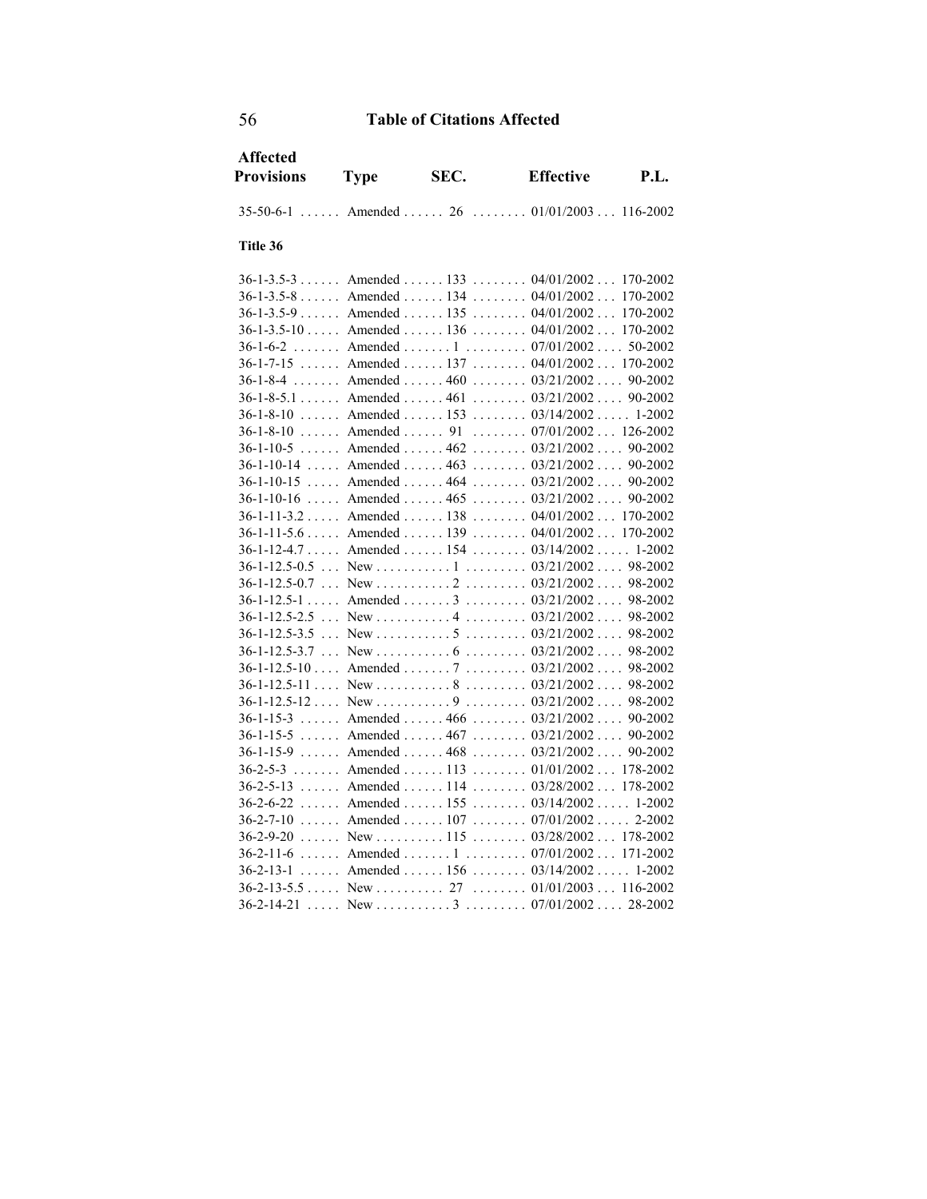## Table of Citations Affected

| Affected Provisions | Type | SEC. | Effective | P.L. |
|---|---|---|---|---|
| 35-50-6-1 | Amended | 26 | 01/01/2003 | 116-2002 |

**Title 36**

| Affected Provisions | Type | SEC. | Effective | P.L. |
|---|---|---|---|---|
| 36-1-3.5-3 | Amended | 133 | 04/01/2002 | 170-2002 |
| 36-1-3.5-8 | Amended | 134 | 04/01/2002 | 170-2002 |
| 36-1-3.5-9 | Amended | 135 | 04/01/2002 | 170-2002 |
| 36-1-3.5-10 | Amended | 136 | 04/01/2002 | 170-2002 |
| 36-1-6-2 | Amended | 1 | 07/01/2002 | 50-2002 |
| 36-1-7-15 | Amended | 137 | 04/01/2002 | 170-2002 |
| 36-1-8-4 | Amended | 460 | 03/21/2002 | 90-2002 |
| 36-1-8-5.1 | Amended | 461 | 03/21/2002 | 90-2002 |
| 36-1-8-10 | Amended | 153 | 03/14/2002 | 1-2002 |
| 36-1-8-10 | Amended | 91 | 07/01/2002 | 126-2002 |
| 36-1-10-5 | Amended | 462 | 03/21/2002 | 90-2002 |
| 36-1-10-14 | Amended | 463 | 03/21/2002 | 90-2002 |
| 36-1-10-15 | Amended | 464 | 03/21/2002 | 90-2002 |
| 36-1-10-16 | Amended | 465 | 03/21/2002 | 90-2002 |
| 36-1-11-3.2 | Amended | 138 | 04/01/2002 | 170-2002 |
| 36-1-11-5.6 | Amended | 139 | 04/01/2002 | 170-2002 |
| 36-1-12-4.7 | Amended | 154 | 03/14/2002 | 1-2002 |
| 36-1-12.5-0.5 | New | 1 | 03/21/2002 | 98-2002 |
| 36-1-12.5-0.7 | New | 2 | 03/21/2002 | 98-2002 |
| 36-1-12.5-1 | Amended | 3 | 03/21/2002 | 98-2002 |
| 36-1-12.5-2.5 | New | 4 | 03/21/2002 | 98-2002 |
| 36-1-12.5-3.5 | New | 5 | 03/21/2002 | 98-2002 |
| 36-1-12.5-3.7 | New | 6 | 03/21/2002 | 98-2002 |
| 36-1-12.5-10 | Amended | 7 | 03/21/2002 | 98-2002 |
| 36-1-12.5-11 | New | 8 | 03/21/2002 | 98-2002 |
| 36-1-12.5-12 | New | 9 | 03/21/2002 | 98-2002 |
| 36-1-15-3 | Amended | 466 | 03/21/2002 | 90-2002 |
| 36-1-15-5 | Amended | 467 | 03/21/2002 | 90-2002 |
| 36-1-15-9 | Amended | 468 | 03/21/2002 | 90-2002 |
| 36-2-5-3 | Amended | 113 | 01/01/2002 | 178-2002 |
| 36-2-5-13 | Amended | 114 | 03/28/2002 | 178-2002 |
| 36-2-6-22 | Amended | 155 | 03/14/2002 | 1-2002 |
| 36-2-7-10 | Amended | 107 | 07/01/2002 | 2-2002 |
| 36-2-9-20 | New | 115 | 03/28/2002 | 178-2002 |
| 36-2-11-6 | Amended | 1 | 07/01/2002 | 171-2002 |
| 36-2-13-1 | Amended | 156 | 03/14/2002 | 1-2002 |
| 36-2-13-5.5 | New | 27 | 01/01/2003 | 116-2002 |
| 36-2-14-21 | New | 3 | 07/01/2002 | 28-2002 |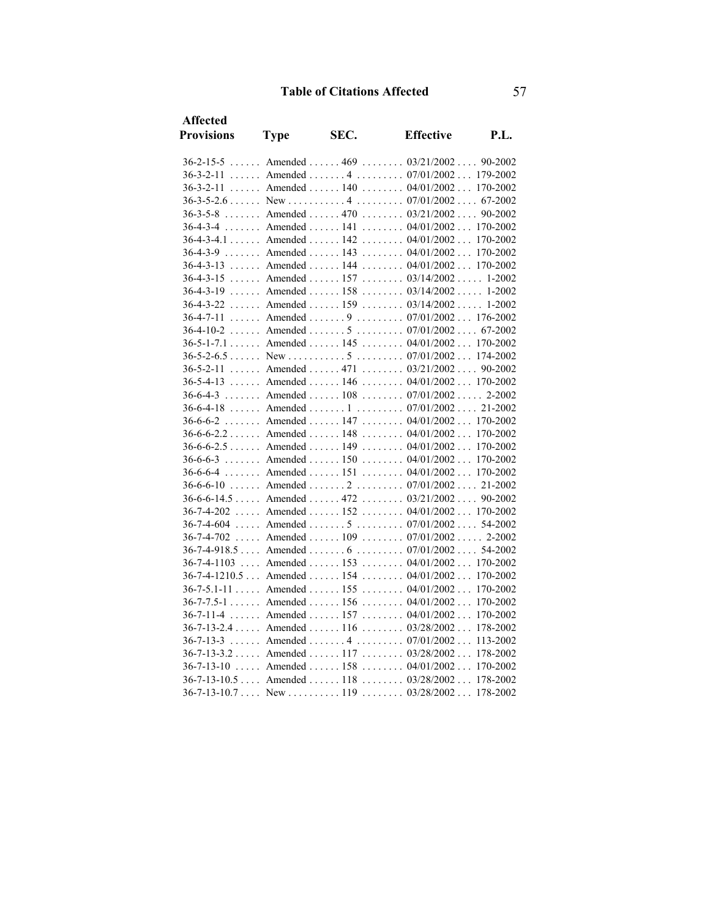# Table of Citations Affected

| Affected Provisions | Type | SEC. | Effective | P.L. |
|---|---|---|---|---|
| 36-2-15-5 | Amended | 469 | 03/21/2002 | 90-2002 |
| 36-3-2-11 | Amended | 4 | 07/01/2002 | 179-2002 |
| 36-3-2-11 | Amended | 140 | 04/01/2002 | 170-2002 |
| 36-3-5-2.6 | New | 4 | 07/01/2002 | 67-2002 |
| 36-3-5-8 | Amended | 470 | 03/21/2002 | 90-2002 |
| 36-4-3-4 | Amended | 141 | 04/01/2002 | 170-2002 |
| 36-4-3-4.1 | Amended | 142 | 04/01/2002 | 170-2002 |
| 36-4-3-9 | Amended | 143 | 04/01/2002 | 170-2002 |
| 36-4-3-13 | Amended | 144 | 04/01/2002 | 170-2002 |
| 36-4-3-15 | Amended | 157 | 03/14/2002 | 1-2002 |
| 36-4-3-19 | Amended | 158 | 03/14/2002 | 1-2002 |
| 36-4-3-22 | Amended | 159 | 03/14/2002 | 1-2002 |
| 36-4-7-11 | Amended | 9 | 07/01/2002 | 176-2002 |
| 36-4-10-2 | Amended | 5 | 07/01/2002 | 67-2002 |
| 36-5-1-7.1 | Amended | 145 | 04/01/2002 | 170-2002 |
| 36-5-2-6.5 | New | 5 | 07/01/2002 | 174-2002 |
| 36-5-2-11 | Amended | 471 | 03/21/2002 | 90-2002 |
| 36-5-4-13 | Amended | 146 | 04/01/2002 | 170-2002 |
| 36-6-4-3 | Amended | 108 | 07/01/2002 | 2-2002 |
| 36-6-4-18 | Amended | 1 | 07/01/2002 | 21-2002 |
| 36-6-6-2 | Amended | 147 | 04/01/2002 | 170-2002 |
| 36-6-6-2.2 | Amended | 148 | 04/01/2002 | 170-2002 |
| 36-6-6-2.5 | Amended | 149 | 04/01/2002 | 170-2002 |
| 36-6-6-3 | Amended | 150 | 04/01/2002 | 170-2002 |
| 36-6-6-4 | Amended | 151 | 04/01/2002 | 170-2002 |
| 36-6-6-10 | Amended | 2 | 07/01/2002 | 21-2002 |
| 36-6-6-14.5 | Amended | 472 | 03/21/2002 | 90-2002 |
| 36-7-4-202 | Amended | 152 | 04/01/2002 | 170-2002 |
| 36-7-4-604 | Amended | 5 | 07/01/2002 | 54-2002 |
| 36-7-4-702 | Amended | 109 | 07/01/2002 | 2-2002 |
| 36-7-4-918.5 | Amended | 6 | 07/01/2002 | 54-2002 |
| 36-7-4-1103 | Amended | 153 | 04/01/2002 | 170-2002 |
| 36-7-4-1210.5 | Amended | 154 | 04/01/2002 | 170-2002 |
| 36-7-5.1-11 | Amended | 155 | 04/01/2002 | 170-2002 |
| 36-7-7.5-1 | Amended | 156 | 04/01/2002 | 170-2002 |
| 36-7-11-4 | Amended | 157 | 04/01/2002 | 170-2002 |
| 36-7-13-2.4 | Amended | 116 | 03/28/2002 | 178-2002 |
| 36-7-13-3 | Amended | 4 | 07/01/2002 | 113-2002 |
| 36-7-13-3.2 | Amended | 117 | 03/28/2002 | 178-2002 |
| 36-7-13-10 | Amended | 158 | 04/01/2002 | 170-2002 |
| 36-7-13-10.5 | Amended | 118 | 03/28/2002 | 178-2002 |
| 36-7-13-10.7 | New | 119 | 03/28/2002 | 178-2002 |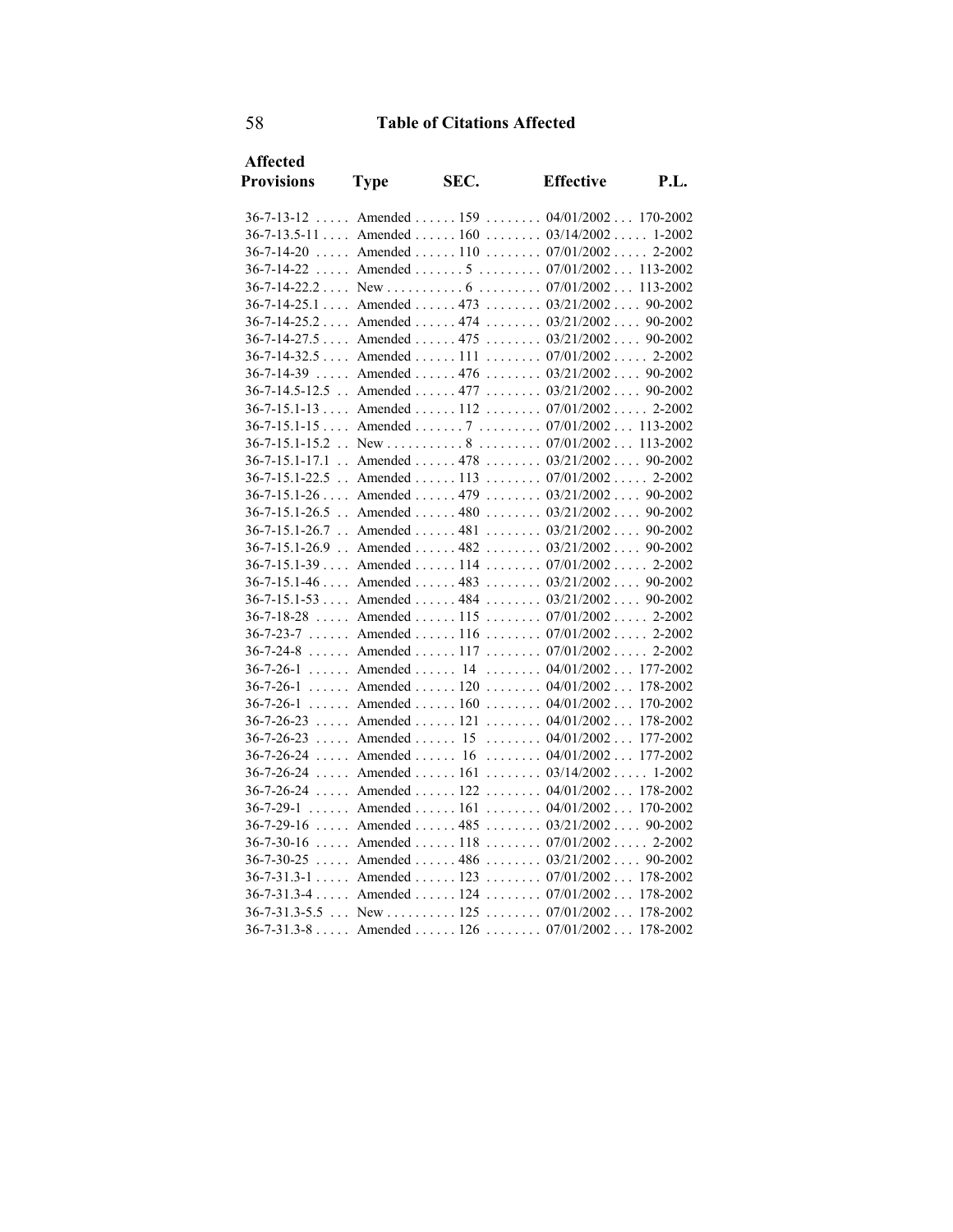## Table of Citations Affected

| Affected Provisions | Type | SEC. | Effective | P.L. |
|---|---|---|---|---|
| 36-7-13-12 | Amended | 159 | 04/01/2002 | 170-2002 |
| 36-7-13.5-11 | Amended | 160 | 03/14/2002 | 1-2002 |
| 36-7-14-20 | Amended | 110 | 07/01/2002 | 2-2002 |
| 36-7-14-22 | Amended | 5 | 07/01/2002 | 113-2002 |
| 36-7-14-22.2 | New | 6 | 07/01/2002 | 113-2002 |
| 36-7-14-25.1 | Amended | 473 | 03/21/2002 | 90-2002 |
| 36-7-14-25.2 | Amended | 474 | 03/21/2002 | 90-2002 |
| 36-7-14-27.5 | Amended | 475 | 03/21/2002 | 90-2002 |
| 36-7-14-32.5 | Amended | 111 | 07/01/2002 | 2-2002 |
| 36-7-14-39 | Amended | 476 | 03/21/2002 | 90-2002 |
| 36-7-14.5-12.5 | Amended | 477 | 03/21/2002 | 90-2002 |
| 36-7-15.1-13 | Amended | 112 | 07/01/2002 | 2-2002 |
| 36-7-15.1-15 | Amended | 7 | 07/01/2002 | 113-2002 |
| 36-7-15.1-15.2 | New | 8 | 07/01/2002 | 113-2002 |
| 36-7-15.1-17.1 | Amended | 478 | 03/21/2002 | 90-2002 |
| 36-7-15.1-22.5 | Amended | 113 | 07/01/2002 | 2-2002 |
| 36-7-15.1-26 | Amended | 479 | 03/21/2002 | 90-2002 |
| 36-7-15.1-26.5 | Amended | 480 | 03/21/2002 | 90-2002 |
| 36-7-15.1-26.7 | Amended | 481 | 03/21/2002 | 90-2002 |
| 36-7-15.1-26.9 | Amended | 482 | 03/21/2002 | 90-2002 |
| 36-7-15.1-39 | Amended | 114 | 07/01/2002 | 2-2002 |
| 36-7-15.1-46 | Amended | 483 | 03/21/2002 | 90-2002 |
| 36-7-15.1-53 | Amended | 484 | 03/21/2002 | 90-2002 |
| 36-7-18-28 | Amended | 115 | 07/01/2002 | 2-2002 |
| 36-7-23-7 | Amended | 116 | 07/01/2002 | 2-2002 |
| 36-7-24-8 | Amended | 117 | 07/01/2002 | 2-2002 |
| 36-7-26-1 | Amended | 14 | 04/01/2002 | 177-2002 |
| 36-7-26-1 | Amended | 120 | 04/01/2002 | 178-2002 |
| 36-7-26-1 | Amended | 160 | 04/01/2002 | 170-2002 |
| 36-7-26-23 | Amended | 121 | 04/01/2002 | 178-2002 |
| 36-7-26-23 | Amended | 15 | 04/01/2002 | 177-2002 |
| 36-7-26-24 | Amended | 16 | 04/01/2002 | 177-2002 |
| 36-7-26-24 | Amended | 161 | 03/14/2002 | 1-2002 |
| 36-7-26-24 | Amended | 122 | 04/01/2002 | 178-2002 |
| 36-7-29-1 | Amended | 161 | 04/01/2002 | 170-2002 |
| 36-7-29-16 | Amended | 485 | 03/21/2002 | 90-2002 |
| 36-7-30-16 | Amended | 118 | 07/01/2002 | 2-2002 |
| 36-7-30-25 | Amended | 486 | 03/21/2002 | 90-2002 |
| 36-7-31.3-1 | Amended | 123 | 07/01/2002 | 178-2002 |
| 36-7-31.3-4 | Amended | 124 | 07/01/2002 | 178-2002 |
| 36-7-31.3-5.5 | New | 125 | 07/01/2002 | 178-2002 |
| 36-7-31.3-8 | Amended | 126 | 07/01/2002 | 178-2002 |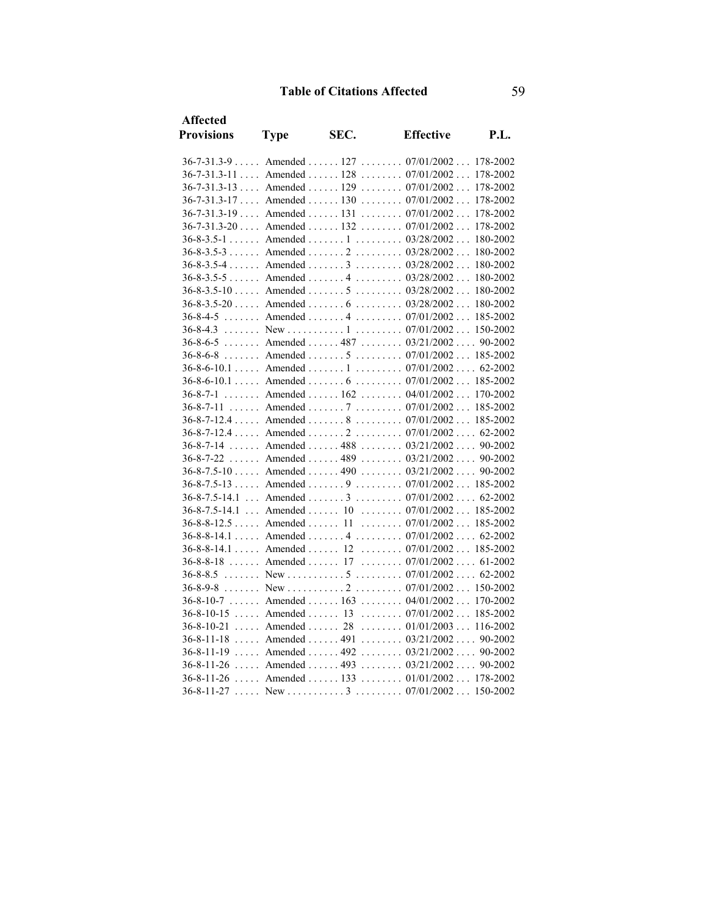## Table of Citations Affected

| Affected Provisions | Type | SEC. | Effective | P.L. |
|---|---|---|---|---|
| 36-7-31.3-9 | Amended | 127 | 07/01/2002 | 178-2002 |
| 36-7-31.3-11 | Amended | 128 | 07/01/2002 | 178-2002 |
| 36-7-31.3-13 | Amended | 129 | 07/01/2002 | 178-2002 |
| 36-7-31.3-17 | Amended | 130 | 07/01/2002 | 178-2002 |
| 36-7-31.3-19 | Amended | 131 | 07/01/2002 | 178-2002 |
| 36-7-31.3-20 | Amended | 132 | 07/01/2002 | 178-2002 |
| 36-8-3.5-1 | Amended | 1 | 03/28/2002 | 180-2002 |
| 36-8-3.5-3 | Amended | 2 | 03/28/2002 | 180-2002 |
| 36-8-3.5-4 | Amended | 3 | 03/28/2002 | 180-2002 |
| 36-8-3.5-5 | Amended | 4 | 03/28/2002 | 180-2002 |
| 36-8-3.5-10 | Amended | 5 | 03/28/2002 | 180-2002 |
| 36-8-3.5-20 | Amended | 6 | 03/28/2002 | 180-2002 |
| 36-8-4-5 | Amended | 4 | 07/01/2002 | 185-2002 |
| 36-8-4.3 | New | 1 | 07/01/2002 | 150-2002 |
| 36-8-6-5 | Amended | 487 | 03/21/2002 | 90-2002 |
| 36-8-6-8 | Amended | 5 | 07/01/2002 | 185-2002 |
| 36-8-6-10.1 | Amended | 1 | 07/01/2002 | 62-2002 |
| 36-8-6-10.1 | Amended | 6 | 07/01/2002 | 185-2002 |
| 36-8-7-1 | Amended | 162 | 04/01/2002 | 170-2002 |
| 36-8-7-11 | Amended | 7 | 07/01/2002 | 185-2002 |
| 36-8-7-12.4 | Amended | 8 | 07/01/2002 | 185-2002 |
| 36-8-7-12.4 | Amended | 2 | 07/01/2002 | 62-2002 |
| 36-8-7-14 | Amended | 488 | 03/21/2002 | 90-2002 |
| 36-8-7-22 | Amended | 489 | 03/21/2002 | 90-2002 |
| 36-8-7.5-10 | Amended | 490 | 03/21/2002 | 90-2002 |
| 36-8-7.5-13 | Amended | 9 | 07/01/2002 | 185-2002 |
| 36-8-7.5-14.1 | Amended | 3 | 07/01/2002 | 62-2002 |
| 36-8-7.5-14.1 | Amended | 10 | 07/01/2002 | 185-2002 |
| 36-8-8-12.5 | Amended | 11 | 07/01/2002 | 185-2002 |
| 36-8-8-14.1 | Amended | 4 | 07/01/2002 | 62-2002 |
| 36-8-8-14.1 | Amended | 12 | 07/01/2002 | 185-2002 |
| 36-8-8-18 | Amended | 17 | 07/01/2002 | 61-2002 |
| 36-8-8.5 | New | 5 | 07/01/2002 | 62-2002 |
| 36-8-9-8 | New | 2 | 07/01/2002 | 150-2002 |
| 36-8-10-7 | Amended | 163 | 04/01/2002 | 170-2002 |
| 36-8-10-15 | Amended | 13 | 07/01/2002 | 185-2002 |
| 36-8-10-21 | Amended | 28 | 01/01/2003 | 116-2002 |
| 36-8-11-18 | Amended | 491 | 03/21/2002 | 90-2002 |
| 36-8-11-19 | Amended | 492 | 03/21/2002 | 90-2002 |
| 36-8-11-26 | Amended | 493 | 03/21/2002 | 90-2002 |
| 36-8-11-26 | Amended | 133 | 01/01/2002 | 178-2002 |
| 36-8-11-27 | New | 3 | 07/01/2002 | 150-2002 |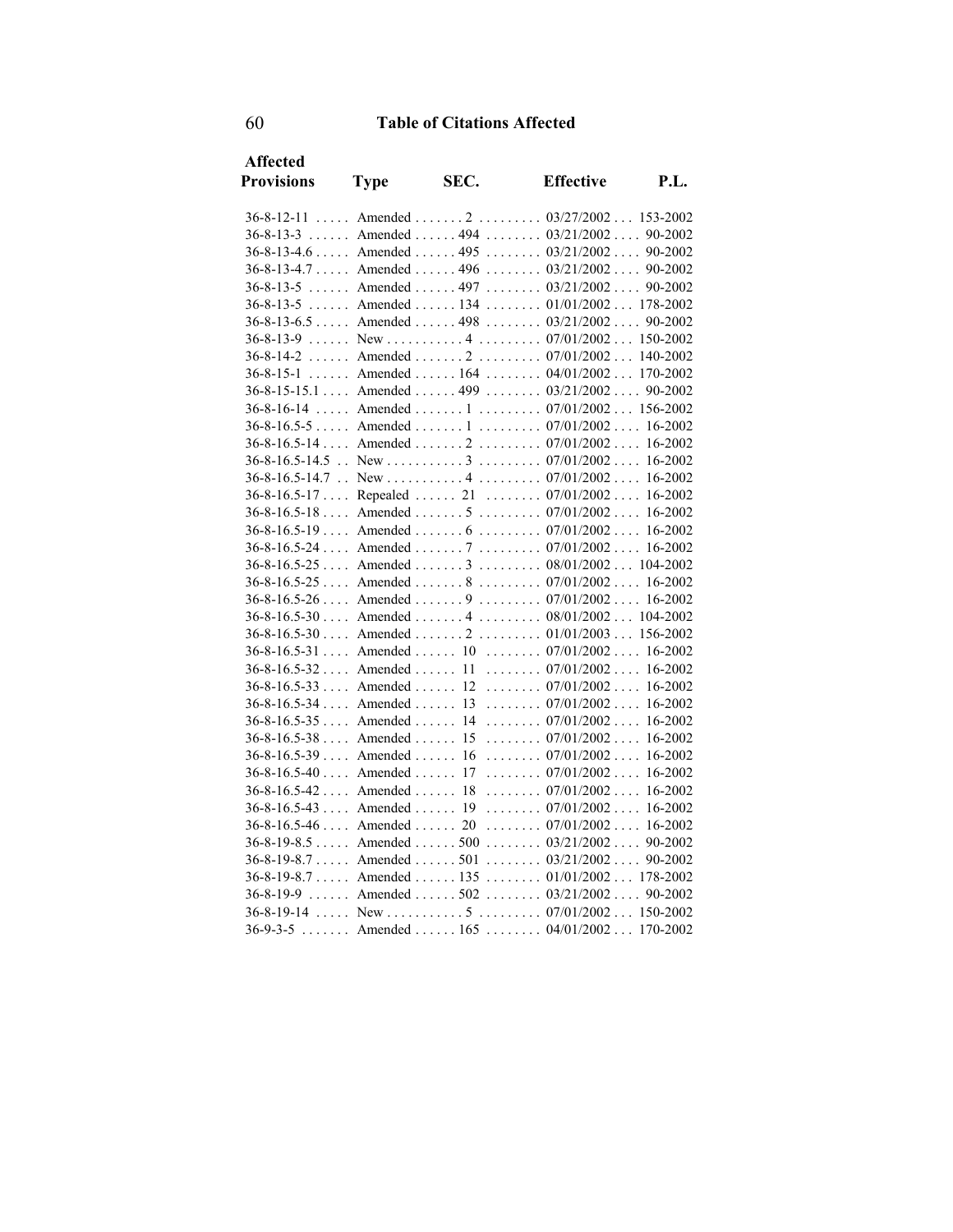## Table of Citations Affected

| Affected Provisions | Type | SEC. | Effective | P.L. |
|---|---|---|---|---|
| 36-8-12-11 | Amended | 2 | 03/27/2002 | 153-2002 |
| 36-8-13-3 | Amended | 494 | 03/21/2002 | 90-2002 |
| 36-8-13-4.6 | Amended | 495 | 03/21/2002 | 90-2002 |
| 36-8-13-4.7 | Amended | 496 | 03/21/2002 | 90-2002 |
| 36-8-13-5 | Amended | 497 | 03/21/2002 | 90-2002 |
| 36-8-13-5 | Amended | 134 | 01/01/2002 | 178-2002 |
| 36-8-13-6.5 | Amended | 498 | 03/21/2002 | 90-2002 |
| 36-8-13-9 | New | 4 | 07/01/2002 | 150-2002 |
| 36-8-14-2 | Amended | 2 | 07/01/2002 | 140-2002 |
| 36-8-15-1 | Amended | 164 | 04/01/2002 | 170-2002 |
| 36-8-15-15.1 | Amended | 499 | 03/21/2002 | 90-2002 |
| 36-8-16-14 | Amended | 1 | 07/01/2002 | 156-2002 |
| 36-8-16.5-5 | Amended | 1 | 07/01/2002 | 16-2002 |
| 36-8-16.5-14 | Amended | 2 | 07/01/2002 | 16-2002 |
| 36-8-16.5-14.5 | New | 3 | 07/01/2002 | 16-2002 |
| 36-8-16.5-14.7 | New | 4 | 07/01/2002 | 16-2002 |
| 36-8-16.5-17 | Repealed | 21 | 07/01/2002 | 16-2002 |
| 36-8-16.5-18 | Amended | 5 | 07/01/2002 | 16-2002 |
| 36-8-16.5-19 | Amended | 6 | 07/01/2002 | 16-2002 |
| 36-8-16.5-24 | Amended | 7 | 07/01/2002 | 16-2002 |
| 36-8-16.5-25 | Amended | 3 | 08/01/2002 | 104-2002 |
| 36-8-16.5-25 | Amended | 8 | 07/01/2002 | 16-2002 |
| 36-8-16.5-26 | Amended | 9 | 07/01/2002 | 16-2002 |
| 36-8-16.5-30 | Amended | 4 | 08/01/2002 | 104-2002 |
| 36-8-16.5-30 | Amended | 2 | 01/01/2003 | 156-2002 |
| 36-8-16.5-31 | Amended | 10 | 07/01/2002 | 16-2002 |
| 36-8-16.5-32 | Amended | 11 | 07/01/2002 | 16-2002 |
| 36-8-16.5-33 | Amended | 12 | 07/01/2002 | 16-2002 |
| 36-8-16.5-34 | Amended | 13 | 07/01/2002 | 16-2002 |
| 36-8-16.5-35 | Amended | 14 | 07/01/2002 | 16-2002 |
| 36-8-16.5-38 | Amended | 15 | 07/01/2002 | 16-2002 |
| 36-8-16.5-39 | Amended | 16 | 07/01/2002 | 16-2002 |
| 36-8-16.5-40 | Amended | 17 | 07/01/2002 | 16-2002 |
| 36-8-16.5-42 | Amended | 18 | 07/01/2002 | 16-2002 |
| 36-8-16.5-43 | Amended | 19 | 07/01/2002 | 16-2002 |
| 36-8-16.5-46 | Amended | 20 | 07/01/2002 | 16-2002 |
| 36-8-19-8.5 | Amended | 500 | 03/21/2002 | 90-2002 |
| 36-8-19-8.7 | Amended | 501 | 03/21/2002 | 90-2002 |
| 36-8-19-8.7 | Amended | 135 | 01/01/2002 | 178-2002 |
| 36-8-19-9 | Amended | 502 | 03/21/2002 | 90-2002 |
| 36-8-19-14 | New | 5 | 07/01/2002 | 150-2002 |
| 36-9-3-5 | Amended | 165 | 04/01/2002 | 170-2002 |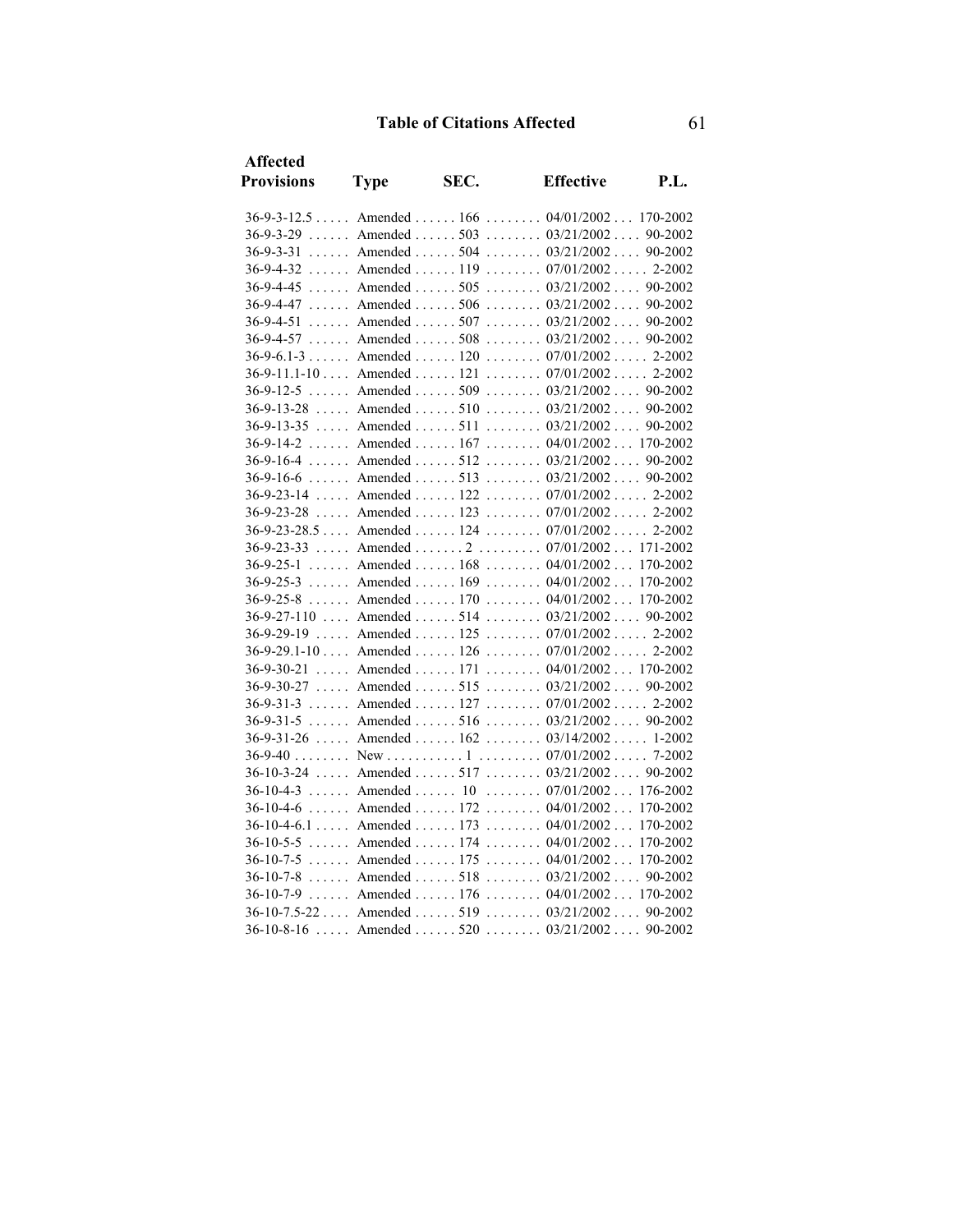## Table of Citations Affected

| Affected Provisions | Type | SEC. | Effective | P.L. |
|---|---|---|---|---|
| 36-9-3-12.5 | Amended | 166 | 04/01/2002 | 170-2002 |
| 36-9-3-29 | Amended | 503 | 03/21/2002 | 90-2002 |
| 36-9-3-31 | Amended | 504 | 03/21/2002 | 90-2002 |
| 36-9-4-32 | Amended | 119 | 07/01/2002 | 2-2002 |
| 36-9-4-45 | Amended | 505 | 03/21/2002 | 90-2002 |
| 36-9-4-47 | Amended | 506 | 03/21/2002 | 90-2002 |
| 36-9-4-51 | Amended | 507 | 03/21/2002 | 90-2002 |
| 36-9-4-57 | Amended | 508 | 03/21/2002 | 90-2002 |
| 36-9-6.1-3 | Amended | 120 | 07/01/2002 | 2-2002 |
| 36-9-11.1-10 | Amended | 121 | 07/01/2002 | 2-2002 |
| 36-9-12-5 | Amended | 509 | 03/21/2002 | 90-2002 |
| 36-9-13-28 | Amended | 510 | 03/21/2002 | 90-2002 |
| 36-9-13-35 | Amended | 511 | 03/21/2002 | 90-2002 |
| 36-9-14-2 | Amended | 167 | 04/01/2002 | 170-2002 |
| 36-9-16-4 | Amended | 512 | 03/21/2002 | 90-2002 |
| 36-9-16-6 | Amended | 513 | 03/21/2002 | 90-2002 |
| 36-9-23-14 | Amended | 122 | 07/01/2002 | 2-2002 |
| 36-9-23-28 | Amended | 123 | 07/01/2002 | 2-2002 |
| 36-9-23-28.5 | Amended | 124 | 07/01/2002 | 2-2002 |
| 36-9-23-33 | Amended | 2 | 07/01/2002 | 171-2002 |
| 36-9-25-1 | Amended | 168 | 04/01/2002 | 170-2002 |
| 36-9-25-3 | Amended | 169 | 04/01/2002 | 170-2002 |
| 36-9-25-8 | Amended | 170 | 04/01/2002 | 170-2002 |
| 36-9-27-110 | Amended | 514 | 03/21/2002 | 90-2002 |
| 36-9-29-19 | Amended | 125 | 07/01/2002 | 2-2002 |
| 36-9-29.1-10 | Amended | 126 | 07/01/2002 | 2-2002 |
| 36-9-30-21 | Amended | 171 | 04/01/2002 | 170-2002 |
| 36-9-30-27 | Amended | 515 | 03/21/2002 | 90-2002 |
| 36-9-31-3 | Amended | 127 | 07/01/2002 | 2-2002 |
| 36-9-31-5 | Amended | 516 | 03/21/2002 | 90-2002 |
| 36-9-31-26 | Amended | 162 | 03/14/2002 | 1-2002 |
| 36-9-40 | New | 1 | 07/01/2002 | 7-2002 |
| 36-10-3-24 | Amended | 517 | 03/21/2002 | 90-2002 |
| 36-10-4-3 | Amended | 10 | 07/01/2002 | 176-2002 |
| 36-10-4-6 | Amended | 172 | 04/01/2002 | 170-2002 |
| 36-10-4-6.1 | Amended | 173 | 04/01/2002 | 170-2002 |
| 36-10-5-5 | Amended | 174 | 04/01/2002 | 170-2002 |
| 36-10-7-5 | Amended | 175 | 04/01/2002 | 170-2002 |
| 36-10-7-8 | Amended | 518 | 03/21/2002 | 90-2002 |
| 36-10-7-9 | Amended | 176 | 04/01/2002 | 170-2002 |
| 36-10-7.5-22 | Amended | 519 | 03/21/2002 | 90-2002 |
| 36-10-8-16 | Amended | 520 | 03/21/2002 | 90-2002 |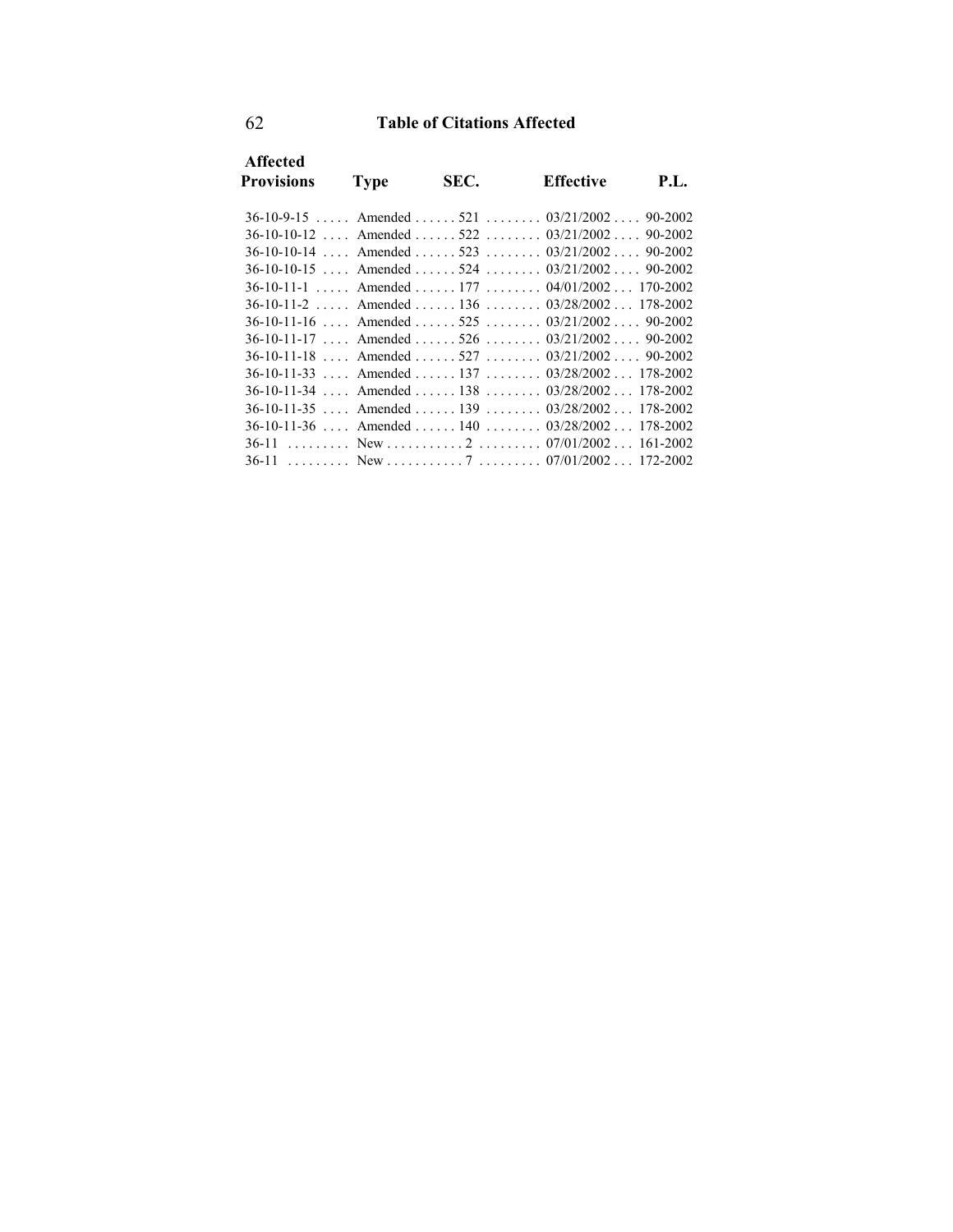## Table of Citations Affected

| Affected Provisions | Type | SEC. | Effective | P.L. |
|---|---|---|---|---|
| 36-10-9-15 | Amended | 521 | 03/21/2002 | 90-2002 |
| 36-10-10-12 | Amended | 522 | 03/21/2002 | 90-2002 |
| 36-10-10-14 | Amended | 523 | 03/21/2002 | 90-2002 |
| 36-10-10-15 | Amended | 524 | 03/21/2002 | 90-2002 |
| 36-10-11-1 | Amended | 177 | 04/01/2002 | 170-2002 |
| 36-10-11-2 | Amended | 136 | 03/28/2002 | 178-2002 |
| 36-10-11-16 | Amended | 525 | 03/21/2002 | 90-2002 |
| 36-10-11-17 | Amended | 526 | 03/21/2002 | 90-2002 |
| 36-10-11-18 | Amended | 527 | 03/21/2002 | 90-2002 |
| 36-10-11-33 | Amended | 137 | 03/28/2002 | 178-2002 |
| 36-10-11-34 | Amended | 138 | 03/28/2002 | 178-2002 |
| 36-10-11-35 | Amended | 139 | 03/28/2002 | 178-2002 |
| 36-10-11-36 | Amended | 140 | 03/28/2002 | 178-2002 |
| 36-11 | New | 2 | 07/01/2002 | 161-2002 |
| 36-11 | New | 7 | 07/01/2002 | 172-2002 |